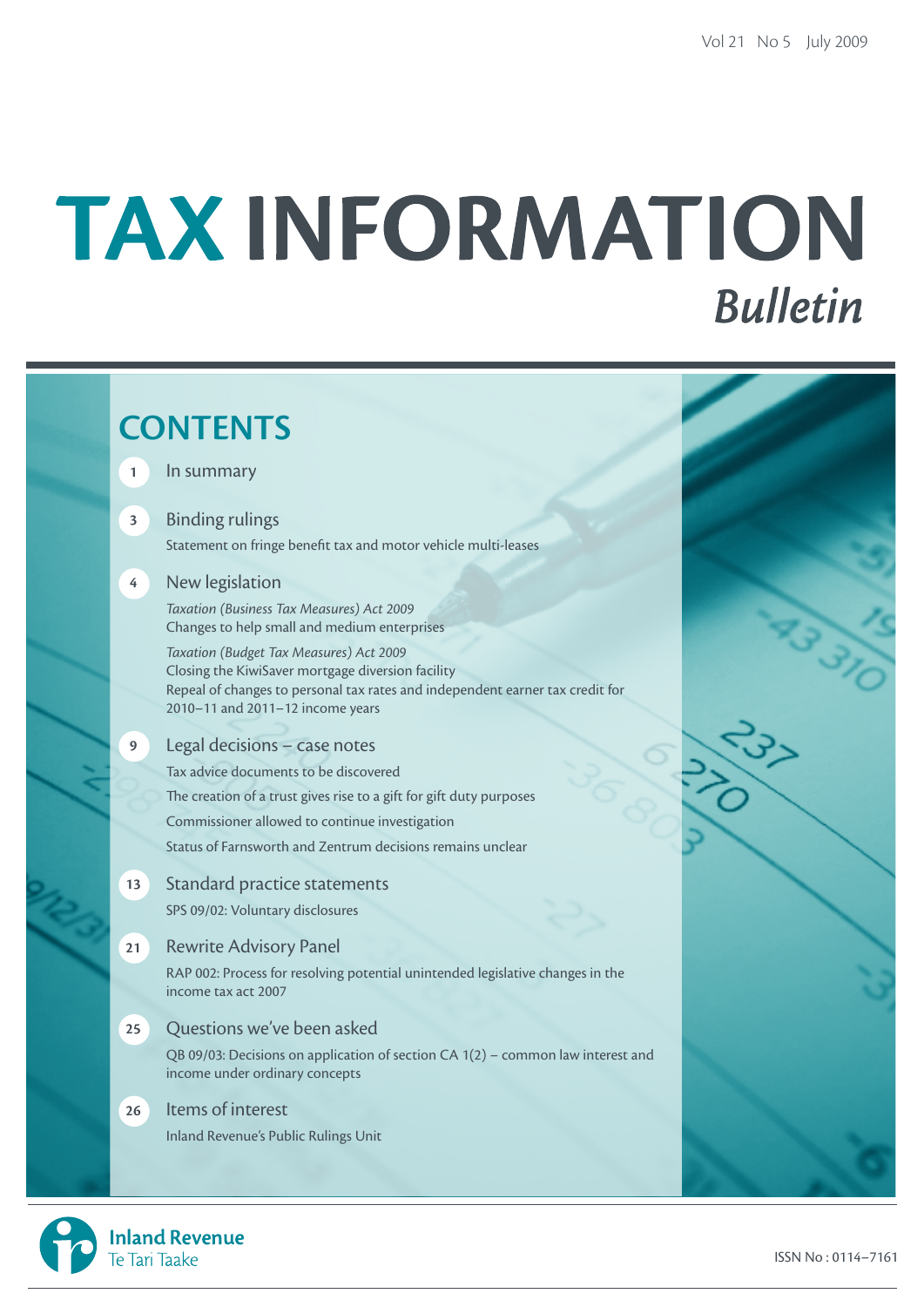Vol 21 No 5 July 2009

# TAX INFORMATION *Bulletin*

## CONTENTS

**1** In summary

**3** Binding rulings

Statement on fringe benefit tax and motor vehicle multi-leases

**4** New legislation

*Taxation (Business Tax Measures) Act 2009*
Changes to help small and medium enterprises

*Taxation (Budget Tax Measures) Act 2009*
Closing the KiwiSaver mortgage diversion facility
Repeal of changes to personal tax rates and independent earner tax credit for 2010–11 and 2011–12 income years

**9** Legal decisions – case notes

Tax advice documents to be discovered

The creation of a trust gives rise to a gift for gift duty purposes

Commissioner allowed to continue investigation

Status of Farnsworth and Zentrum decisions remains unclear

**13** Standard practice statements

SPS 09/02: Voluntary disclosures

**21** Rewrite Advisory Panel

RAP 002: Process for resolving potential unintended legislative changes in the income tax act 2007

**25** Questions we've been asked

QB 09/03: Decisions on application of section CA 1(2) – common law interest and income under ordinary concepts

**26** Items of interest

Inland Revenue's Public Rulings Unit

Inland Revenue
Te Tari Taake

ISSN No : 0114–7161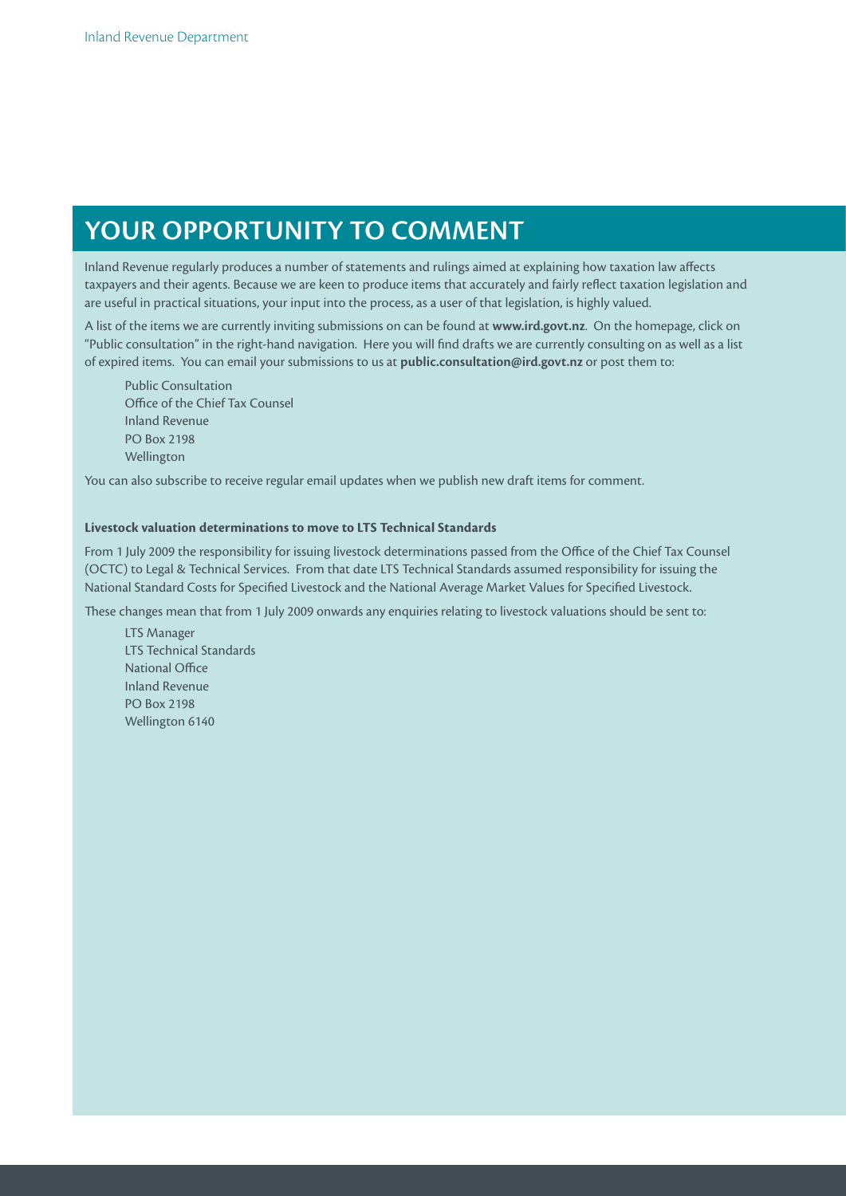# YOUR OPPORTUNITY TO COMMENT

Inland Revenue regularly produces a number of statements and rulings aimed at explaining how taxation law affects taxpayers and their agents. Because we are keen to produce items that accurately and fairly reflect taxation legislation and are useful in practical situations, your input into the process, as a user of that legislation, is highly valued.

A list of the items we are currently inviting submissions on can be found at **www.ird.govt.nz**. On the homepage, click on "Public consultation" in the right-hand navigation. Here you will find drafts we are currently consulting on as well as a list of expired items. You can email your submissions to us at **public.consultation@ird.govt.nz** or post them to:

Public Consultation
Office of the Chief Tax Counsel
Inland Revenue
PO Box 2198
Wellington

You can also subscribe to receive regular email updates when we publish new draft items for comment.

**Livestock valuation determinations to move to LTS Technical Standards**

From 1 July 2009 the responsibility for issuing livestock determinations passed from the Office of the Chief Tax Counsel (OCTC) to Legal & Technical Services. From that date LTS Technical Standards assumed responsibility for issuing the National Standard Costs for Specified Livestock and the National Average Market Values for Specified Livestock.

These changes mean that from 1 July 2009 onwards any enquiries relating to livestock valuations should be sent to:

LTS Manager
LTS Technical Standards
National Office
Inland Revenue
PO Box 2198
Wellington 6140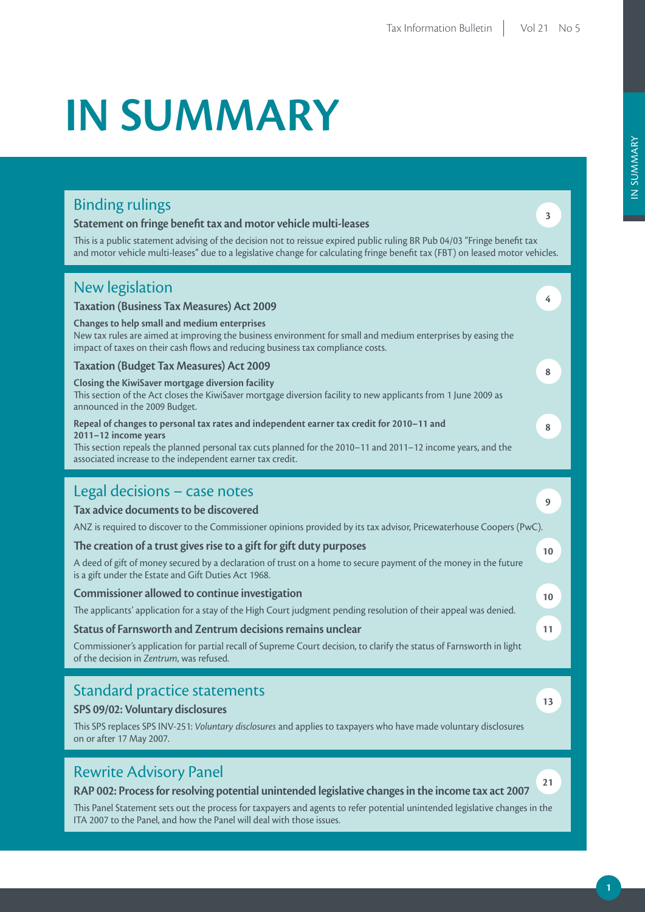# IN SUMMARY

## Binding rulings

### Statement on fringe benefit tax and motor vehicle multi-leases — 3

This is a public statement advising of the decision not to reissue expired public ruling BR Pub 04/03 "Fringe benefit tax and motor vehicle multi-leases" due to a legislative change for calculating fringe benefit tax (FBT) on leased motor vehicles.

## New legislation

### Taxation (Business Tax Measures) Act 2009 — 4

**Changes to help small and medium enterprises**

New tax rules are aimed at improving the business environment for small and medium enterprises by easing the impact of taxes on their cash flows and reducing business tax compliance costs.

### Taxation (Budget Tax Measures) Act 2009 — 8

**Closing the KiwiSaver mortgage diversion facility**

This section of the Act closes the KiwiSaver mortgage diversion facility to new applicants from 1 June 2009 as announced in the 2009 Budget.

**Repeal of changes to personal tax rates and independent earner tax credit for 2010–11 and 2011–12 income years — 8**

This section repeals the planned personal tax cuts planned for the 2010–11 and 2011–12 income years, and the associated increase to the independent earner tax credit.

## Legal decisions – case notes

### Tax advice documents to be discovered — 9

ANZ is required to discover to the Commissioner opinions provided by its tax advisor, Pricewaterhouse Coopers (PwC).

### The creation of a trust gives rise to a gift for gift duty purposes — 10

A deed of gift of money secured by a declaration of trust on a home to secure payment of the money in the future is a gift under the Estate and Gift Duties Act 1968.

### Commissioner allowed to continue investigation — 10

The applicants' application for a stay of the High Court judgment pending resolution of their appeal was denied.

### Status of Farnsworth and Zentrum decisions remains unclear — 11

Commissioner's application for partial recall of Supreme Court decision, to clarify the status of Farnsworth in light of the decision in *Zentrum*, was refused.

## Standard practice statements

### SPS 09/02: Voluntary disclosures — 13

This SPS replaces SPS INV-251: *Voluntary disclosures* and applies to taxpayers who have made voluntary disclosures on or after 17 May 2007.

## Rewrite Advisory Panel

### RAP 002: Process for resolving potential unintended legislative changes in the income tax act 2007 — 21

This Panel Statement sets out the process for taxpayers and agents to refer potential unintended legislative changes in the ITA 2007 to the Panel, and how the Panel will deal with those issues.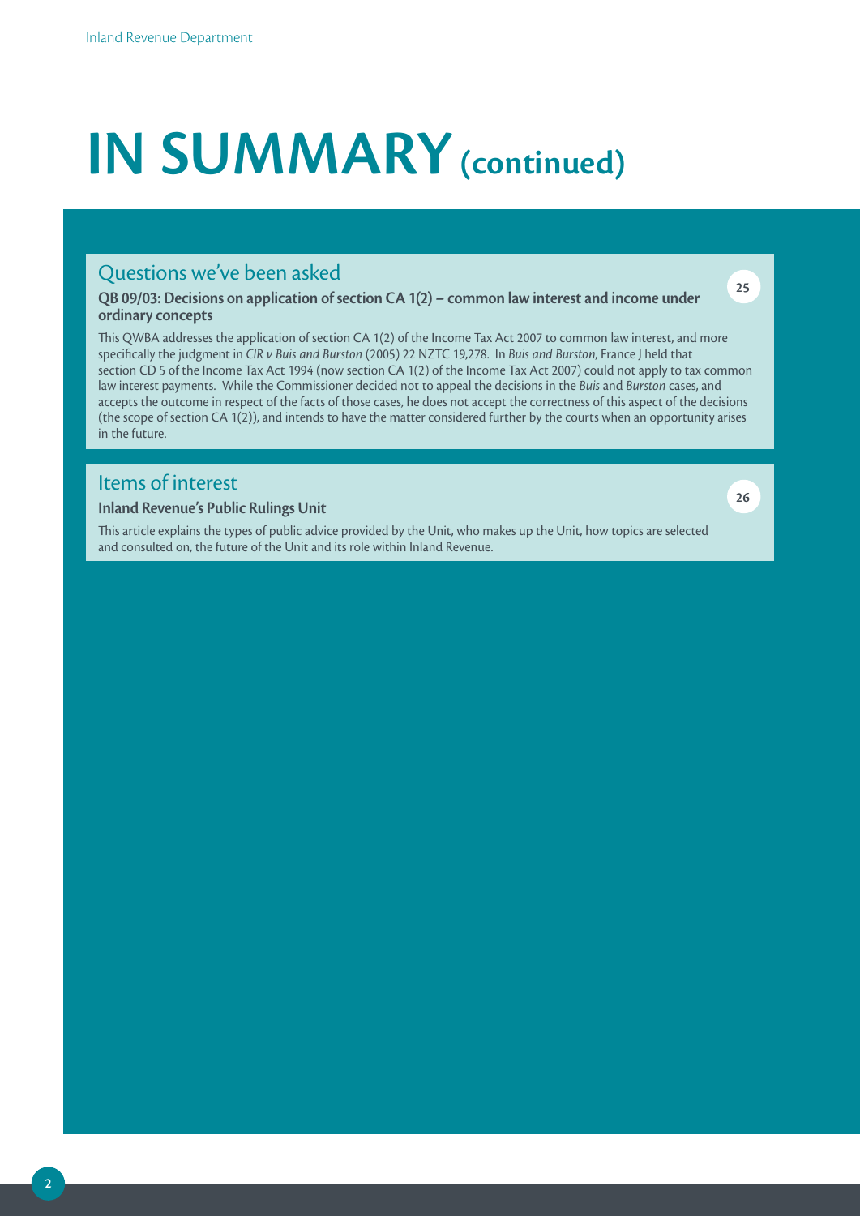# IN SUMMARY (continued)

## Questions we've been asked

**QB 09/03: Decisions on application of section CA 1(2) – common law interest and income under ordinary concepts**

25

This QWBA addresses the application of section CA 1(2) of the Income Tax Act 2007 to common law interest, and more specifically the judgment in *CIR v Buis and Burston* (2005) 22 NZTC 19,278. In *Buis and Burston*, France J held that section CD 5 of the Income Tax Act 1994 (now section CA 1(2) of the Income Tax Act 2007) could not apply to tax common law interest payments. While the Commissioner decided not to appeal the decisions in the *Buis* and *Burston* cases, and accepts the outcome in respect of the facts of those cases, he does not accept the correctness of this aspect of the decisions (the scope of section CA 1(2)), and intends to have the matter considered further by the courts when an opportunity arises in the future.

## Items of interest

**Inland Revenue's Public Rulings Unit**

26

This article explains the types of public advice provided by the Unit, who makes up the Unit, how topics are selected and consulted on, the future of the Unit and its role within Inland Revenue.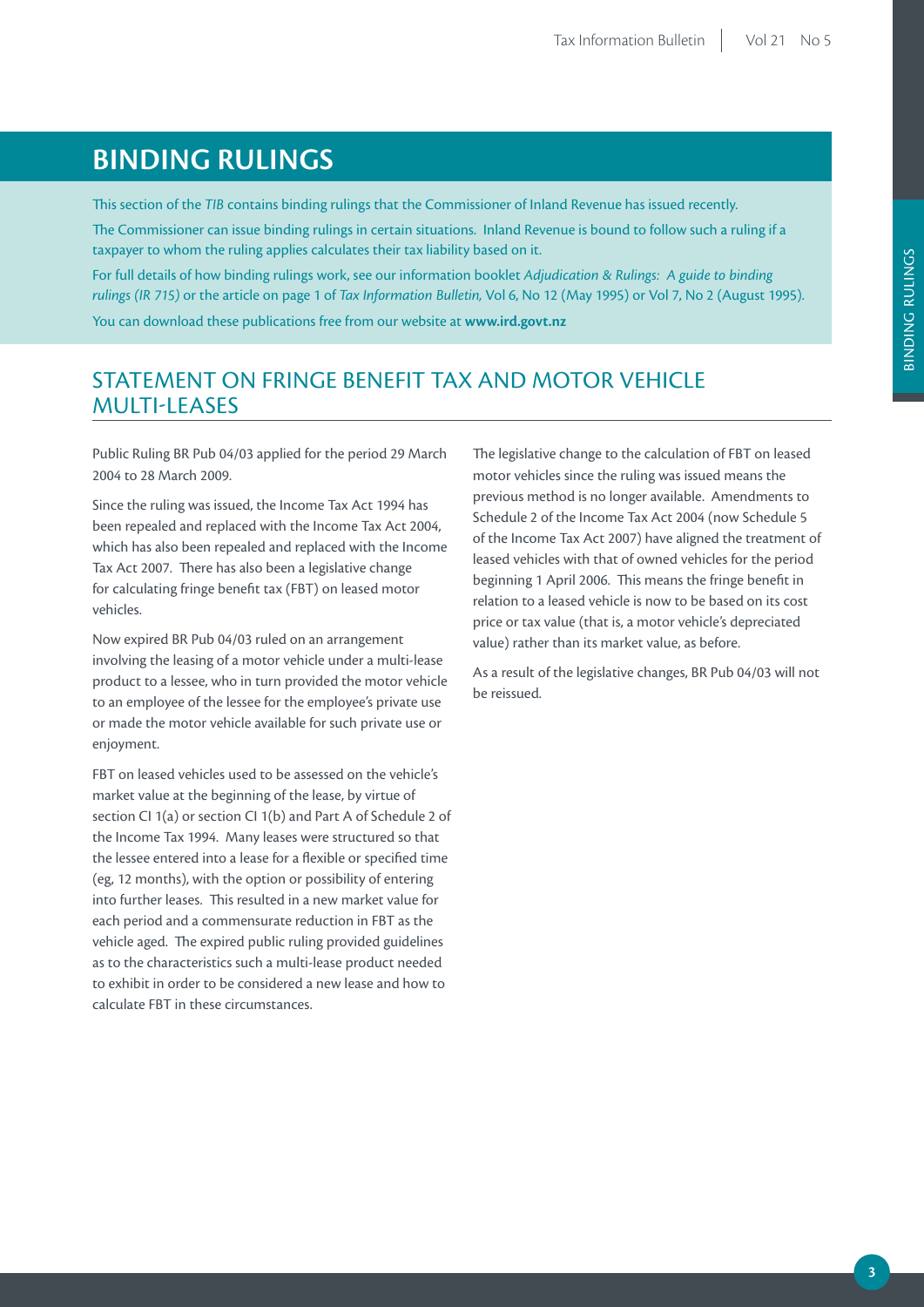# BINDING RULINGS

This section of the *TIB* contains binding rulings that the Commissioner of Inland Revenue has issued recently.

The Commissioner can issue binding rulings in certain situations. Inland Revenue is bound to follow such a ruling if a taxpayer to whom the ruling applies calculates their tax liability based on it.

For full details of how binding rulings work, see our information booklet *Adjudication & Rulings: A guide to binding rulings (IR 715)* or the article on page 1 of *Tax Information Bulletin*, Vol 6, No 12 (May 1995) or Vol 7, No 2 (August 1995).

You can download these publications free from our website at **www.ird.govt.nz**

## STATEMENT ON FRINGE BENEFIT TAX AND MOTOR VEHICLE MULTI-LEASES

Public Ruling BR Pub 04/03 applied for the period 29 March 2004 to 28 March 2009.

Since the ruling was issued, the Income Tax Act 1994 has been repealed and replaced with the Income Tax Act 2004, which has also been repealed and replaced with the Income Tax Act 2007. There has also been a legislative change for calculating fringe benefit tax (FBT) on leased motor vehicles.

Now expired BR Pub 04/03 ruled on an arrangement involving the leasing of a motor vehicle under a multi-lease product to a lessee, who in turn provided the motor vehicle to an employee of the lessee for the employee's private use or made the motor vehicle available for such private use or enjoyment.

FBT on leased vehicles used to be assessed on the vehicle's market value at the beginning of the lease, by virtue of section CI 1(a) or section CI 1(b) and Part A of Schedule 2 of the Income Tax 1994. Many leases were structured so that the lessee entered into a lease for a flexible or specified time (eg, 12 months), with the option or possibility of entering into further leases. This resulted in a new market value for each period and a commensurate reduction in FBT as the vehicle aged. The expired public ruling provided guidelines as to the characteristics such a multi-lease product needed to exhibit in order to be considered a new lease and how to calculate FBT in these circumstances.

The legislative change to the calculation of FBT on leased motor vehicles since the ruling was issued means the previous method is no longer available. Amendments to Schedule 2 of the Income Tax Act 2004 (now Schedule 5 of the Income Tax Act 2007) have aligned the treatment of leased vehicles with that of owned vehicles for the period beginning 1 April 2006. This means the fringe benefit in relation to a leased vehicle is now to be based on its cost price or tax value (that is, a motor vehicle's depreciated value) rather than its market value, as before.

As a result of the legislative changes, BR Pub 04/03 will not be reissued.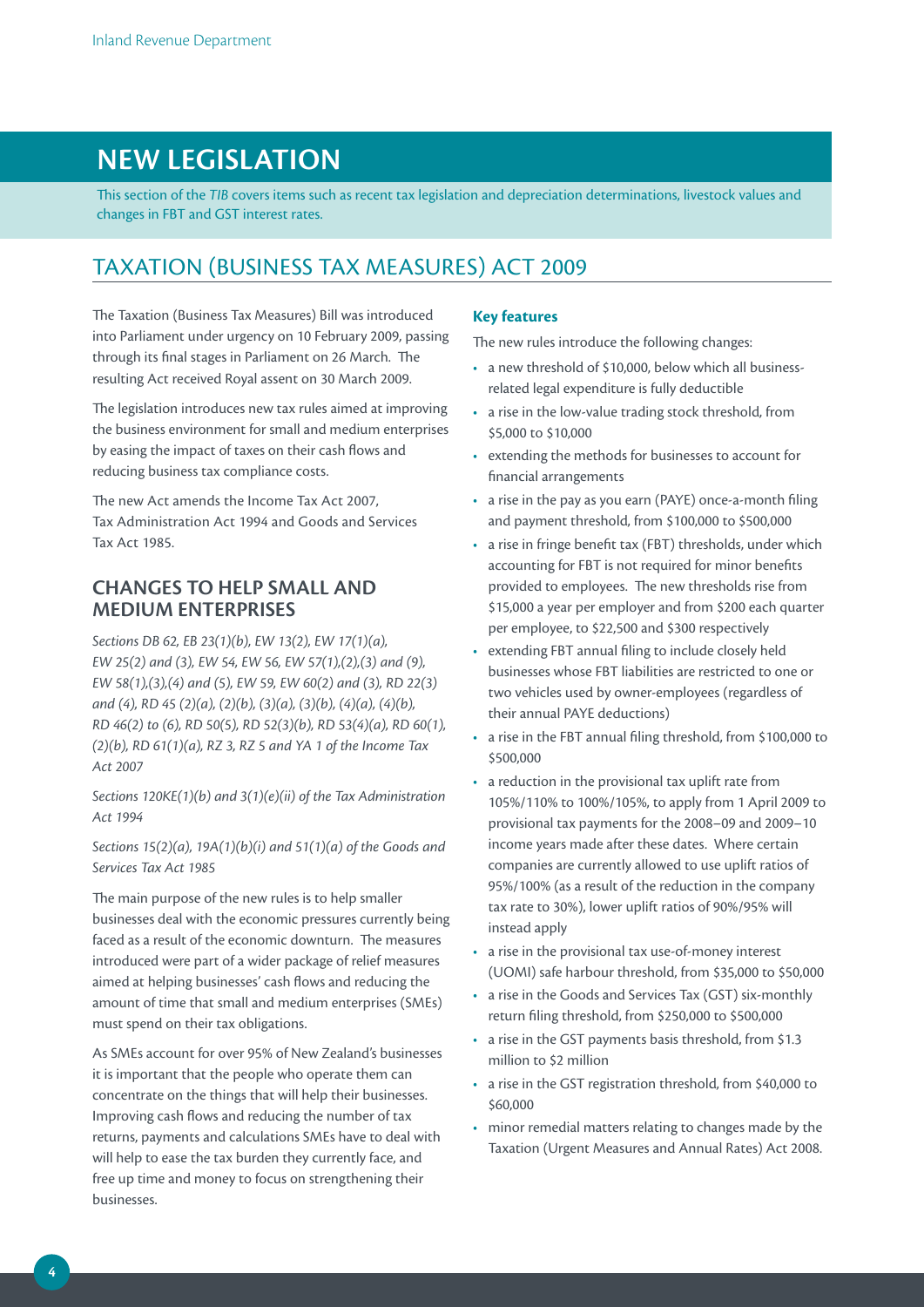# NEW LEGISLATION

This section of the *TIB* covers items such as recent tax legislation and depreciation determinations, livestock values and changes in FBT and GST interest rates.

## TAXATION (BUSINESS TAX MEASURES) ACT 2009

The Taxation (Business Tax Measures) Bill was introduced into Parliament under urgency on 10 February 2009, passing through its final stages in Parliament on 26 March. The resulting Act received Royal assent on 30 March 2009.

The legislation introduces new tax rules aimed at improving the business environment for small and medium enterprises by easing the impact of taxes on their cash flows and reducing business tax compliance costs.

The new Act amends the Income Tax Act 2007, Tax Administration Act 1994 and Goods and Services Tax Act 1985.

### CHANGES TO HELP SMALL AND MEDIUM ENTERPRISES

*Sections DB 62, EB 23(1)(b), EW 13(2), EW 17(1)(a), EW 25(2) and (3), EW 54, EW 56, EW 57(1),(2),(3) and (9), EW 58(1),(3),(4) and (5), EW 59, EW 60(2) and (3), RD 22(3) and (4), RD 45 (2)(a), (2)(b), (3)(a), (3)(b), (4)(a), (4)(b), RD 46(2) to (6), RD 50(5), RD 52(3)(b), RD 53(4)(a), RD 60(1), (2)(b), RD 61(1)(a), RZ 3, RZ 5 and YA 1 of the Income Tax Act 2007*

*Sections 120KE(1)(b) and 3(1)(e)(ii) of the Tax Administration Act 1994*

*Sections 15(2)(a), 19A(1)(b)(i) and 51(1)(a) of the Goods and Services Tax Act 1985*

The main purpose of the new rules is to help smaller businesses deal with the economic pressures currently being faced as a result of the economic downturn. The measures introduced were part of a wider package of relief measures aimed at helping businesses' cash flows and reducing the amount of time that small and medium enterprises (SMEs) must spend on their tax obligations.

As SMEs account for over 95% of New Zealand's businesses it is important that the people who operate them can concentrate on the things that will help their businesses. Improving cash flows and reducing the number of tax returns, payments and calculations SMEs have to deal with will help to ease the tax burden they currently face, and free up time and money to focus on strengthening their businesses.

#### Key features

The new rules introduce the following changes:

- a new threshold of $10,000, below which all business-related legal expenditure is fully deductible
- a rise in the low-value trading stock threshold, from $5,000 to $10,000
- extending the methods for businesses to account for financial arrangements
- a rise in the pay as you earn (PAYE) once-a-month filing and payment threshold, from $100,000 to $500,000
- a rise in fringe benefit tax (FBT) thresholds, under which accounting for FBT is not required for minor benefits provided to employees. The new thresholds rise from $15,000 a year per employer and from $200 each quarter per employee, to $22,500 and $300 respectively
- extending FBT annual filing to include closely held businesses whose FBT liabilities are restricted to one or two vehicles used by owner-employees (regardless of their annual PAYE deductions)
- a rise in the FBT annual filing threshold, from $100,000 to $500,000
- a reduction in the provisional tax uplift rate from 105%/110% to 100%/105%, to apply from 1 April 2009 to provisional tax payments for the 2008–09 and 2009–10 income years made after these dates. Where certain companies are currently allowed to use uplift ratios of 95%/100% (as a result of the reduction in the company tax rate to 30%), lower uplift ratios of 90%/95% will instead apply
- a rise in the provisional tax use-of-money interest (UOMI) safe harbour threshold, from $35,000 to $50,000
- a rise in the Goods and Services Tax (GST) six-monthly return filing threshold, from $250,000 to $500,000
- a rise in the GST payments basis threshold, from $1.3 million to $2 million
- a rise in the GST registration threshold, from $40,000 to $60,000
- minor remedial matters relating to changes made by the Taxation (Urgent Measures and Annual Rates) Act 2008.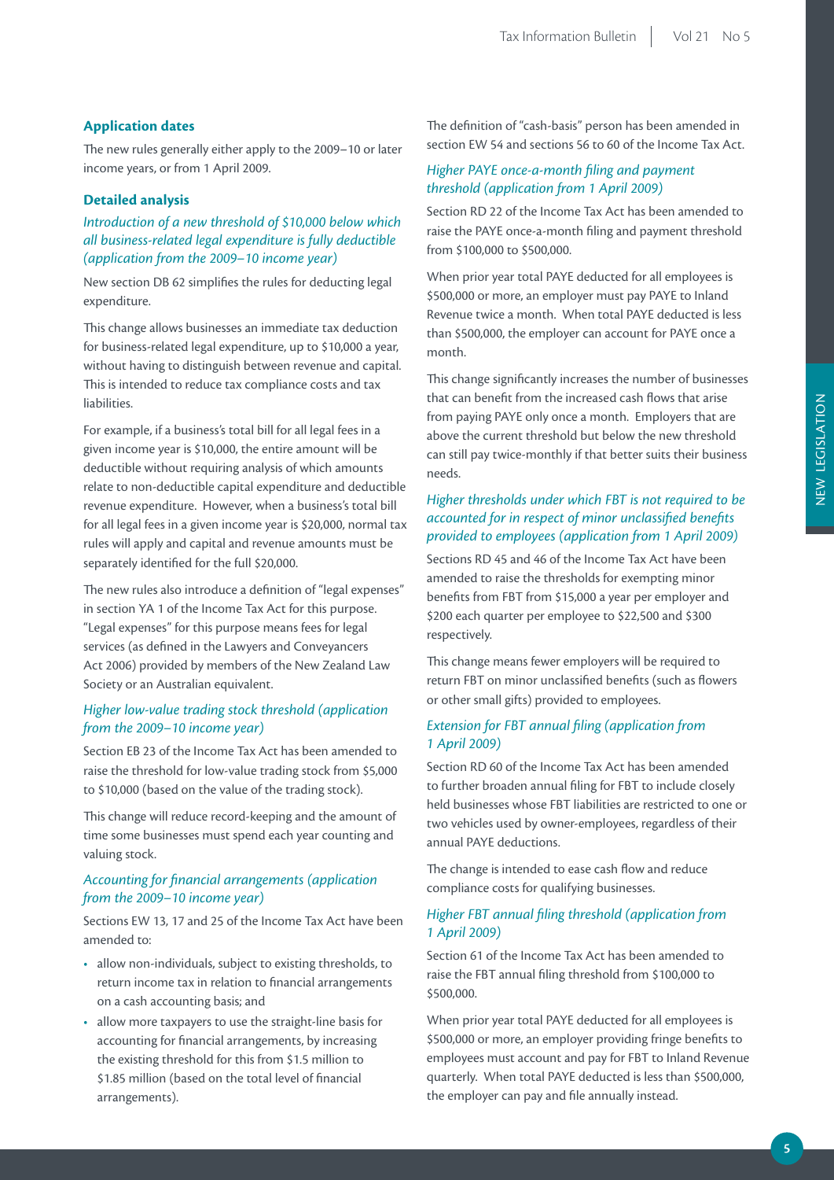### Application dates

The new rules generally either apply to the 2009–10 or later income years, or from 1 April 2009.

### Detailed analysis

#### *Introduction of a new threshold of $10,000 below which all business-related legal expenditure is fully deductible (application from the 2009–10 income year)*

New section DB 62 simplifies the rules for deducting legal expenditure.

This change allows businesses an immediate tax deduction for business-related legal expenditure, up to $10,000 a year, without having to distinguish between revenue and capital. This is intended to reduce tax compliance costs and tax liabilities.

For example, if a business's total bill for all legal fees in a given income year is $10,000, the entire amount will be deductible without requiring analysis of which amounts relate to non-deductible capital expenditure and deductible revenue expenditure. However, when a business's total bill for all legal fees in a given income year is $20,000, normal tax rules will apply and capital and revenue amounts must be separately identified for the full $20,000.

The new rules also introduce a definition of "legal expenses" in section YA 1 of the Income Tax Act for this purpose. "Legal expenses" for this purpose means fees for legal services (as defined in the Lawyers and Conveyancers Act 2006) provided by members of the New Zealand Law Society or an Australian equivalent.

#### *Higher low-value trading stock threshold (application from the 2009–10 income year)*

Section EB 23 of the Income Tax Act has been amended to raise the threshold for low-value trading stock from $5,000 to $10,000 (based on the value of the trading stock).

This change will reduce record-keeping and the amount of time some businesses must spend each year counting and valuing stock.

#### *Accounting for financial arrangements (application from the 2009–10 income year)*

Sections EW 13, 17 and 25 of the Income Tax Act have been amended to:

- allow non-individuals, subject to existing thresholds, to return income tax in relation to financial arrangements on a cash accounting basis; and
- allow more taxpayers to use the straight-line basis for accounting for financial arrangements, by increasing the existing threshold for this from $1.5 million to $1.85 million (based on the total level of financial arrangements).

The definition of "cash-basis" person has been amended in section EW 54 and sections 56 to 60 of the Income Tax Act.

#### *Higher PAYE once-a-month filing and payment threshold (application from 1 April 2009)*

Section RD 22 of the Income Tax Act has been amended to raise the PAYE once-a-month filing and payment threshold from $100,000 to $500,000.

When prior year total PAYE deducted for all employees is $500,000 or more, an employer must pay PAYE to Inland Revenue twice a month. When total PAYE deducted is less than $500,000, the employer can account for PAYE once a month.

This change significantly increases the number of businesses that can benefit from the increased cash flows that arise from paying PAYE only once a month. Employers that are above the current threshold but below the new threshold can still pay twice-monthly if that better suits their business needs.

#### *Higher thresholds under which FBT is not required to be accounted for in respect of minor unclassified benefits provided to employees (application from 1 April 2009)*

Sections RD 45 and 46 of the Income Tax Act have been amended to raise the thresholds for exempting minor benefits from FBT from $15,000 a year per employer and $200 each quarter per employee to $22,500 and $300 respectively.

This change means fewer employers will be required to return FBT on minor unclassified benefits (such as flowers or other small gifts) provided to employees.

#### *Extension for FBT annual filing (application from 1 April 2009)*

Section RD 60 of the Income Tax Act has been amended to further broaden annual filing for FBT to include closely held businesses whose FBT liabilities are restricted to one or two vehicles used by owner-employees, regardless of their annual PAYE deductions.

The change is intended to ease cash flow and reduce compliance costs for qualifying businesses.

#### *Higher FBT annual filing threshold (application from 1 April 2009)*

Section 61 of the Income Tax Act has been amended to raise the FBT annual filing threshold from $100,000 to $500,000.

When prior year total PAYE deducted for all employees is $500,000 or more, an employer providing fringe benefits to employees must account and pay for FBT to Inland Revenue quarterly. When total PAYE deducted is less than $500,000, the employer can pay and file annually instead.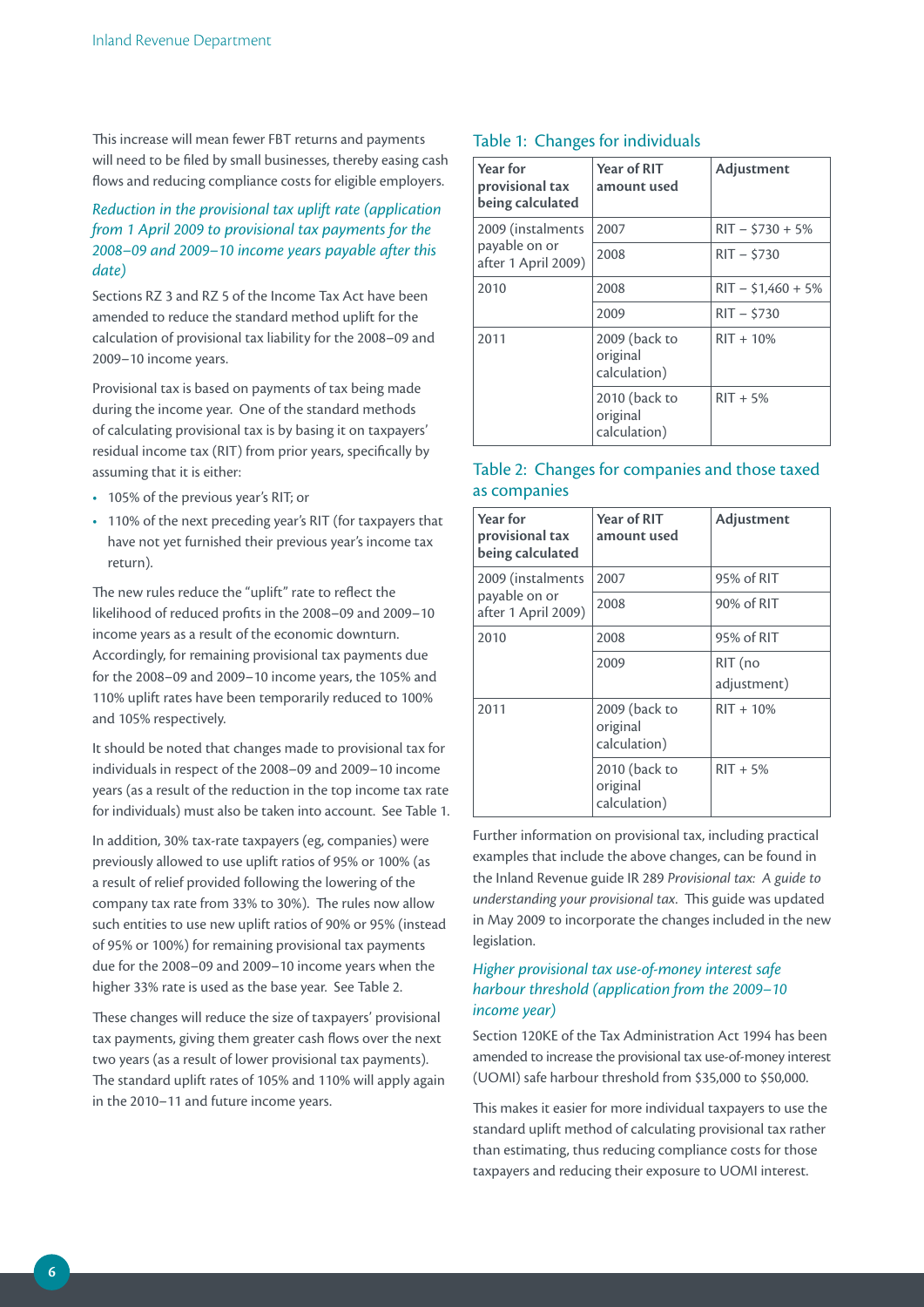This increase will mean fewer FBT returns and payments will need to be filed by small businesses, thereby easing cash flows and reducing compliance costs for eligible employers.

### *Reduction in the provisional tax uplift rate (application from 1 April 2009 to provisional tax payments for the 2008–09 and 2009–10 income years payable after this date)*

Sections RZ 3 and RZ 5 of the Income Tax Act have been amended to reduce the standard method uplift for the calculation of provisional tax liability for the 2008–09 and 2009–10 income years.

Provisional tax is based on payments of tax being made during the income year. One of the standard methods of calculating provisional tax is by basing it on taxpayers' residual income tax (RIT) from prior years, specifically by assuming that it is either:

- 105% of the previous year's RIT; or
- 110% of the next preceding year's RIT (for taxpayers that have not yet furnished their previous year's income tax return).

The new rules reduce the "uplift" rate to reflect the likelihood of reduced profits in the 2008–09 and 2009–10 income years as a result of the economic downturn. Accordingly, for remaining provisional tax payments due for the 2008–09 and 2009–10 income years, the 105% and 110% uplift rates have been temporarily reduced to 100% and 105% respectively.

It should be noted that changes made to provisional tax for individuals in respect of the 2008–09 and 2009–10 income years (as a result of the reduction in the top income tax rate for individuals) must also be taken into account. See Table 1.

In addition, 30% tax-rate taxpayers (eg, companies) were previously allowed to use uplift ratios of 95% or 100% (as a result of relief provided following the lowering of the company tax rate from 33% to 30%). The rules now allow such entities to use new uplift ratios of 90% or 95% (instead of 95% or 100%) for remaining provisional tax payments due for the 2008–09 and 2009–10 income years when the higher 33% rate is used as the base year. See Table 2.

These changes will reduce the size of taxpayers' provisional tax payments, giving them greater cash flows over the next two years (as a result of lower provisional tax payments). The standard uplift rates of 105% and 110% will apply again in the 2010–11 and future income years.

#### Table 1: Changes for individuals

| Year for provisional tax being calculated | Year of RIT amount used | Adjustment |
|---|---|---|
| 2009 (instalments payable on or after 1 April 2009) | 2007 | RIT – $730 + 5% |
| | 2008 | RIT – $730 |
| 2010 | 2008 | RIT – $1,460 + 5% |
| | 2009 | RIT – $730 |
| 2011 | 2009 (back to original calculation) | RIT + 10% |
| | 2010 (back to original calculation) | RIT + 5% |

#### Table 2: Changes for companies and those taxed as companies

| Year for provisional tax being calculated | Year of RIT amount used | Adjustment |
|---|---|---|
| 2009 (instalments payable on or after 1 April 2009) | 2007 | 95% of RIT |
| | 2008 | 90% of RIT |
| 2010 | 2008 | 95% of RIT |
| | 2009 | RIT (no adjustment) |
| 2011 | 2009 (back to original calculation) | RIT + 10% |
| | 2010 (back to original calculation) | RIT + 5% |

Further information on provisional tax, including practical examples that include the above changes, can be found in the Inland Revenue guide IR 289 *Provisional tax: A guide to understanding your provisional tax*. This guide was updated in May 2009 to incorporate the changes included in the new legislation.

### *Higher provisional tax use-of-money interest safe harbour threshold (application from the 2009–10 income year)*

Section 120KE of the Tax Administration Act 1994 has been amended to increase the provisional tax use-of-money interest (UOMI) safe harbour threshold from $35,000 to $50,000.

This makes it easier for more individual taxpayers to use the standard uplift method of calculating provisional tax rather than estimating, thus reducing compliance costs for those taxpayers and reducing their exposure to UOMI interest.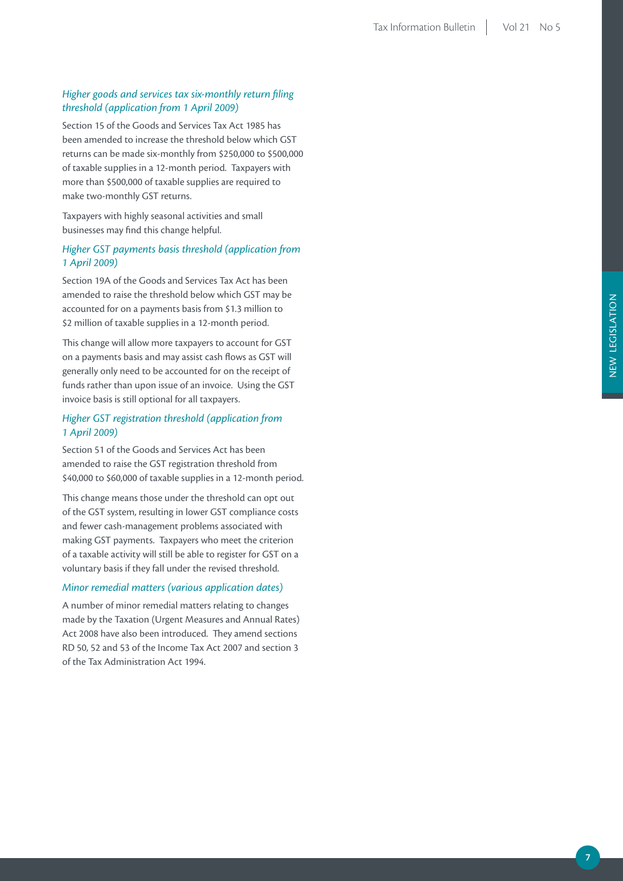### *Higher goods and services tax six-monthly return filing threshold (application from 1 April 2009)*

Section 15 of the Goods and Services Tax Act 1985 has been amended to increase the threshold below which GST returns can be made six-monthly from $250,000 to $500,000 of taxable supplies in a 12-month period. Taxpayers with more than $500,000 of taxable supplies are required to make two-monthly GST returns.

Taxpayers with highly seasonal activities and small businesses may find this change helpful.

### *Higher GST payments basis threshold (application from 1 April 2009)*

Section 19A of the Goods and Services Tax Act has been amended to raise the threshold below which GST may be accounted for on a payments basis from $1.3 million to $2 million of taxable supplies in a 12-month period.

This change will allow more taxpayers to account for GST on a payments basis and may assist cash flows as GST will generally only need to be accounted for on the receipt of funds rather than upon issue of an invoice. Using the GST invoice basis is still optional for all taxpayers.

### *Higher GST registration threshold (application from 1 April 2009)*

Section 51 of the Goods and Services Act has been amended to raise the GST registration threshold from $40,000 to $60,000 of taxable supplies in a 12-month period.

This change means those under the threshold can opt out of the GST system, resulting in lower GST compliance costs and fewer cash-management problems associated with making GST payments. Taxpayers who meet the criterion of a taxable activity will still be able to register for GST on a voluntary basis if they fall under the revised threshold.

### *Minor remedial matters (various application dates)*

A number of minor remedial matters relating to changes made by the Taxation (Urgent Measures and Annual Rates) Act 2008 have also been introduced. They amend sections RD 50, 52 and 53 of the Income Tax Act 2007 and section 3 of the Tax Administration Act 1994.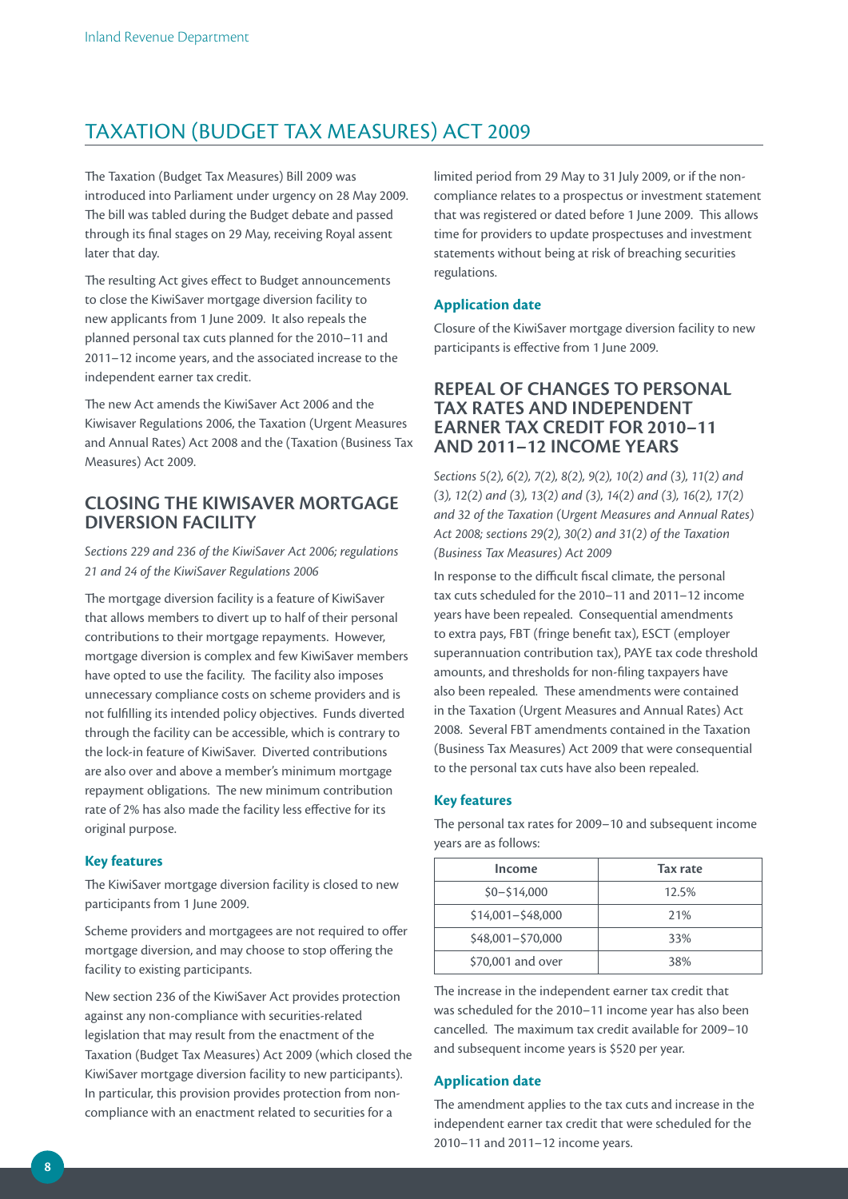# TAXATION (BUDGET TAX MEASURES) ACT 2009

The Taxation (Budget Tax Measures) Bill 2009 was introduced into Parliament under urgency on 28 May 2009. The bill was tabled during the Budget debate and passed through its final stages on 29 May, receiving Royal assent later that day.

The resulting Act gives effect to Budget announcements to close the KiwiSaver mortgage diversion facility to new applicants from 1 June 2009. It also repeals the planned personal tax cuts planned for the 2010–11 and 2011–12 income years, and the associated increase to the independent earner tax credit.

The new Act amends the KiwiSaver Act 2006 and the Kiwisaver Regulations 2006, the Taxation (Urgent Measures and Annual Rates) Act 2008 and the (Taxation (Business Tax Measures) Act 2009.

## CLOSING THE KIWISAVER MORTGAGE DIVERSION FACILITY

*Sections 229 and 236 of the KiwiSaver Act 2006; regulations 21 and 24 of the KiwiSaver Regulations 2006*

The mortgage diversion facility is a feature of KiwiSaver that allows members to divert up to half of their personal contributions to their mortgage repayments. However, mortgage diversion is complex and few KiwiSaver members have opted to use the facility. The facility also imposes unnecessary compliance costs on scheme providers and is not fulfilling its intended policy objectives. Funds diverted through the facility can be accessible, which is contrary to the lock-in feature of KiwiSaver. Diverted contributions are also over and above a member's minimum mortgage repayment obligations. The new minimum contribution rate of 2% has also made the facility less effective for its original purpose.

### Key features

The KiwiSaver mortgage diversion facility is closed to new participants from 1 June 2009.

Scheme providers and mortgagees are not required to offer mortgage diversion, and may choose to stop offering the facility to existing participants.

New section 236 of the KiwiSaver Act provides protection against any non-compliance with securities-related legislation that may result from the enactment of the Taxation (Budget Tax Measures) Act 2009 (which closed the KiwiSaver mortgage diversion facility to new participants). In particular, this provision provides protection from non-compliance with an enactment related to securities for a limited period from 29 May to 31 July 2009, or if the non-compliance relates to a prospectus or investment statement that was registered or dated before 1 June 2009. This allows time for providers to update prospectuses and investment statements without being at risk of breaching securities regulations.

### Application date

Closure of the KiwiSaver mortgage diversion facility to new participants is effective from 1 June 2009.

## REPEAL OF CHANGES TO PERSONAL TAX RATES AND INDEPENDENT EARNER TAX CREDIT FOR 2010–11 AND 2011–12 INCOME YEARS

*Sections 5(2), 6(2), 7(2), 8(2), 9(2), 10(2) and (3), 11(2) and (3), 12(2) and (3), 13(2) and (3), 14(2) and (3), 16(2), 17(2) and 32 of the Taxation (Urgent Measures and Annual Rates) Act 2008; sections 29(2), 30(2) and 31(2) of the Taxation (Business Tax Measures) Act 2009*

In response to the difficult fiscal climate, the personal tax cuts scheduled for the 2010–11 and 2011–12 income years have been repealed. Consequential amendments to extra pays, FBT (fringe benefit tax), ESCT (employer superannuation contribution tax), PAYE tax code threshold amounts, and thresholds for non-filing taxpayers have also been repealed. These amendments were contained in the Taxation (Urgent Measures and Annual Rates) Act 2008. Several FBT amendments contained in the Taxation (Business Tax Measures) Act 2009 that were consequential to the personal tax cuts have also been repealed.

### Key features

The personal tax rates for 2009–10 and subsequent income years are as follows:

| Income | Tax rate |
|---|---|
| $0–$14,000 | 12.5% |
| $14,001–$48,000 | 21% |
| $48,001–$70,000 | 33% |
| $70,001 and over | 38% |

The increase in the independent earner tax credit that was scheduled for the 2010–11 income year has also been cancelled. The maximum tax credit available for 2009–10 and subsequent income years is $520 per year.

### Application date

The amendment applies to the tax cuts and increase in the independent earner tax credit that were scheduled for the 2010–11 and 2011–12 income years.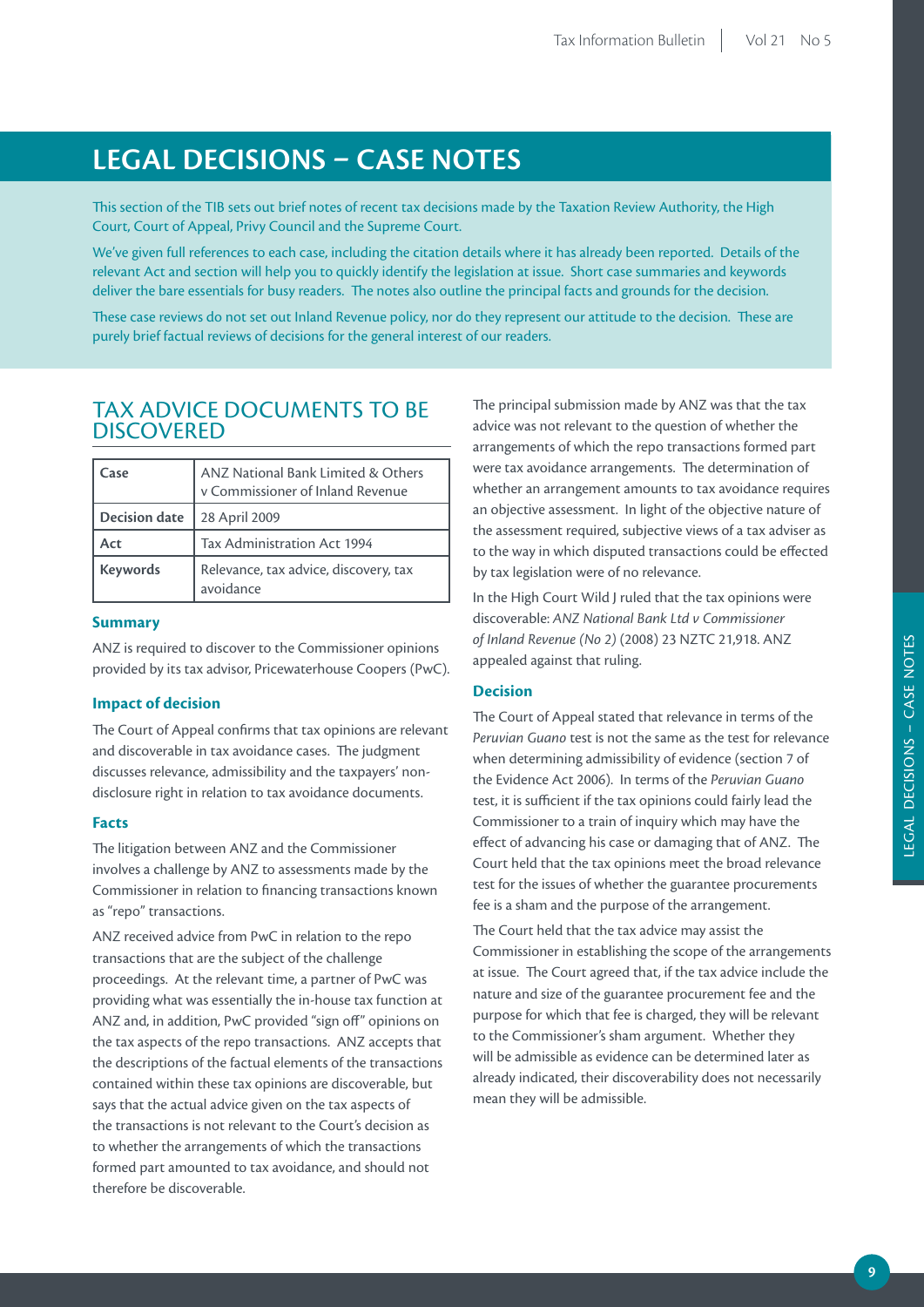# LEGAL DECISIONS – CASE NOTES

This section of the TIB sets out brief notes of recent tax decisions made by the Taxation Review Authority, the High Court, Court of Appeal, Privy Council and the Supreme Court.

We've given full references to each case, including the citation details where it has already been reported. Details of the relevant Act and section will help you to quickly identify the legislation at issue. Short case summaries and keywords deliver the bare essentials for busy readers. The notes also outline the principal facts and grounds for the decision.

These case reviews do not set out Inland Revenue policy, nor do they represent our attitude to the decision. These are purely brief factual reviews of decisions for the general interest of our readers.

## TAX ADVICE DOCUMENTS TO BE DISCOVERED

| Case | ANZ National Bank Limited & Others v Commissioner of Inland Revenue |
|---|---|
| Decision date | 28 April 2009 |
| Act | Tax Administration Act 1994 |
| Keywords | Relevance, tax advice, discovery, tax avoidance |

### Summary

ANZ is required to discover to the Commissioner opinions provided by its tax advisor, Pricewaterhouse Coopers (PwC).

### Impact of decision

The Court of Appeal confirms that tax opinions are relevant and discoverable in tax avoidance cases. The judgment discusses relevance, admissibility and the taxpayers' non-disclosure right in relation to tax avoidance documents.

### Facts

The litigation between ANZ and the Commissioner involves a challenge by ANZ to assessments made by the Commissioner in relation to financing transactions known as "repo" transactions.

ANZ received advice from PwC in relation to the repo transactions that are the subject of the challenge proceedings. At the relevant time, a partner of PwC was providing what was essentially the in-house tax function at ANZ and, in addition, PwC provided "sign off" opinions on the tax aspects of the repo transactions. ANZ accepts that the descriptions of the factual elements of the transactions contained within these tax opinions are discoverable, but says that the actual advice given on the tax aspects of the transactions is not relevant to the Court's decision as to whether the arrangements of which the transactions formed part amounted to tax avoidance, and should not therefore be discoverable.

The principal submission made by ANZ was that the tax advice was not relevant to the question of whether the arrangements of which the repo transactions formed part were tax avoidance arrangements. The determination of whether an arrangement amounts to tax avoidance requires an objective assessment. In light of the objective nature of the assessment required, subjective views of a tax adviser as to the way in which disputed transactions could be effected by tax legislation were of no relevance.

In the High Court Wild J ruled that the tax opinions were discoverable: *ANZ National Bank Ltd v Commissioner of Inland Revenue (No 2)* (2008) 23 NZTC 21,918. ANZ appealed against that ruling.

### Decision

The Court of Appeal stated that relevance in terms of the *Peruvian Guano* test is not the same as the test for relevance when determining admissibility of evidence (section 7 of the Evidence Act 2006). In terms of the *Peruvian Guano* test, it is sufficient if the tax opinions could fairly lead the Commissioner to a train of inquiry which may have the effect of advancing his case or damaging that of ANZ. The Court held that the tax opinions meet the broad relevance test for the issues of whether the guarantee procurements fee is a sham and the purpose of the arrangement.

The Court held that the tax advice may assist the Commissioner in establishing the scope of the arrangements at issue. The Court agreed that, if the tax advice include the nature and size of the guarantee procurement fee and the purpose for which that fee is charged, they will be relevant to the Commissioner's sham argument. Whether they will be admissible as evidence can be determined later as already indicated, their discoverability does not necessarily mean they will be admissible.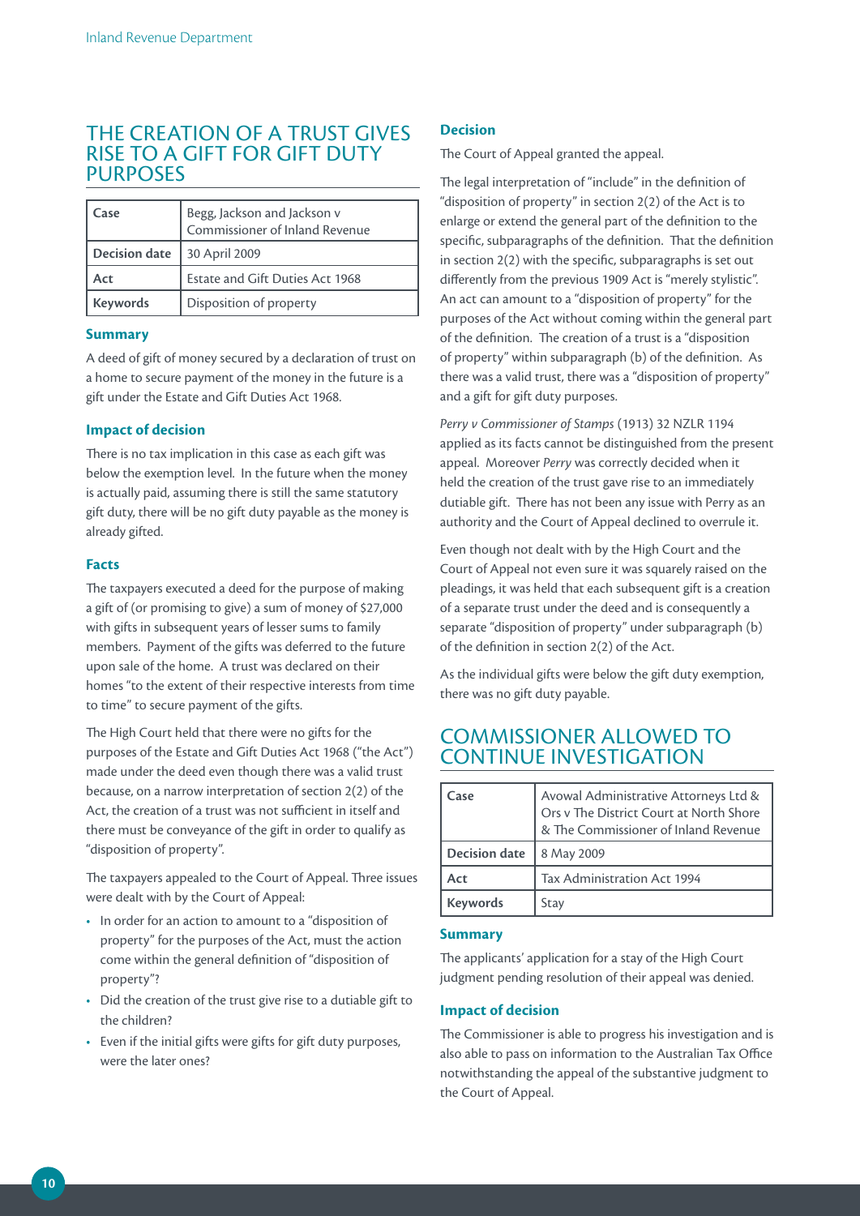## THE CREATION OF A TRUST GIVES RISE TO A GIFT FOR GIFT DUTY PURPOSES

| Case | Begg, Jackson and Jackson v Commissioner of Inland Revenue |
|---|---|
| Decision date | 30 April 2009 |
| Act | Estate and Gift Duties Act 1968 |
| Keywords | Disposition of property |

### Summary

A deed of gift of money secured by a declaration of trust on a home to secure payment of the money in the future is a gift under the Estate and Gift Duties Act 1968.

### Impact of decision

There is no tax implication in this case as each gift was below the exemption level. In the future when the money is actually paid, assuming there is still the same statutory gift duty, there will be no gift duty payable as the money is already gifted.

### Facts

The taxpayers executed a deed for the purpose of making a gift of (or promising to give) a sum of money of $27,000 with gifts in subsequent years of lesser sums to family members. Payment of the gifts was deferred to the future upon sale of the home. A trust was declared on their homes "to the extent of their respective interests from time to time" to secure payment of the gifts.

The High Court held that there were no gifts for the purposes of the Estate and Gift Duties Act 1968 ("the Act") made under the deed even though there was a valid trust because, on a narrow interpretation of section 2(2) of the Act, the creation of a trust was not sufficient in itself and there must be conveyance of the gift in order to qualify as "disposition of property".

The taxpayers appealed to the Court of Appeal. Three issues were dealt with by the Court of Appeal:

- In order for an action to amount to a "disposition of property" for the purposes of the Act, must the action come within the general definition of "disposition of property"?
- Did the creation of the trust give rise to a dutiable gift to the children?
- Even if the initial gifts were gifts for gift duty purposes, were the later ones?

### Decision

The Court of Appeal granted the appeal.

The legal interpretation of "include" in the definition of "disposition of property" in section 2(2) of the Act is to enlarge or extend the general part of the definition to the specific, subparagraphs of the definition. That the definition in section 2(2) with the specific, subparagraphs is set out differently from the previous 1909 Act is "merely stylistic". An act can amount to a "disposition of property" for the purposes of the Act without coming within the general part of the definition. The creation of a trust is a "disposition of property" within subparagraph (b) of the definition. As there was a valid trust, there was a "disposition of property" and a gift for gift duty purposes.

*Perry v Commissioner of Stamps* (1913) 32 NZLR 1194 applied as its facts cannot be distinguished from the present appeal. Moreover *Perry* was correctly decided when it held the creation of the trust gave rise to an immediately dutiable gift. There has not been any issue with Perry as an authority and the Court of Appeal declined to overrule it.

Even though not dealt with by the High Court and the Court of Appeal not even sure it was squarely raised on the pleadings, it was held that each subsequent gift is a creation of a separate trust under the deed and is consequently a separate "disposition of property" under subparagraph (b) of the definition in section 2(2) of the Act.

As the individual gifts were below the gift duty exemption, there was no gift duty payable.

## COMMISSIONER ALLOWED TO CONTINUE INVESTIGATION

| Case | Avowal Administrative Attorneys Ltd & Ors v The District Court at North Shore & The Commissioner of Inland Revenue |
|---|---|
| Decision date | 8 May 2009 |
| Act | Tax Administration Act 1994 |
| Keywords | Stay |

### Summary

The applicants' application for a stay of the High Court judgment pending resolution of their appeal was denied.

### Impact of decision

The Commissioner is able to progress his investigation and is also able to pass on information to the Australian Tax Office notwithstanding the appeal of the substantive judgment to the Court of Appeal.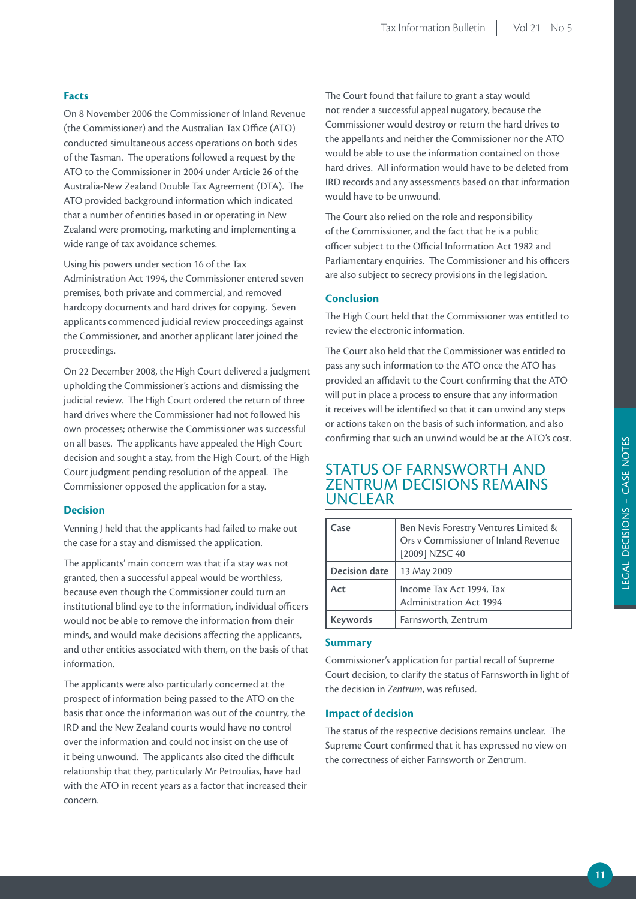### Facts

On 8 November 2006 the Commissioner of Inland Revenue (the Commissioner) and the Australian Tax Office (ATO) conducted simultaneous access operations on both sides of the Tasman. The operations followed a request by the ATO to the Commissioner in 2004 under Article 26 of the Australia-New Zealand Double Tax Agreement (DTA). The ATO provided background information which indicated that a number of entities based in or operating in New Zealand were promoting, marketing and implementing a wide range of tax avoidance schemes.

Using his powers under section 16 of the Tax Administration Act 1994, the Commissioner entered seven premises, both private and commercial, and removed hardcopy documents and hard drives for copying. Seven applicants commenced judicial review proceedings against the Commissioner, and another applicant later joined the proceedings.

On 22 December 2008, the High Court delivered a judgment upholding the Commissioner's actions and dismissing the judicial review. The High Court ordered the return of three hard drives where the Commissioner had not followed his own processes; otherwise the Commissioner was successful on all bases. The applicants have appealed the High Court decision and sought a stay, from the High Court, of the High Court judgment pending resolution of the appeal. The Commissioner opposed the application for a stay.

### Decision

Venning J held that the applicants had failed to make out the case for a stay and dismissed the application.

The applicants' main concern was that if a stay was not granted, then a successful appeal would be worthless, because even though the Commissioner could turn an institutional blind eye to the information, individual officers would not be able to remove the information from their minds, and would make decisions affecting the applicants, and other entities associated with them, on the basis of that information.

The applicants were also particularly concerned at the prospect of information being passed to the ATO on the basis that once the information was out of the country, the IRD and the New Zealand courts would have no control over the information and could not insist on the use of it being unwound. The applicants also cited the difficult relationship that they, particularly Mr Petroulias, have had with the ATO in recent years as a factor that increased their concern.

The Court found that failure to grant a stay would not render a successful appeal nugatory, because the Commissioner would destroy or return the hard drives to the appellants and neither the Commissioner nor the ATO would be able to use the information contained on those hard drives. All information would have to be deleted from IRD records and any assessments based on that information would have to be unwound.

The Court also relied on the role and responsibility of the Commissioner, and the fact that he is a public officer subject to the Official Information Act 1982 and Parliamentary enquiries. The Commissioner and his officers are also subject to secrecy provisions in the legislation.

### Conclusion

The High Court held that the Commissioner was entitled to review the electronic information.

The Court also held that the Commissioner was entitled to pass any such information to the ATO once the ATO has provided an affidavit to the Court confirming that the ATO will put in place a process to ensure that any information it receives will be identified so that it can unwind any steps or actions taken on the basis of such information, and also confirming that such an unwind would be at the ATO's cost.

## STATUS OF FARNSWORTH AND ZENTRUM DECISIONS REMAINS UNCLEAR

| Case | Ben Nevis Forestry Ventures Limited & Ors v Commissioner of Inland Revenue [2009] NZSC 40 |
|---|---|
| Decision date | 13 May 2009 |
| Act | Income Tax Act 1994, Tax Administration Act 1994 |
| Keywords | Farnsworth, Zentrum |

### Summary

Commissioner's application for partial recall of Supreme Court decision, to clarify the status of Farnsworth in light of the decision in *Zentrum*, was refused.

### Impact of decision

The status of the respective decisions remains unclear. The Supreme Court confirmed that it has expressed no view on the correctness of either Farnsworth or Zentrum.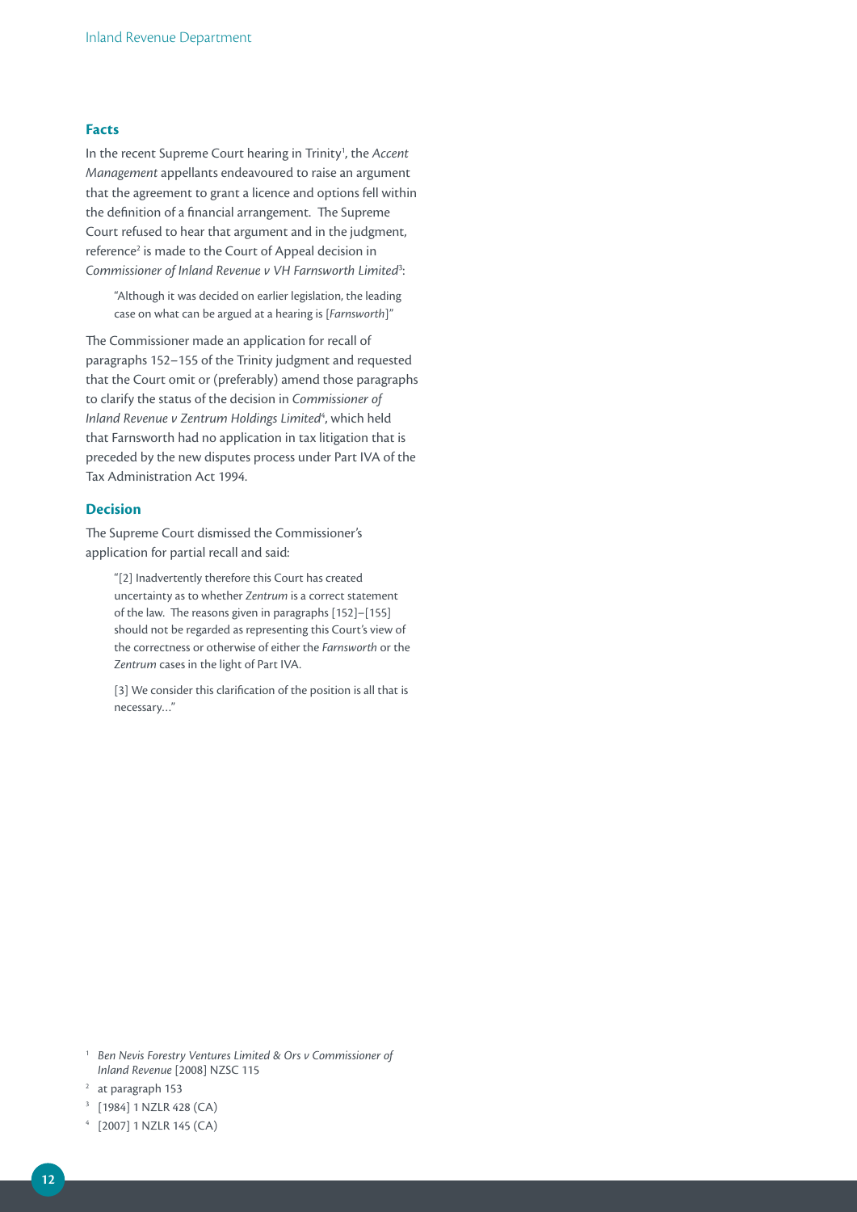### Facts

In the recent Supreme Court hearing in Trinity[1], the *Accent Management* appellants endeavoured to raise an argument that the agreement to grant a licence and options fell within the definition of a financial arrangement. The Supreme Court refused to hear that argument and in the judgment, reference[2] is made to the Court of Appeal decision in *Commissioner of Inland Revenue v VH Farnsworth Limited*[3]:

> "Although it was decided on earlier legislation, the leading case on what can be argued at a hearing is [*Farnsworth*]"

The Commissioner made an application for recall of paragraphs 152–155 of the Trinity judgment and requested that the Court omit or (preferably) amend those paragraphs to clarify the status of the decision in *Commissioner of Inland Revenue v Zentrum Holdings Limited*[4], which held that Farnsworth had no application in tax litigation that is preceded by the new disputes process under Part IVA of the Tax Administration Act 1994.

### Decision

The Supreme Court dismissed the Commissioner's application for partial recall and said:

> "[2] Inadvertently therefore this Court has created uncertainty as to whether *Zentrum* is a correct statement of the law. The reasons given in paragraphs [152]–[155] should not be regarded as representing this Court's view of the correctness or otherwise of either the *Farnsworth* or the *Zentrum* cases in the light of Part IVA.
>
> [3] We consider this clarification of the position is all that is necessary..."

---

[1] *Ben Nevis Forestry Ventures Limited & Ors v Commissioner of Inland Revenue* [2008] NZSC 115

[2] at paragraph 153

[3] [1984] 1 NZLR 428 (CA)

[4] [2007] 1 NZLR 145 (CA)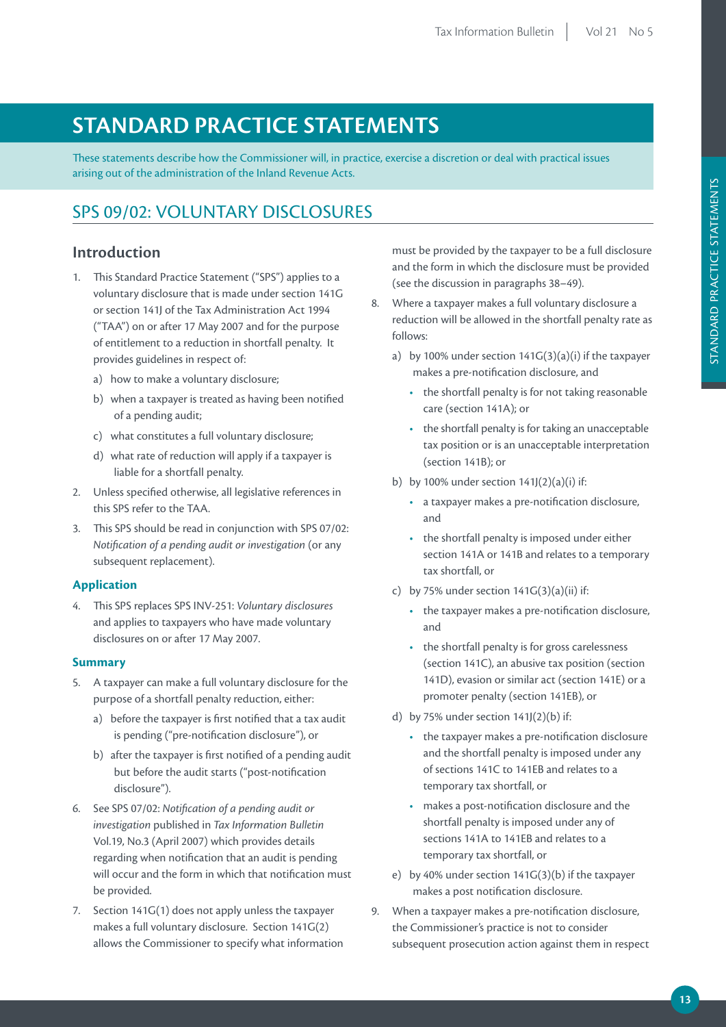# STANDARD PRACTICE STATEMENTS

These statements describe how the Commissioner will, in practice, exercise a discretion or deal with practical issues arising out of the administration of the Inland Revenue Acts.

## SPS 09/02: VOLUNTARY DISCLOSURES

### Introduction

1. This Standard Practice Statement ("SPS") applies to a voluntary disclosure that is made under section 141G or section 141J of the Tax Administration Act 1994 ("TAA") on or after 17 May 2007 and for the purpose of entitlement to a reduction in shortfall penalty. It provides guidelines in respect of:
   a) how to make a voluntary disclosure;
   b) when a taxpayer is treated as having been notified of a pending audit;
   c) what constitutes a full voluntary disclosure;
   d) what rate of reduction will apply if a taxpayer is liable for a shortfall penalty.
2. Unless specified otherwise, all legislative references in this SPS refer to the TAA.
3. This SPS should be read in conjunction with SPS 07/02: *Notification of a pending audit or investigation* (or any subsequent replacement).

#### Application

4. This SPS replaces SPS INV-251: *Voluntary disclosures* and applies to taxpayers who have made voluntary disclosures on or after 17 May 2007.

#### Summary

5. A taxpayer can make a full voluntary disclosure for the purpose of a shortfall penalty reduction, either:
   a) before the taxpayer is first notified that a tax audit is pending ("pre-notification disclosure"), or
   b) after the taxpayer is first notified of a pending audit but before the audit starts ("post-notification disclosure").
6. See SPS 07/02: *Notification of a pending audit or investigation* published in *Tax Information Bulletin* Vol.19, No.3 (April 2007) which provides details regarding when notification that an audit is pending will occur and the form in which that notification must be provided.
7. Section 141G(1) does not apply unless the taxpayer makes a full voluntary disclosure. Section 141G(2) allows the Commissioner to specify what information must be provided by the taxpayer to be a full disclosure and the form in which the disclosure must be provided (see the discussion in paragraphs 38–49).
8. Where a taxpayer makes a full voluntary disclosure a reduction will be allowed in the shortfall penalty rate as follows:
   a) by 100% under section 141G(3)(a)(i) if the taxpayer makes a pre-notification disclosure, and
      - the shortfall penalty is for not taking reasonable care (section 141A); or
      - the shortfall penalty is for taking an unacceptable tax position or is an unacceptable interpretation (section 141B); or
   b) by 100% under section 141J(2)(a)(i) if:
      - a taxpayer makes a pre-notification disclosure, and
      - the shortfall penalty is imposed under either section 141A or 141B and relates to a temporary tax shortfall, or
   c) by 75% under section 141G(3)(a)(ii) if:
      - the taxpayer makes a pre-notification disclosure, and
      - the shortfall penalty is for gross carelessness (section 141C), an abusive tax position (section 141D), evasion or similar act (section 141E) or a promoter penalty (section 141EB), or
   d) by 75% under section 141J(2)(b) if:
      - the taxpayer makes a pre-notification disclosure and the shortfall penalty is imposed under any of sections 141C to 141EB and relates to a temporary tax shortfall, or
      - makes a post-notification disclosure and the shortfall penalty is imposed under any of sections 141A to 141EB and relates to a temporary tax shortfall, or
   e) by 40% under section 141G(3)(b) if the taxpayer makes a post notification disclosure.
9. When a taxpayer makes a pre-notification disclosure, the Commissioner's practice is not to consider subsequent prosecution action against them in respect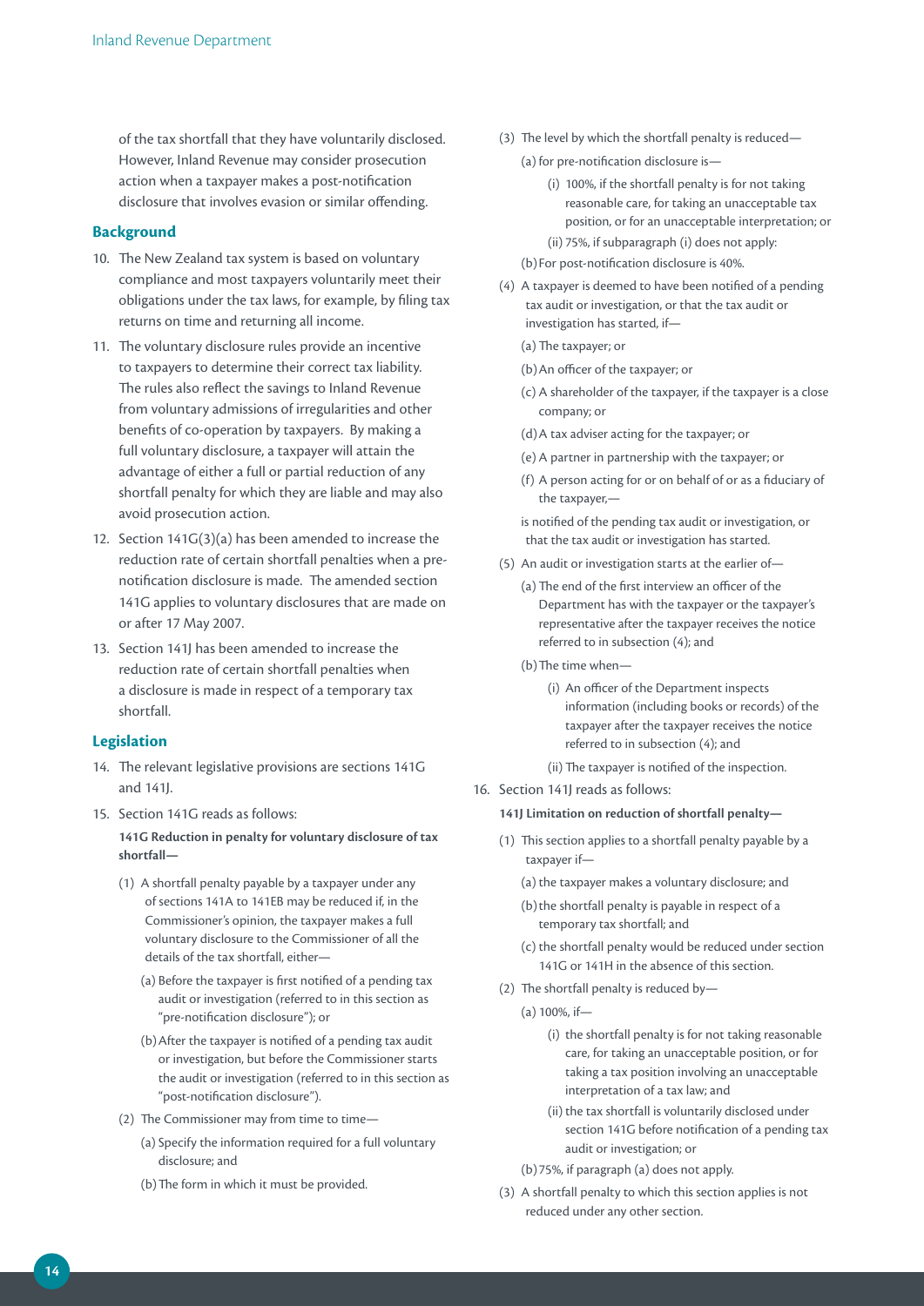of the tax shortfall that they have voluntarily disclosed. However, Inland Revenue may consider prosecution action when a taxpayer makes a post-notification disclosure that involves evasion or similar offending.

## Background

10. The New Zealand tax system is based on voluntary compliance and most taxpayers voluntarily meet their obligations under the tax laws, for example, by filing tax returns on time and returning all income.
11. The voluntary disclosure rules provide an incentive to taxpayers to determine their correct tax liability. The rules also reflect the savings to Inland Revenue from voluntary admissions of irregularities and other benefits of co-operation by taxpayers. By making a full voluntary disclosure, a taxpayer will attain the advantage of either a full or partial reduction of any shortfall penalty for which they are liable and may also avoid prosecution action.
12. Section 141G(3)(a) has been amended to increase the reduction rate of certain shortfall penalties when a pre-notification disclosure is made. The amended section 141G applies to voluntary disclosures that are made on or after 17 May 2007.
13. Section 141J has been amended to increase the reduction rate of certain shortfall penalties when a disclosure is made in respect of a temporary tax shortfall.

## Legislation

14. The relevant legislative provisions are sections 141G and 141J.
15. Section 141G reads as follows:

**141G Reduction in penalty for voluntary disclosure of tax shortfall—**

(1) A shortfall penalty payable by a taxpayer under any of sections 141A to 141EB may be reduced if, in the Commissioner's opinion, the taxpayer makes a full voluntary disclosure to the Commissioner of all the details of the tax shortfall, either—

(a) Before the taxpayer is first notified of a pending tax audit or investigation (referred to in this section as "pre-notification disclosure"); or

(b) After the taxpayer is notified of a pending tax audit or investigation, but before the Commissioner starts the audit or investigation (referred to in this section as "post-notification disclosure").

(2) The Commissioner may from time to time—

(a) Specify the information required for a full voluntary disclosure; and

(b) The form in which it must be provided.

(3) The level by which the shortfall penalty is reduced—

(a) for pre-notification disclosure is—

(i) 100%, if the shortfall penalty is for not taking reasonable care, for taking an unacceptable tax position, or for an unacceptable interpretation; or

(ii) 75%, if subparagraph (i) does not apply:

(b) For post-notification disclosure is 40%.

(4) A taxpayer is deemed to have been notified of a pending tax audit or investigation, or that the tax audit or investigation has started, if—

(a) The taxpayer; or

(b) An officer of the taxpayer; or

(c) A shareholder of the taxpayer, if the taxpayer is a close company; or

(d) A tax adviser acting for the taxpayer; or

(e) A partner in partnership with the taxpayer; or

(f) A person acting for or on behalf of or as a fiduciary of the taxpayer,—

is notified of the pending tax audit or investigation, or that the tax audit or investigation has started.

(5) An audit or investigation starts at the earlier of—

(a) The end of the first interview an officer of the Department has with the taxpayer or the taxpayer's representative after the taxpayer receives the notice referred to in subsection (4); and

(b) The time when—

(i) An officer of the Department inspects information (including books or records) of the taxpayer after the taxpayer receives the notice referred to in subsection (4); and

(ii) The taxpayer is notified of the inspection.

16. Section 141J reads as follows:

**141J Limitation on reduction of shortfall penalty—**

(1) This section applies to a shortfall penalty payable by a taxpayer if—

(a) the taxpayer makes a voluntary disclosure; and

(b) the shortfall penalty is payable in respect of a temporary tax shortfall; and

(c) the shortfall penalty would be reduced under section 141G or 141H in the absence of this section.

(2) The shortfall penalty is reduced by—

(a) 100%, if—

(i) the shortfall penalty is for not taking reasonable care, for taking an unacceptable position, or for taking a tax position involving an unacceptable interpretation of a tax law; and

(ii) the tax shortfall is voluntarily disclosed under section 141G before notification of a pending tax audit or investigation; or

(b) 75%, if paragraph (a) does not apply.

(3) A shortfall penalty to which this section applies is not reduced under any other section.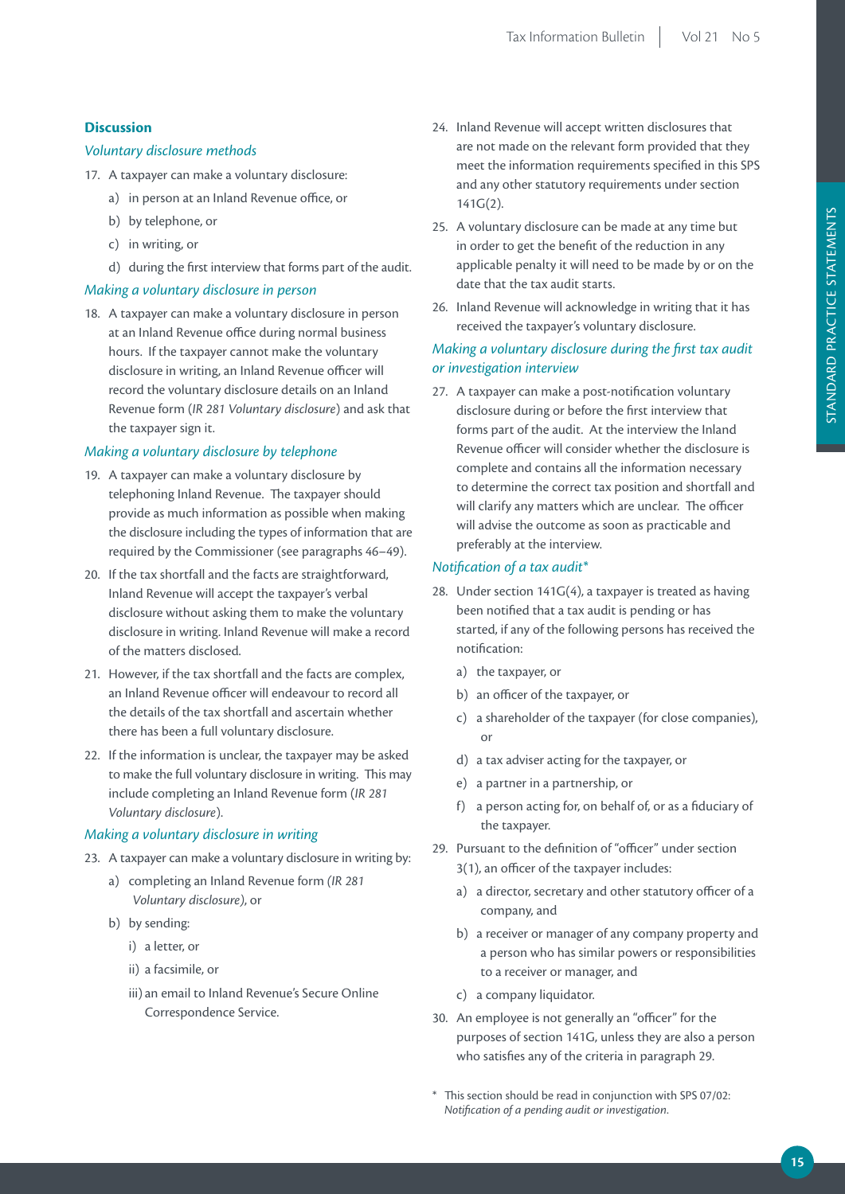**Discussion**

*Voluntary disclosure methods*

17. A taxpayer can make a voluntary disclosure:
    a) in person at an Inland Revenue office, or
    b) by telephone, or
    c) in writing, or
    d) during the first interview that forms part of the audit.

*Making a voluntary disclosure in person*

18. A taxpayer can make a voluntary disclosure in person at an Inland Revenue office during normal business hours. If the taxpayer cannot make the voluntary disclosure in writing, an Inland Revenue officer will record the voluntary disclosure details on an Inland Revenue form (*IR 281 Voluntary disclosure*) and ask that the taxpayer sign it.

*Making a voluntary disclosure by telephone*

19. A taxpayer can make a voluntary disclosure by telephoning Inland Revenue. The taxpayer should provide as much information as possible when making the disclosure including the types of information that are required by the Commissioner (see paragraphs 46–49).

20. If the tax shortfall and the facts are straightforward, Inland Revenue will accept the taxpayer's verbal disclosure without asking them to make the voluntary disclosure in writing. Inland Revenue will make a record of the matters disclosed.

21. However, if the tax shortfall and the facts are complex, an Inland Revenue officer will endeavour to record all the details of the tax shortfall and ascertain whether there has been a full voluntary disclosure.

22. If the information is unclear, the taxpayer may be asked to make the full voluntary disclosure in writing. This may include completing an Inland Revenue form (*IR 281 Voluntary disclosure*).

*Making a voluntary disclosure in writing*

23. A taxpayer can make a voluntary disclosure in writing by:
    a) completing an Inland Revenue form *(IR 281 Voluntary disclosure)*, or
    b) by sending:
        i) a letter, or
        ii) a facsimile, or
        iii) an email to Inland Revenue's Secure Online Correspondence Service.

24. Inland Revenue will accept written disclosures that are not made on the relevant form provided that they meet the information requirements specified in this SPS and any other statutory requirements under section 141G(2).

25. A voluntary disclosure can be made at any time but in order to get the benefit of the reduction in any applicable penalty it will need to be made by or on the date that the tax audit starts.

26. Inland Revenue will acknowledge in writing that it has received the taxpayer's voluntary disclosure.

*Making a voluntary disclosure during the first tax audit or investigation interview*

27. A taxpayer can make a post-notification voluntary disclosure during or before the first interview that forms part of the audit. At the interview the Inland Revenue officer will consider whether the disclosure is complete and contains all the information necessary to determine the correct tax position and shortfall and will clarify any matters which are unclear. The officer will advise the outcome as soon as practicable and preferably at the interview.

*Notification of a tax audit**

28. Under section 141G(4), a taxpayer is treated as having been notified that a tax audit is pending or has started, if any of the following persons has received the notification:
    a) the taxpayer, or
    b) an officer of the taxpayer, or
    c) a shareholder of the taxpayer (for close companies), or
    d) a tax adviser acting for the taxpayer, or
    e) a partner in a partnership, or
    f) a person acting for, on behalf of, or as a fiduciary of the taxpayer.

29. Pursuant to the definition of "officer" under section 3(1), an officer of the taxpayer includes:
    a) a director, secretary and other statutory officer of a company, and
    b) a receiver or manager of any company property and a person who has similar powers or responsibilities to a receiver or manager, and
    c) a company liquidator.

30. An employee is not generally an "officer" for the purposes of section 141G, unless they are also a person who satisfies any of the criteria in paragraph 29.

\* This section should be read in conjunction with SPS 07/02: *Notification of a pending audit or investigation*.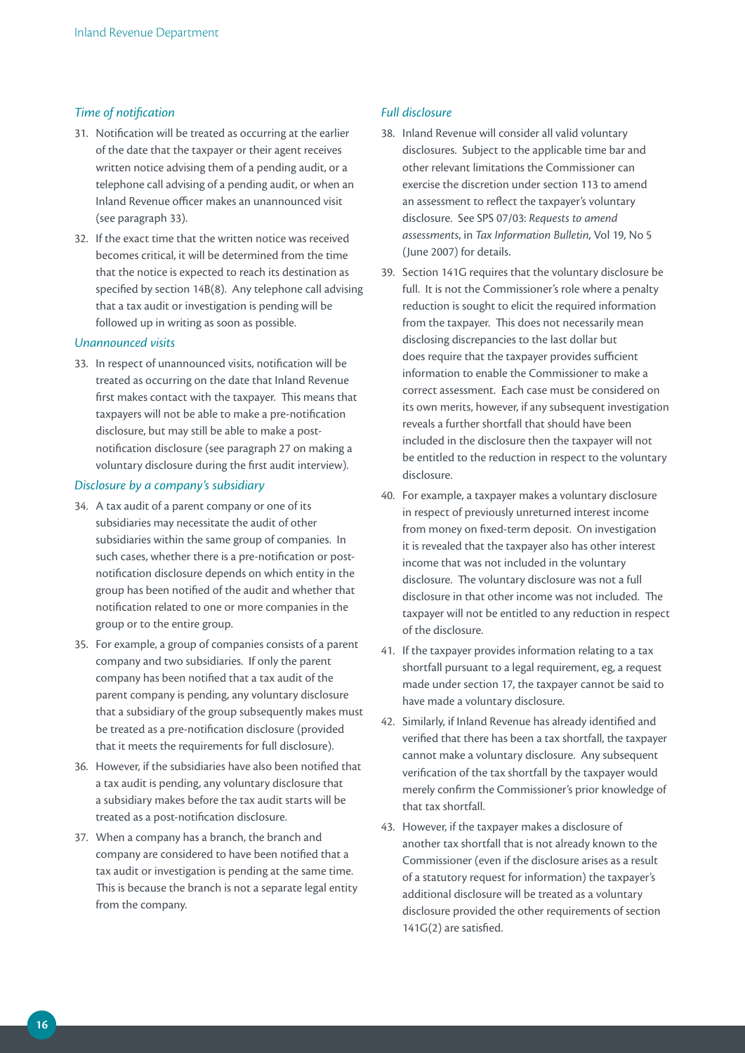### *Time of notification*

31. Notification will be treated as occurring at the earlier of the date that the taxpayer or their agent receives written notice advising them of a pending audit, or a telephone call advising of a pending audit, or when an Inland Revenue officer makes an unannounced visit (see paragraph 33).

32. If the exact time that the written notice was received becomes critical, it will be determined from the time that the notice is expected to reach its destination as specified by section 14B(8). Any telephone call advising that a tax audit or investigation is pending will be followed up in writing as soon as possible.

### *Unannounced visits*

33. In respect of unannounced visits, notification will be treated as occurring on the date that Inland Revenue first makes contact with the taxpayer. This means that taxpayers will not be able to make a pre-notification disclosure, but may still be able to make a post-notification disclosure (see paragraph 27 on making a voluntary disclosure during the first audit interview).

### *Disclosure by a company's subsidiary*

34. A tax audit of a parent company or one of its subsidiaries may necessitate the audit of other subsidiaries within the same group of companies. In such cases, whether there is a pre-notification or post-notification disclosure depends on which entity in the group has been notified of the audit and whether that notification related to one or more companies in the group or to the entire group.

35. For example, a group of companies consists of a parent company and two subsidiaries. If only the parent company has been notified that a tax audit of the parent company is pending, any voluntary disclosure that a subsidiary of the group subsequently makes must be treated as a pre-notification disclosure (provided that it meets the requirements for full disclosure).

36. However, if the subsidiaries have also been notified that a tax audit is pending, any voluntary disclosure that a subsidiary makes before the tax audit starts will be treated as a post-notification disclosure.

37. When a company has a branch, the branch and company are considered to have been notified that a tax audit or investigation is pending at the same time. This is because the branch is not a separate legal entity from the company.

### *Full disclosure*

38. Inland Revenue will consider all valid voluntary disclosures. Subject to the applicable time bar and other relevant limitations the Commissioner can exercise the discretion under section 113 to amend an assessment to reflect the taxpayer's voluntary disclosure. See SPS 07/03: *Requests to amend assessments*, in *Tax Information Bulletin*, Vol 19, No 5 (June 2007) for details.

39. Section 141G requires that the voluntary disclosure be full. It is not the Commissioner's role where a penalty reduction is sought to elicit the required information from the taxpayer. This does not necessarily mean disclosing discrepancies to the last dollar but does require that the taxpayer provides sufficient information to enable the Commissioner to make a correct assessment. Each case must be considered on its own merits, however, if any subsequent investigation reveals a further shortfall that should have been included in the disclosure then the taxpayer will not be entitled to the reduction in respect to the voluntary disclosure.

40. For example, a taxpayer makes a voluntary disclosure in respect of previously unreturned interest income from money on fixed-term deposit. On investigation it is revealed that the taxpayer also has other interest income that was not included in the voluntary disclosure. The voluntary disclosure was not a full disclosure in that other income was not included. The taxpayer will not be entitled to any reduction in respect of the disclosure.

41. If the taxpayer provides information relating to a tax shortfall pursuant to a legal requirement, eg, a request made under section 17, the taxpayer cannot be said to have made a voluntary disclosure.

42. Similarly, if Inland Revenue has already identified and verified that there has been a tax shortfall, the taxpayer cannot make a voluntary disclosure. Any subsequent verification of the tax shortfall by the taxpayer would merely confirm the Commissioner's prior knowledge of that tax shortfall.

43. However, if the taxpayer makes a disclosure of another tax shortfall that is not already known to the Commissioner (even if the disclosure arises as a result of a statutory request for information) the taxpayer's additional disclosure will be treated as a voluntary disclosure provided the other requirements of section 141G(2) are satisfied.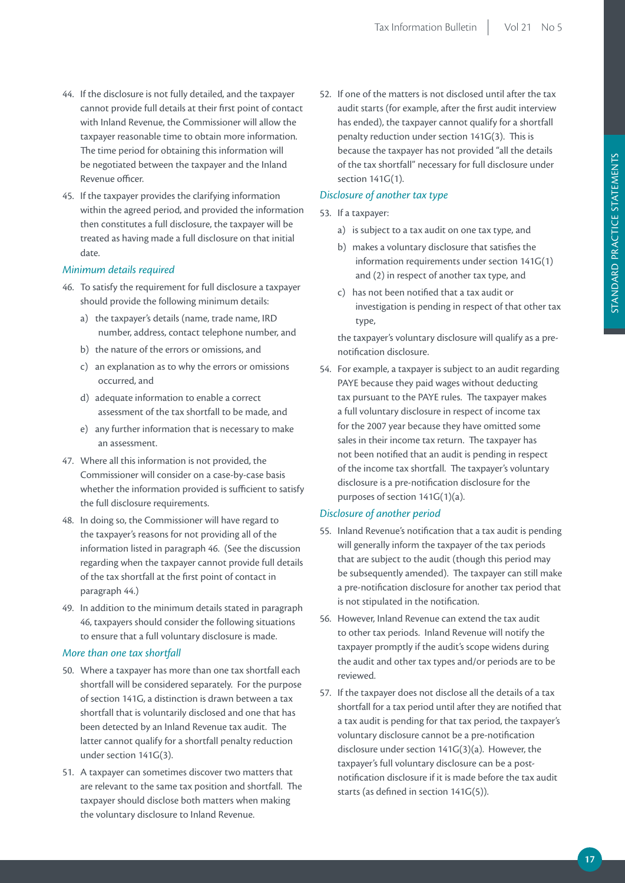44. If the disclosure is not fully detailed, and the taxpayer cannot provide full details at their first point of contact with Inland Revenue, the Commissioner will allow the taxpayer reasonable time to obtain more information. The time period for obtaining this information will be negotiated between the taxpayer and the Inland Revenue officer.
45. If the taxpayer provides the clarifying information within the agreed period, and provided the information then constitutes a full disclosure, the taxpayer will be treated as having made a full disclosure on that initial date.

*Minimum details required*

46. To satisfy the requirement for full disclosure a taxpayer should provide the following minimum details:
    a) the taxpayer's details (name, trade name, IRD number, address, contact telephone number, and
    b) the nature of the errors or omissions, and
    c) an explanation as to why the errors or omissions occurred, and
    d) adequate information to enable a correct assessment of the tax shortfall to be made, and
    e) any further information that is necessary to make an assessment.
47. Where all this information is not provided, the Commissioner will consider on a case-by-case basis whether the information provided is sufficient to satisfy the full disclosure requirements.
48. In doing so, the Commissioner will have regard to the taxpayer's reasons for not providing all of the information listed in paragraph 46. (See the discussion regarding when the taxpayer cannot provide full details of the tax shortfall at the first point of contact in paragraph 44.)
49. In addition to the minimum details stated in paragraph 46, taxpayers should consider the following situations to ensure that a full voluntary disclosure is made.

*More than one tax shortfall*

50. Where a taxpayer has more than one tax shortfall each shortfall will be considered separately. For the purpose of section 141G, a distinction is drawn between a tax shortfall that is voluntarily disclosed and one that has been detected by an Inland Revenue tax audit. The latter cannot qualify for a shortfall penalty reduction under section 141G(3).
51. A taxpayer can sometimes discover two matters that are relevant to the same tax position and shortfall. The taxpayer should disclose both matters when making the voluntary disclosure to Inland Revenue.
52. If one of the matters is not disclosed until after the tax audit starts (for example, after the first audit interview has ended), the taxpayer cannot qualify for a shortfall penalty reduction under section 141G(3). This is because the taxpayer has not provided "all the details of the tax shortfall" necessary for full disclosure under section 141G(1).

*Disclosure of another tax type*

53. If a taxpayer:
    a) is subject to a tax audit on one tax type, and
    b) makes a voluntary disclosure that satisfies the information requirements under section 141G(1) and (2) in respect of another tax type, and
    c) has not been notified that a tax audit or investigation is pending in respect of that other tax type,

    the taxpayer's voluntary disclosure will qualify as a pre-notification disclosure.
54. For example, a taxpayer is subject to an audit regarding PAYE because they paid wages without deducting tax pursuant to the PAYE rules. The taxpayer makes a full voluntary disclosure in respect of income tax for the 2007 year because they have omitted some sales in their income tax return. The taxpayer has not been notified that an audit is pending in respect of the income tax shortfall. The taxpayer's voluntary disclosure is a pre-notification disclosure for the purposes of section 141G(1)(a).

*Disclosure of another period*

55. Inland Revenue's notification that a tax audit is pending will generally inform the taxpayer of the tax periods that are subject to the audit (though this period may be subsequently amended). The taxpayer can still make a pre-notification disclosure for another tax period that is not stipulated in the notification.
56. However, Inland Revenue can extend the tax audit to other tax periods. Inland Revenue will notify the taxpayer promptly if the audit's scope widens during the audit and other tax types and/or periods are to be reviewed.
57. If the taxpayer does not disclose all the details of a tax shortfall for a tax period until after they are notified that a tax audit is pending for that tax period, the taxpayer's voluntary disclosure cannot be a pre-notification disclosure under section 141G(3)(a). However, the taxpayer's full voluntary disclosure can be a post-notification disclosure if it is made before the tax audit starts (as defined in section 141G(5)).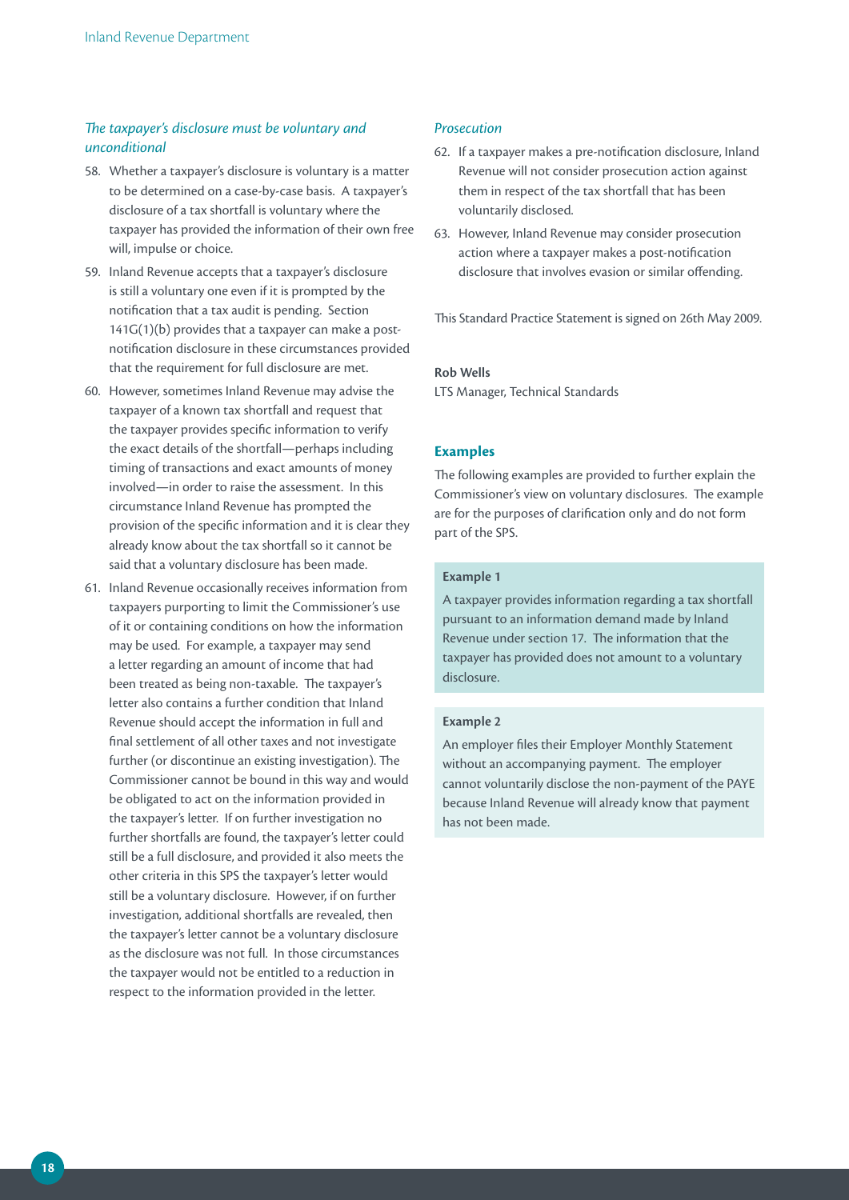### *The taxpayer's disclosure must be voluntary and unconditional*

58. Whether a taxpayer's disclosure is voluntary is a matter to be determined on a case-by-case basis. A taxpayer's disclosure of a tax shortfall is voluntary where the taxpayer has provided the information of their own free will, impulse or choice.
59. Inland Revenue accepts that a taxpayer's disclosure is still a voluntary one even if it is prompted by the notification that a tax audit is pending. Section 141G(1)(b) provides that a taxpayer can make a post-notification disclosure in these circumstances provided that the requirement for full disclosure are met.
60. However, sometimes Inland Revenue may advise the taxpayer of a known tax shortfall and request that the taxpayer provides specific information to verify the exact details of the shortfall—perhaps including timing of transactions and exact amounts of money involved—in order to raise the assessment. In this circumstance Inland Revenue has prompted the provision of the specific information and it is clear they already know about the tax shortfall so it cannot be said that a voluntary disclosure has been made.
61. Inland Revenue occasionally receives information from taxpayers purporting to limit the Commissioner's use of it or containing conditions on how the information may be used. For example, a taxpayer may send a letter regarding an amount of income that had been treated as being non-taxable. The taxpayer's letter also contains a further condition that Inland Revenue should accept the information in full and final settlement of all other taxes and not investigate further (or discontinue an existing investigation). The Commissioner cannot be bound in this way and would be obligated to act on the information provided in the taxpayer's letter. If on further investigation no further shortfalls are found, the taxpayer's letter could still be a full disclosure, and provided it also meets the other criteria in this SPS the taxpayer's letter would still be a voluntary disclosure. However, if on further investigation, additional shortfalls are revealed, then the taxpayer's letter cannot be a voluntary disclosure as the disclosure was not full. In those circumstances the taxpayer would not be entitled to a reduction in respect to the information provided in the letter.

### *Prosecution*

62. If a taxpayer makes a pre-notification disclosure, Inland Revenue will not consider prosecution action against them in respect of the tax shortfall that has been voluntarily disclosed.
63. However, Inland Revenue may consider prosecution action where a taxpayer makes a post-notification disclosure that involves evasion or similar offending.

This Standard Practice Statement is signed on 26th May 2009.

**Rob Wells**
LTS Manager, Technical Standards

## Examples

The following examples are provided to further explain the Commissioner's view on voluntary disclosures. The example are for the purposes of clarification only and do not form part of the SPS.

**Example 1**

A taxpayer provides information regarding a tax shortfall pursuant to an information demand made by Inland Revenue under section 17. The information that the taxpayer has provided does not amount to a voluntary disclosure.

**Example 2**

An employer files their Employer Monthly Statement without an accompanying payment. The employer cannot voluntarily disclose the non-payment of the PAYE because Inland Revenue will already know that payment has not been made.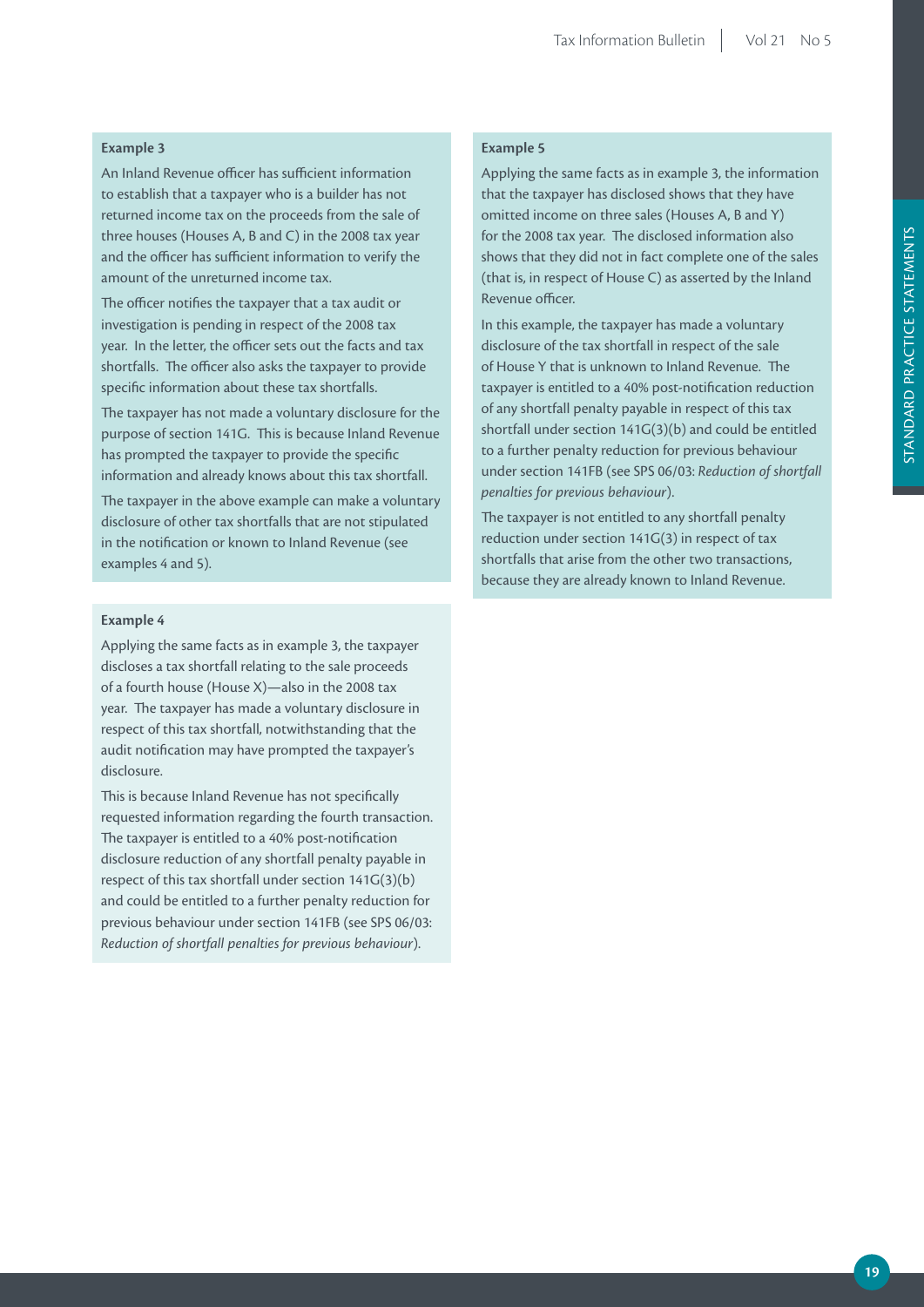**Example 3**

An Inland Revenue officer has sufficient information to establish that a taxpayer who is a builder has not returned income tax on the proceeds from the sale of three houses (Houses A, B and C) in the 2008 tax year and the officer has sufficient information to verify the amount of the unreturned income tax.

The officer notifies the taxpayer that a tax audit or investigation is pending in respect of the 2008 tax year. In the letter, the officer sets out the facts and tax shortfalls. The officer also asks the taxpayer to provide specific information about these tax shortfalls.

The taxpayer has not made a voluntary disclosure for the purpose of section 141G. This is because Inland Revenue has prompted the taxpayer to provide the specific information and already knows about this tax shortfall.

The taxpayer in the above example can make a voluntary disclosure of other tax shortfalls that are not stipulated in the notification or known to Inland Revenue (see examples 4 and 5).

**Example 4**

Applying the same facts as in example 3, the taxpayer discloses a tax shortfall relating to the sale proceeds of a fourth house (House X)—also in the 2008 tax year. The taxpayer has made a voluntary disclosure in respect of this tax shortfall, notwithstanding that the audit notification may have prompted the taxpayer's disclosure.

This is because Inland Revenue has not specifically requested information regarding the fourth transaction. The taxpayer is entitled to a 40% post-notification disclosure reduction of any shortfall penalty payable in respect of this tax shortfall under section 141G(3)(b) and could be entitled to a further penalty reduction for previous behaviour under section 141FB (see SPS 06/03: *Reduction of shortfall penalties for previous behaviour*).

**Example 5**

Applying the same facts as in example 3, the information that the taxpayer has disclosed shows that they have omitted income on three sales (Houses A, B and Y) for the 2008 tax year. The disclosed information also shows that they did not in fact complete one of the sales (that is, in respect of House C) as asserted by the Inland Revenue officer.

In this example, the taxpayer has made a voluntary disclosure of the tax shortfall in respect of the sale of House Y that is unknown to Inland Revenue. The taxpayer is entitled to a 40% post-notification reduction of any shortfall penalty payable in respect of this tax shortfall under section 141G(3)(b) and could be entitled to a further penalty reduction for previous behaviour under section 141FB (see SPS 06/03: *Reduction of shortfall penalties for previous behaviour*).

The taxpayer is not entitled to any shortfall penalty reduction under section 141G(3) in respect of tax shortfalls that arise from the other two transactions, because they are already known to Inland Revenue.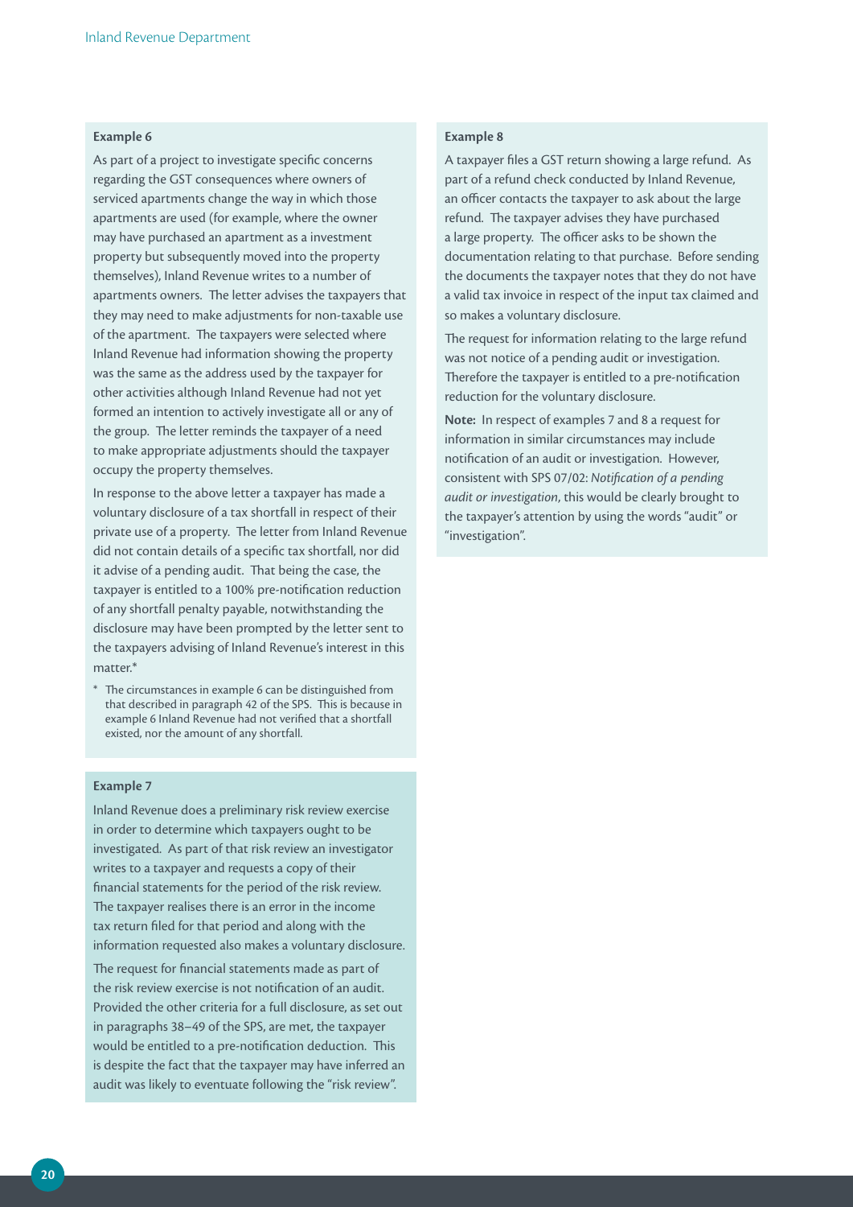**Example 6**

As part of a project to investigate specific concerns regarding the GST consequences where owners of serviced apartments change the way in which those apartments are used (for example, where the owner may have purchased an apartment as a investment property but subsequently moved into the property themselves), Inland Revenue writes to a number of apartments owners. The letter advises the taxpayers that they may need to make adjustments for non-taxable use of the apartment. The taxpayers were selected where Inland Revenue had information showing the property was the same as the address used by the taxpayer for other activities although Inland Revenue had not yet formed an intention to actively investigate all or any of the group. The letter reminds the taxpayer of a need to make appropriate adjustments should the taxpayer occupy the property themselves.

In response to the above letter a taxpayer has made a voluntary disclosure of a tax shortfall in respect of their private use of a property. The letter from Inland Revenue did not contain details of a specific tax shortfall, nor did it advise of a pending audit. That being the case, the taxpayer is entitled to a 100% pre-notification reduction of any shortfall penalty payable, notwithstanding the disclosure may have been prompted by the letter sent to the taxpayers advising of Inland Revenue's interest in this matter.*

\* The circumstances in example 6 can be distinguished from that described in paragraph 42 of the SPS. This is because in example 6 Inland Revenue had not verified that a shortfall existed, nor the amount of any shortfall.

**Example 7**

Inland Revenue does a preliminary risk review exercise in order to determine which taxpayers ought to be investigated. As part of that risk review an investigator writes to a taxpayer and requests a copy of their financial statements for the period of the risk review. The taxpayer realises there is an error in the income tax return filed for that period and along with the information requested also makes a voluntary disclosure.

The request for financial statements made as part of the risk review exercise is not notification of an audit. Provided the other criteria for a full disclosure, as set out in paragraphs 38–49 of the SPS, are met, the taxpayer would be entitled to a pre-notification deduction. This is despite the fact that the taxpayer may have inferred an audit was likely to eventuate following the "risk review".

**Example 8**

A taxpayer files a GST return showing a large refund. As part of a refund check conducted by Inland Revenue, an officer contacts the taxpayer to ask about the large refund. The taxpayer advises they have purchased a large property. The officer asks to be shown the documentation relating to that purchase. Before sending the documents the taxpayer notes that they do not have a valid tax invoice in respect of the input tax claimed and so makes a voluntary disclosure.

The request for information relating to the large refund was not notice of a pending audit or investigation. Therefore the taxpayer is entitled to a pre-notification reduction for the voluntary disclosure.

**Note:** In respect of examples 7 and 8 a request for information in similar circumstances may include notification of an audit or investigation. However, consistent with SPS 07/02: *Notification of a pending audit or investigation*, this would be clearly brought to the taxpayer's attention by using the words "audit" or "investigation".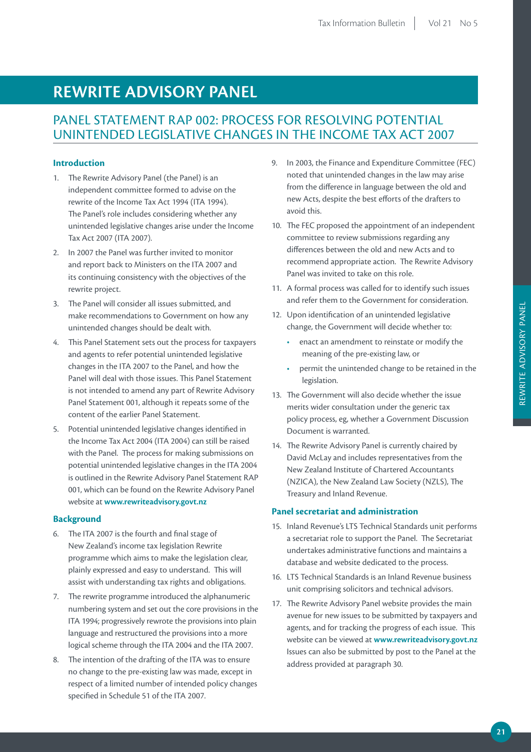# REWRITE ADVISORY PANEL

## PANEL STATEMENT RAP 002: PROCESS FOR RESOLVING POTENTIAL UNINTENDED LEGISLATIVE CHANGES IN THE INCOME TAX ACT 2007

### Introduction

1. The Rewrite Advisory Panel (the Panel) is an independent committee formed to advise on the rewrite of the Income Tax Act 1994 (ITA 1994). The Panel's role includes considering whether any unintended legislative changes arise under the Income Tax Act 2007 (ITA 2007).
2. In 2007 the Panel was further invited to monitor and report back to Ministers on the ITA 2007 and its continuing consistency with the objectives of the rewrite project.
3. The Panel will consider all issues submitted, and make recommendations to Government on how any unintended changes should be dealt with.
4. This Panel Statement sets out the process for taxpayers and agents to refer potential unintended legislative changes in the ITA 2007 to the Panel, and how the Panel will deal with those issues. This Panel Statement is not intended to amend any part of Rewrite Advisory Panel Statement 001, although it repeats some of the content of the earlier Panel Statement.
5. Potential unintended legislative changes identified in the Income Tax Act 2004 (ITA 2004) can still be raised with the Panel. The process for making submissions on potential unintended legislative changes in the ITA 2004 is outlined in the Rewrite Advisory Panel Statement RAP 001, which can be found on the Rewrite Advisory Panel website at **www.rewriteadvisory.govt.nz**

### Background

6. The ITA 2007 is the fourth and final stage of New Zealand's income tax legislation Rewrite programme which aims to make the legislation clear, plainly expressed and easy to understand. This will assist with understanding tax rights and obligations.
7. The rewrite programme introduced the alphanumeric numbering system and set out the core provisions in the ITA 1994; progressively rewrote the provisions into plain language and restructured the provisions into a more logical scheme through the ITA 2004 and the ITA 2007.
8. The intention of the drafting of the ITA was to ensure no change to the pre-existing law was made, except in respect of a limited number of intended policy changes specified in Schedule 51 of the ITA 2007.
9. In 2003, the Finance and Expenditure Committee (FEC) noted that unintended changes in the law may arise from the difference in language between the old and new Acts, despite the best efforts of the drafters to avoid this.
10. The FEC proposed the appointment of an independent committee to review submissions regarding any differences between the old and new Acts and to recommend appropriate action. The Rewrite Advisory Panel was invited to take on this role.
11. A formal process was called for to identify such issues and refer them to the Government for consideration.
12. Upon identification of an unintended legislative change, the Government will decide whether to:
    - enact an amendment to reinstate or modify the meaning of the pre-existing law, or
    - permit the unintended change to be retained in the legislation.
13. The Government will also decide whether the issue merits wider consultation under the generic tax policy process, eg, whether a Government Discussion Document is warranted.
14. The Rewrite Advisory Panel is currently chaired by David McLay and includes representatives from the New Zealand Institute of Chartered Accountants (NZICA), the New Zealand Law Society (NZLS), The Treasury and Inland Revenue.

### Panel secretariat and administration

15. Inland Revenue's LTS Technical Standards unit performs a secretariat role to support the Panel. The Secretariat undertakes administrative functions and maintains a database and website dedicated to the process.
16. LTS Technical Standards is an Inland Revenue business unit comprising solicitors and technical advisors.
17. The Rewrite Advisory Panel website provides the main avenue for new issues to be submitted by taxpayers and agents, and for tracking the progress of each issue. This website can be viewed at **www.rewriteadvisory.govt.nz** Issues can also be submitted by post to the Panel at the address provided at paragraph 30.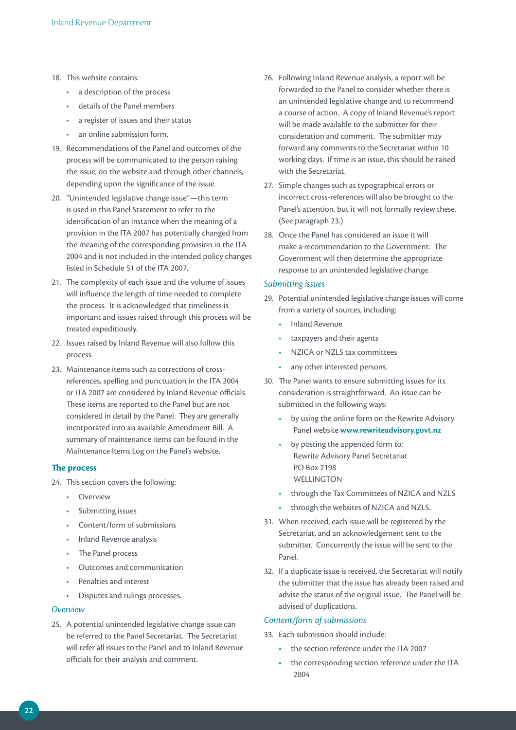18. This website contains:
    - a description of the process
    - details of the Panel members
    - a register of issues and their status
    - an online submission form.
19. Recommendations of the Panel and outcomes of the process will be communicated to the person raising the issue, on the website and through other channels, depending upon the significance of the issue.
20. "Unintended legislative change issue"—this term is used in this Panel Statement to refer to the identification of an instance when the meaning of a provision in the ITA 2007 has potentially changed from the meaning of the corresponding provision in the ITA 2004 and is not included in the intended policy changes listed in Schedule 51 of the ITA 2007.
21. The complexity of each issue and the volume of issues will influence the length of time needed to complete the process. It is acknowledged that timeliness is important and issues raised through this process will be treated expeditiously.
22. Issues raised by Inland Revenue will also follow this process.
23. Maintenance items such as corrections of cross-references, spelling and punctuation in the ITA 2004 or ITA 2007 are considered by Inland Revenue officials. These items are reported to the Panel but are not considered in detail by the Panel. They are generally incorporated into an available Amendment Bill. A summary of maintenance items can be found in the Maintenance Items Log on the Panel's website.

## The process

24. This section covers the following:
    - Overview
    - Submitting issues
    - Content/form of submissions
    - Inland Revenue analysis
    - The Panel process
    - Outcomes and communication
    - Penalties and interest
    - Disputes and rulings processes.

### *Overview*

25. A potential unintended legislative change issue can be referred to the Panel Secretariat. The Secretariat will refer all issues to the Panel and to Inland Revenue officials for their analysis and comment.
26. Following Inland Revenue analysis, a report will be forwarded to the Panel to consider whether there is an unintended legislative change and to recommend a course of action. A copy of Inland Revenue's report will be made available to the submitter for their consideration and comment. The submitter may forward any comments to the Secretariat within 10 working days. If time is an issue, this should be raised with the Secretariat.
27. Simple changes such as typographical errors or incorrect cross-references will also be brought to the Panel's attention, but it will not formally review these. (See paragraph 23.)
28. Once the Panel has considered an issue it will make a recommendation to the Government. The Government will then determine the appropriate response to an unintended legislative change.

### *Submitting issues*

29. Potential unintended legislative change issues will come from a variety of sources, including:
    - Inland Revenue
    - taxpayers and their agents
    - NZICA or NZLS tax committees
    - any other interested persons.
30. The Panel wants to ensure submitting issues for its consideration is straightforward. An issue can be submitted in the following ways:
    - by using the online form on the Rewrite Advisory Panel website **www.rewriteadvisory.govt.nz**
    - by posting the appended form to:  
      Rewrite Advisory Panel Secretariat  
      PO Box 2198  
      WELLINGTON
    - through the Tax Committees of NZICA and NZLS
    - through the websites of NZICA and NZLS.
31. When received, each issue will be registered by the Secretariat, and an acknowledgement sent to the submitter. Concurrently the issue will be sent to the Panel.
32. If a duplicate issue is received, the Secretariat will notify the submitter that the issue has already been raised and advise the status of the original issue. The Panel will be advised of duplications.

### *Content/form of submissions*

33. Each submission should include:
    - the section reference under the ITA 2007
    - the corresponding section reference under the ITA 2004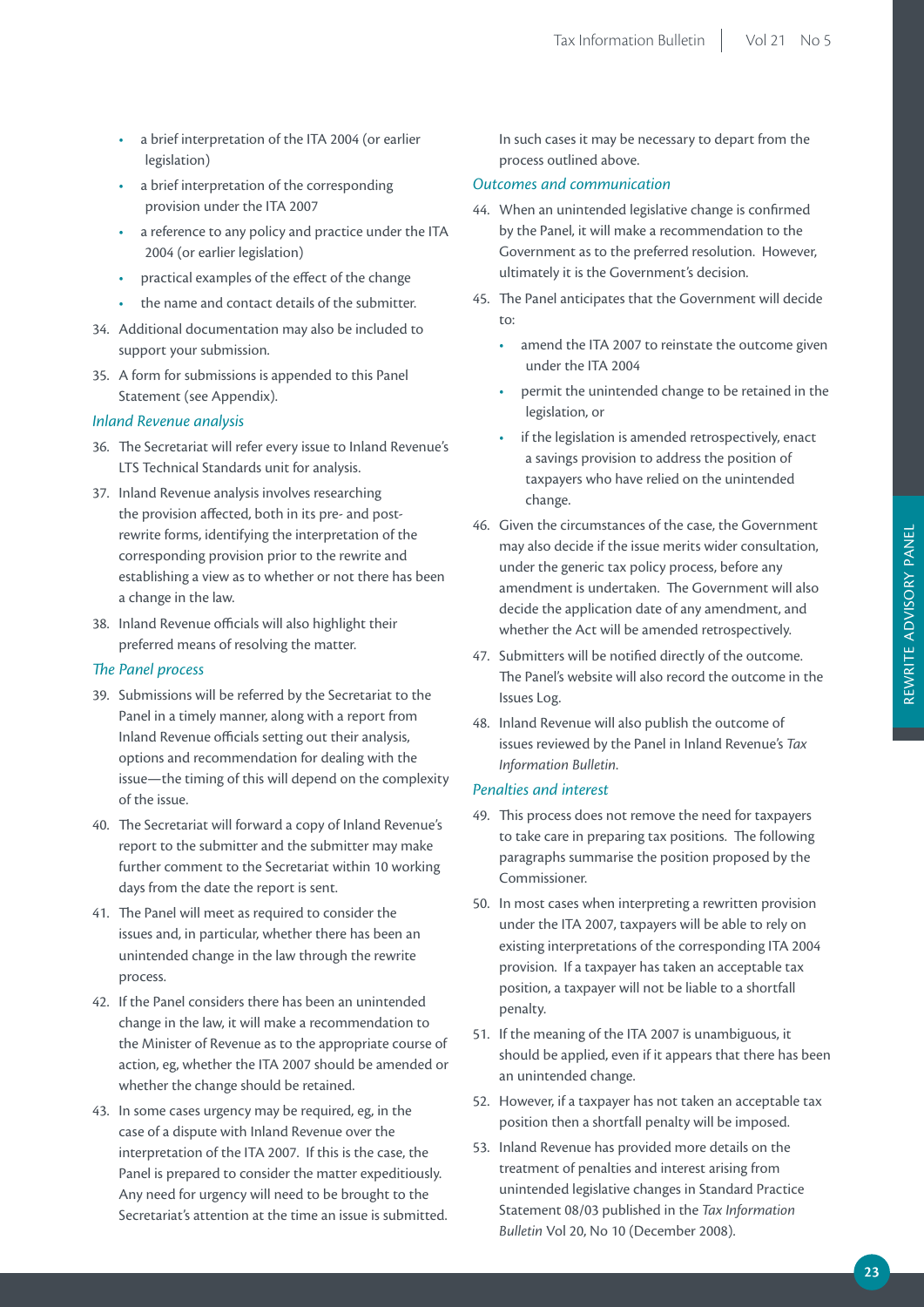- a brief interpretation of the ITA 2004 (or earlier legislation)
- a brief interpretation of the corresponding provision under the ITA 2007
- a reference to any policy and practice under the ITA 2004 (or earlier legislation)
- practical examples of the effect of the change
- the name and contact details of the submitter.

34. Additional documentation may also be included to support your submission.
35. A form for submissions is appended to this Panel Statement (see Appendix).

### *Inland Revenue analysis*

36. The Secretariat will refer every issue to Inland Revenue's LTS Technical Standards unit for analysis.
37. Inland Revenue analysis involves researching the provision affected, both in its pre- and post-rewrite forms, identifying the interpretation of the corresponding provision prior to the rewrite and establishing a view as to whether or not there has been a change in the law.
38. Inland Revenue officials will also highlight their preferred means of resolving the matter.

### *The Panel process*

39. Submissions will be referred by the Secretariat to the Panel in a timely manner, along with a report from Inland Revenue officials setting out their analysis, options and recommendation for dealing with the issue—the timing of this will depend on the complexity of the issue.
40. The Secretariat will forward a copy of Inland Revenue's report to the submitter and the submitter may make further comment to the Secretariat within 10 working days from the date the report is sent.
41. The Panel will meet as required to consider the issues and, in particular, whether there has been an unintended change in the law through the rewrite process.
42. If the Panel considers there has been an unintended change in the law, it will make a recommendation to the Minister of Revenue as to the appropriate course of action, eg, whether the ITA 2007 should be amended or whether the change should be retained.
43. In some cases urgency may be required, eg, in the case of a dispute with Inland Revenue over the interpretation of the ITA 2007. If this is the case, the Panel is prepared to consider the matter expeditiously. Any need for urgency will need to be brought to the Secretariat's attention at the time an issue is submitted. In such cases it may be necessary to depart from the process outlined above.

### *Outcomes and communication*

44. When an unintended legislative change is confirmed by the Panel, it will make a recommendation to the Government as to the preferred resolution. However, ultimately it is the Government's decision.
45. The Panel anticipates that the Government will decide to:
    - amend the ITA 2007 to reinstate the outcome given under the ITA 2004
    - permit the unintended change to be retained in the legislation, or
    - if the legislation is amended retrospectively, enact a savings provision to address the position of taxpayers who have relied on the unintended change.
46. Given the circumstances of the case, the Government may also decide if the issue merits wider consultation, under the generic tax policy process, before any amendment is undertaken. The Government will also decide the application date of any amendment, and whether the Act will be amended retrospectively.
47. Submitters will be notified directly of the outcome. The Panel's website will also record the outcome in the Issues Log.
48. Inland Revenue will also publish the outcome of issues reviewed by the Panel in Inland Revenue's *Tax Information Bulletin*.

### *Penalties and interest*

49. This process does not remove the need for taxpayers to take care in preparing tax positions. The following paragraphs summarise the position proposed by the Commissioner.
50. In most cases when interpreting a rewritten provision under the ITA 2007, taxpayers will be able to rely on existing interpretations of the corresponding ITA 2004 provision. If a taxpayer has taken an acceptable tax position, a taxpayer will not be liable to a shortfall penalty.
51. If the meaning of the ITA 2007 is unambiguous, it should be applied, even if it appears that there has been an unintended change.
52. However, if a taxpayer has not taken an acceptable tax position then a shortfall penalty will be imposed.
53. Inland Revenue has provided more details on the treatment of penalties and interest arising from unintended legislative changes in Standard Practice Statement 08/03 published in the *Tax Information Bulletin* Vol 20, No 10 (December 2008).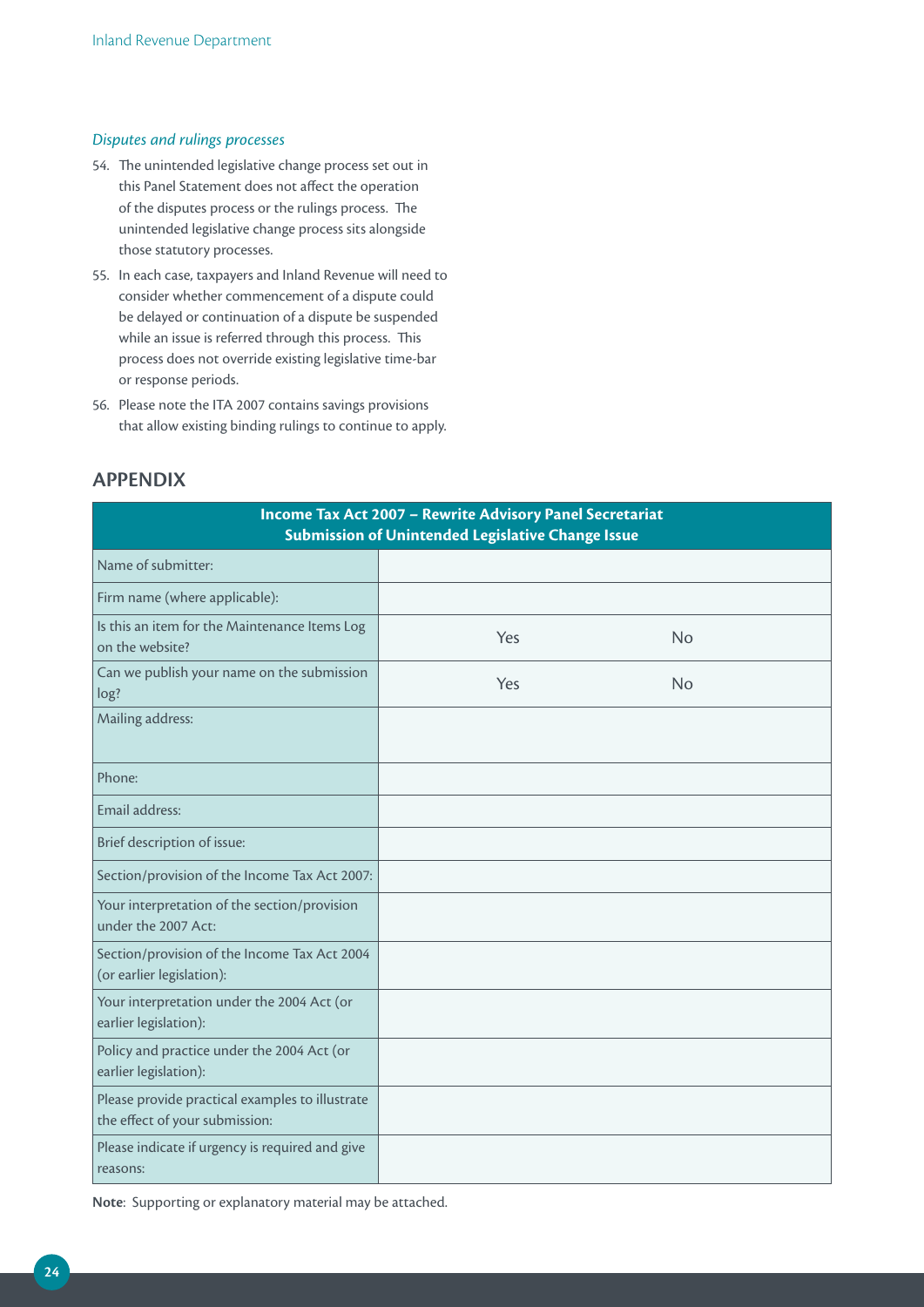### *Disputes and rulings processes*

54. The unintended legislative change process set out in this Panel Statement does not affect the operation of the disputes process or the rulings process. The unintended legislative change process sits alongside those statutory processes.
55. In each case, taxpayers and Inland Revenue will need to consider whether commencement of a dispute could be delayed or continuation of a dispute be suspended while an issue is referred through this process. This process does not override existing legislative time-bar or response periods.
56. Please note the ITA 2007 contains savings provisions that allow existing binding rulings to continue to apply.

## APPENDIX

| **Income Tax Act 2007 – Rewrite Advisory Panel Secretariat<br>Submission of Unintended Legislative Change Issue** | | |
|---|---|---|
| Name of submitter: | | |
| Firm name (where applicable): | | |
| Is this an item for the Maintenance Items Log on the website? | Yes | No |
| Can we publish your name on the submission log? | Yes | No |
| Mailing address: | | |
| Phone: | | |
| Email address: | | |
| Brief description of issue: | | |
| Section/provision of the Income Tax Act 2007: | | |
| Your interpretation of the section/provision under the 2007 Act: | | |
| Section/provision of the Income Tax Act 2004 (or earlier legislation): | | |
| Your interpretation under the 2004 Act (or earlier legislation): | | |
| Policy and practice under the 2004 Act (or earlier legislation): | | |
| Please provide practical examples to illustrate the effect of your submission: | | |
| Please indicate if urgency is required and give reasons: | | |

**Note**: Supporting or explanatory material may be attached.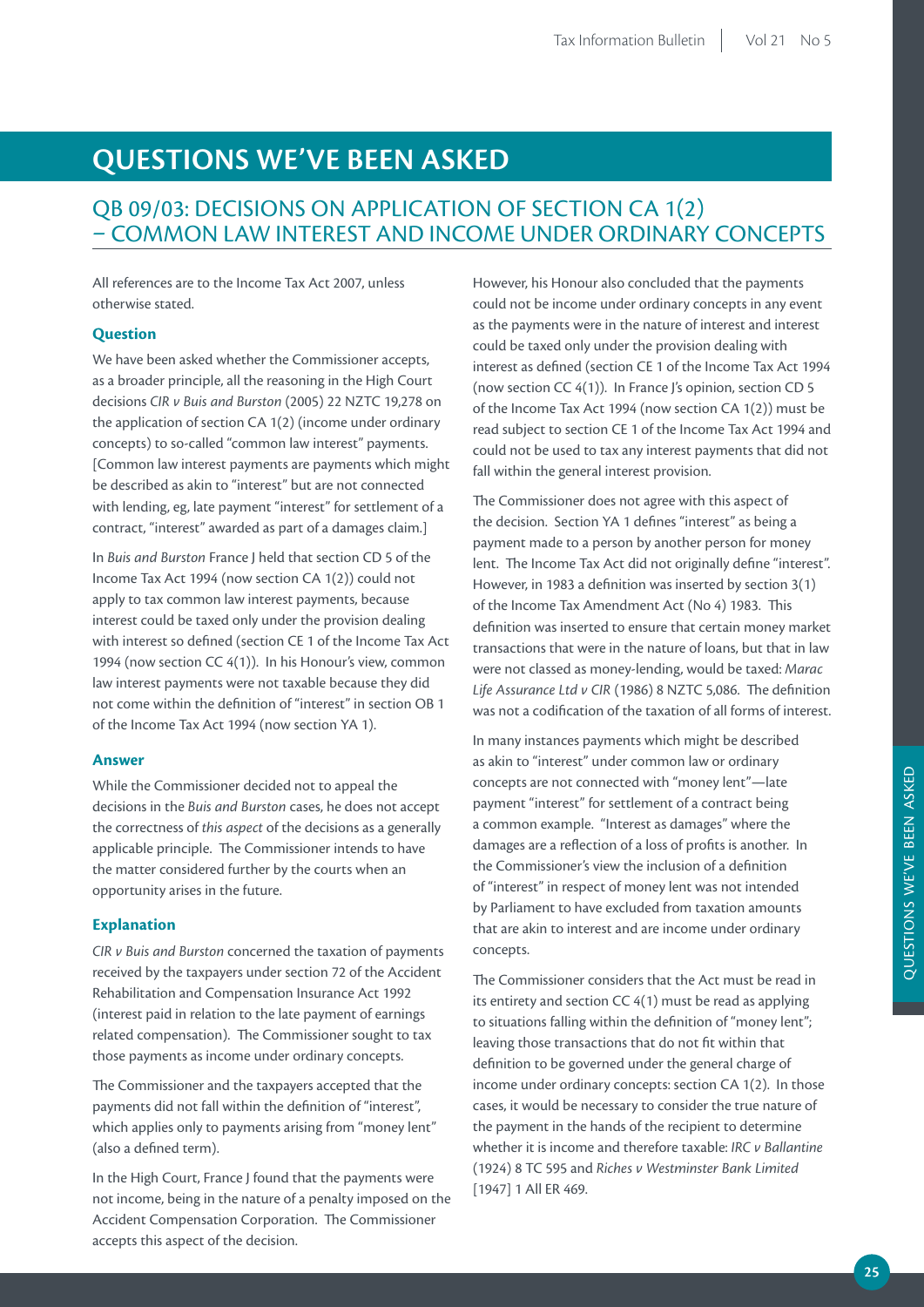# QUESTIONS WE'VE BEEN ASKED

## QB 09/03: DECISIONS ON APPLICATION OF SECTION CA 1(2) – COMMON LAW INTEREST AND INCOME UNDER ORDINARY CONCEPTS

All references are to the Income Tax Act 2007, unless otherwise stated.

### Question

We have been asked whether the Commissioner accepts, as a broader principle, all the reasoning in the High Court decisions *CIR v Buis and Burston* (2005) 22 NZTC 19,278 on the application of section CA 1(2) (income under ordinary concepts) to so-called "common law interest" payments. [Common law interest payments are payments which might be described as akin to "interest" but are not connected with lending, eg, late payment "interest" for settlement of a contract, "interest" awarded as part of a damages claim.]

In *Buis and Burston* France J held that section CD 5 of the Income Tax Act 1994 (now section CA 1(2)) could not apply to tax common law interest payments, because interest could be taxed only under the provision dealing with interest so defined (section CE 1 of the Income Tax Act 1994 (now section CC 4(1)). In his Honour's view, common law interest payments were not taxable because they did not come within the definition of "interest" in section OB 1 of the Income Tax Act 1994 (now section YA 1).

### Answer

While the Commissioner decided not to appeal the decisions in the *Buis and Burston* cases, he does not accept the correctness of *this aspect* of the decisions as a generally applicable principle. The Commissioner intends to have the matter considered further by the courts when an opportunity arises in the future.

### Explanation

*CIR v Buis and Burston* concerned the taxation of payments received by the taxpayers under section 72 of the Accident Rehabilitation and Compensation Insurance Act 1992 (interest paid in relation to the late payment of earnings related compensation). The Commissioner sought to tax those payments as income under ordinary concepts.

The Commissioner and the taxpayers accepted that the payments did not fall within the definition of "interest", which applies only to payments arising from "money lent" (also a defined term).

In the High Court, France J found that the payments were not income, being in the nature of a penalty imposed on the Accident Compensation Corporation. The Commissioner accepts this aspect of the decision.

However, his Honour also concluded that the payments could not be income under ordinary concepts in any event as the payments were in the nature of interest and interest could be taxed only under the provision dealing with interest as defined (section CE 1 of the Income Tax Act 1994 (now section CC 4(1)). In France J's opinion, section CD 5 of the Income Tax Act 1994 (now section CA 1(2)) must be read subject to section CE 1 of the Income Tax Act 1994 and could not be used to tax any interest payments that did not fall within the general interest provision.

The Commissioner does not agree with this aspect of the decision. Section YA 1 defines "interest" as being a payment made to a person by another person for money lent. The Income Tax Act did not originally define "interest". However, in 1983 a definition was inserted by section 3(1) of the Income Tax Amendment Act (No 4) 1983. This definition was inserted to ensure that certain money market transactions that were in the nature of loans, but that in law were not classed as money-lending, would be taxed: *Marac Life Assurance Ltd v CIR* (1986) 8 NZTC 5,086. The definition was not a codification of the taxation of all forms of interest.

In many instances payments which might be described as akin to "interest" under common law or ordinary concepts are not connected with "money lent"—late payment "interest" for settlement of a contract being a common example. "Interest as damages" where the damages are a reflection of a loss of profits is another. In the Commissioner's view the inclusion of a definition of "interest" in respect of money lent was not intended by Parliament to have excluded from taxation amounts that are akin to interest and are income under ordinary concepts.

The Commissioner considers that the Act must be read in its entirety and section CC 4(1) must be read as applying to situations falling within the definition of "money lent"; leaving those transactions that do not fit within that definition to be governed under the general charge of income under ordinary concepts: section CA 1(2). In those cases, it would be necessary to consider the true nature of the payment in the hands of the recipient to determine whether it is income and therefore taxable: *IRC v Ballantine* (1924) 8 TC 595 and *Riches v Westminster Bank Limited* [1947] 1 All ER 469.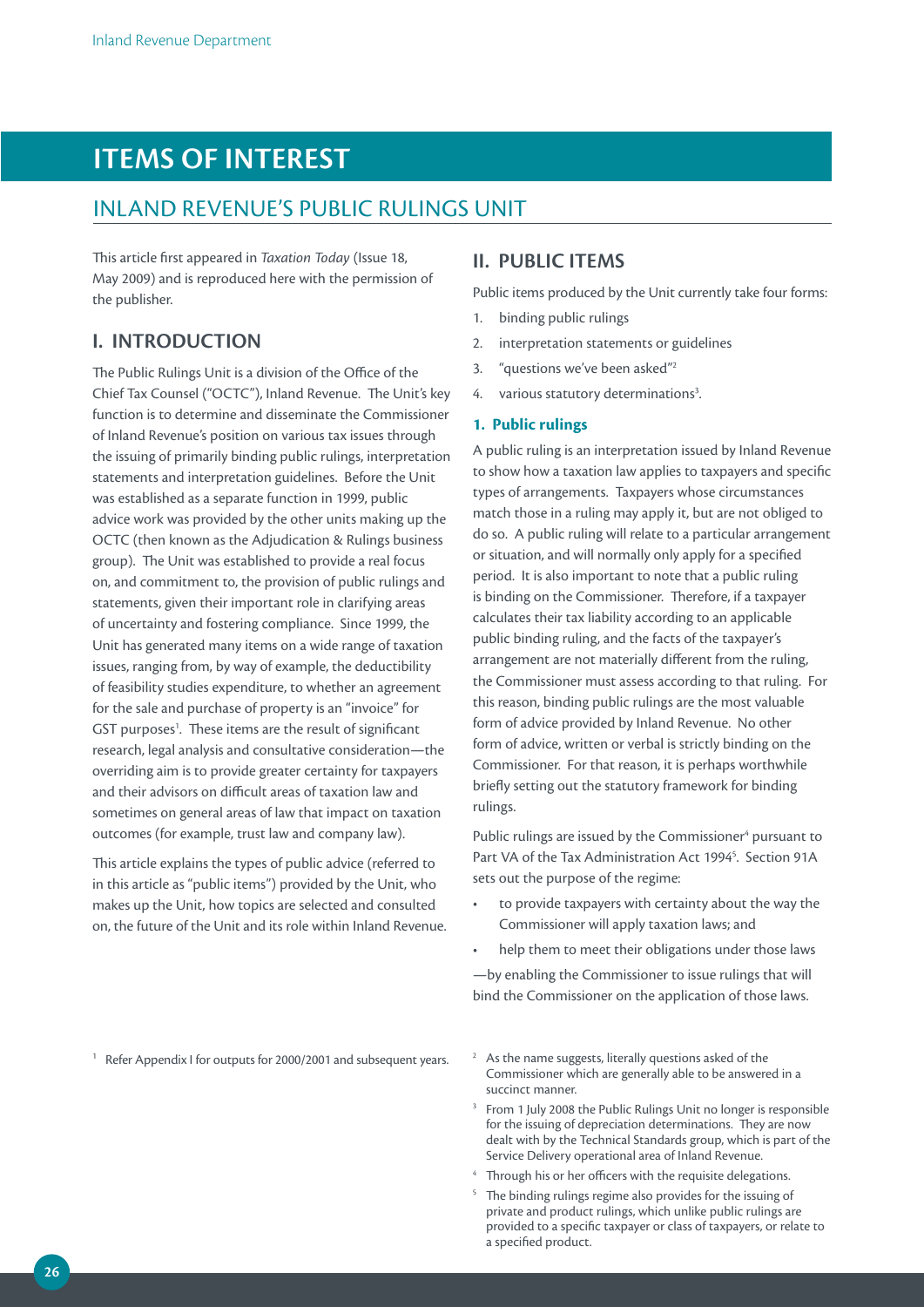# ITEMS OF INTEREST

## INLAND REVENUE'S PUBLIC RULINGS UNIT

This article first appeared in *Taxation Today* (Issue 18, May 2009) and is reproduced here with the permission of the publisher.

### I. INTRODUCTION

The Public Rulings Unit is a division of the Office of the Chief Tax Counsel ("OCTC"), Inland Revenue. The Unit's key function is to determine and disseminate the Commissioner of Inland Revenue's position on various tax issues through the issuing of primarily binding public rulings, interpretation statements and interpretation guidelines. Before the Unit was established as a separate function in 1999, public advice work was provided by the other units making up the OCTC (then known as the Adjudication & Rulings business group). The Unit was established to provide a real focus on, and commitment to, the provision of public rulings and statements, given their important role in clarifying areas of uncertainty and fostering compliance. Since 1999, the Unit has generated many items on a wide range of taxation issues, ranging from, by way of example, the deductibility of feasibility studies expenditure, to whether an agreement for the sale and purchase of property is an "invoice" for GST purposes[1]. These items are the result of significant research, legal analysis and consultative consideration—the overriding aim is to provide greater certainty for taxpayers and their advisors on difficult areas of taxation law and sometimes on general areas of law that impact on taxation outcomes (for example, trust law and company law).

This article explains the types of public advice (referred to in this article as "public items") provided by the Unit, who makes up the Unit, how topics are selected and consulted on, the future of the Unit and its role within Inland Revenue.

### II. PUBLIC ITEMS

Public items produced by the Unit currently take four forms:

1. binding public rulings
2. interpretation statements or guidelines
3. "questions we've been asked"[2]
4. various statutory determinations[3].

#### 1. Public rulings

A public ruling is an interpretation issued by Inland Revenue to show how a taxation law applies to taxpayers and specific types of arrangements. Taxpayers whose circumstances match those in a ruling may apply it, but are not obliged to do so. A public ruling will relate to a particular arrangement or situation, and will normally only apply for a specified period. It is also important to note that a public ruling is binding on the Commissioner. Therefore, if a taxpayer calculates their tax liability according to an applicable public binding ruling, and the facts of the taxpayer's arrangement are not materially different from the ruling, the Commissioner must assess according to that ruling. For this reason, binding public rulings are the most valuable form of advice provided by Inland Revenue. No other form of advice, written or verbal is strictly binding on the Commissioner. For that reason, it is perhaps worthwhile briefly setting out the statutory framework for binding rulings.

Public rulings are issued by the Commissioner[4] pursuant to Part VA of the Tax Administration Act 1994[5]. Section 91A sets out the purpose of the regime:

- to provide taxpayers with certainty about the way the Commissioner will apply taxation laws; and
- help them to meet their obligations under those laws

—by enabling the Commissioner to issue rulings that will bind the Commissioner on the application of those laws.

---

[1] Refer Appendix I for outputs for 2000/2001 and subsequent years.

[2] As the name suggests, literally questions asked of the Commissioner which are generally able to be answered in a succinct manner.

[3] From 1 July 2008 the Public Rulings Unit no longer is responsible for the issuing of depreciation determinations. They are now dealt with by the Technical Standards group, which is part of the Service Delivery operational area of Inland Revenue.

[4] Through his or her officers with the requisite delegations.

[5] The binding rulings regime also provides for the issuing of private and product rulings, which unlike public rulings are provided to a specific taxpayer or class of taxpayers, or relate to a specified product.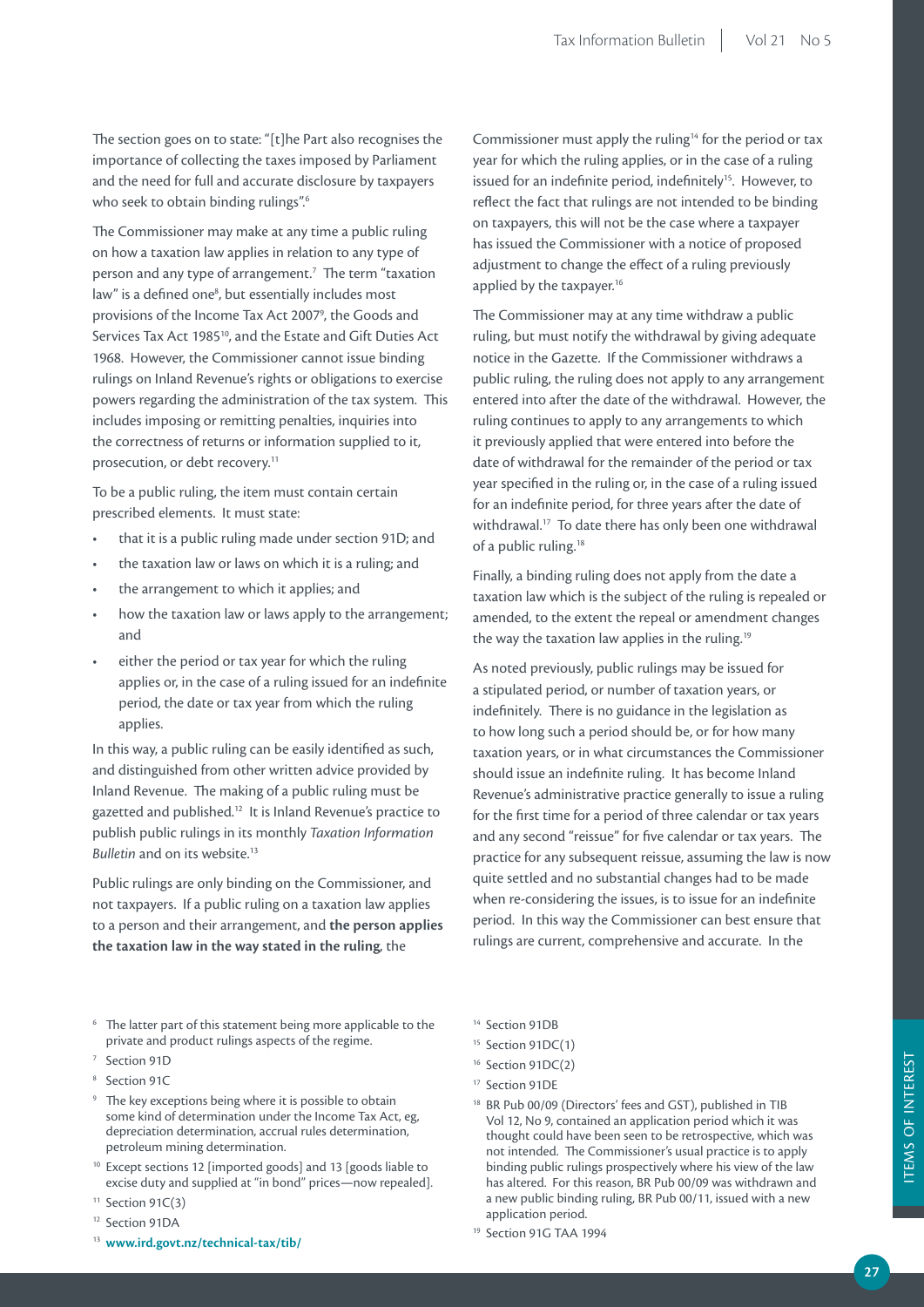The section goes on to state: "[t]he Part also recognises the importance of collecting the taxes imposed by Parliament and the need for full and accurate disclosure by taxpayers who seek to obtain binding rulings".[6]

The Commissioner may make at any time a public ruling on how a taxation law applies in relation to any type of person and any type of arrangement.[7] The term "taxation law" is a defined one[8], but essentially includes most provisions of the Income Tax Act 2007[9], the Goods and Services Tax Act 1985[10], and the Estate and Gift Duties Act 1968. However, the Commissioner cannot issue binding rulings on Inland Revenue's rights or obligations to exercise powers regarding the administration of the tax system. This includes imposing or remitting penalties, inquiries into the correctness of returns or information supplied to it, prosecution, or debt recovery.[11]

To be a public ruling, the item must contain certain prescribed elements. It must state:

- that it is a public ruling made under section 91D; and
- the taxation law or laws on which it is a ruling; and
- the arrangement to which it applies; and
- how the taxation law or laws apply to the arrangement; and
- either the period or tax year for which the ruling applies or, in the case of a ruling issued for an indefinite period, the date or tax year from which the ruling applies.

In this way, a public ruling can be easily identified as such, and distinguished from other written advice provided by Inland Revenue. The making of a public ruling must be gazetted and published.[12] It is Inland Revenue's practice to publish public rulings in its monthly *Taxation Information Bulletin* and on its website.[13]

Public rulings are only binding on the Commissioner, and not taxpayers. If a public ruling on a taxation law applies to a person and their arrangement, and **the person applies the taxation law in the way stated in the ruling**, the Commissioner must apply the ruling[14] for the period or tax year for which the ruling applies, or in the case of a ruling issued for an indefinite period, indefinitely[15]. However, to reflect the fact that rulings are not intended to be binding on taxpayers, this will not be the case where a taxpayer has issued the Commissioner with a notice of proposed adjustment to change the effect of a ruling previously applied by the taxpayer.[16]

The Commissioner may at any time withdraw a public ruling, but must notify the withdrawal by giving adequate notice in the Gazette. If the Commissioner withdraws a public ruling, the ruling does not apply to any arrangement entered into after the date of the withdrawal. However, the ruling continues to apply to any arrangements to which it previously applied that were entered into before the date of withdrawal for the remainder of the period or tax year specified in the ruling or, in the case of a ruling issued for an indefinite period, for three years after the date of withdrawal.[17] To date there has only been one withdrawal of a public ruling.[18]

Finally, a binding ruling does not apply from the date a taxation law which is the subject of the ruling is repealed or amended, to the extent the repeal or amendment changes the way the taxation law applies in the ruling.[19]

As noted previously, public rulings may be issued for a stipulated period, or number of taxation years, or indefinitely. There is no guidance in the legislation as to how long such a period should be, or for how many taxation years, or in what circumstances the Commissioner should issue an indefinite ruling. It has become Inland Revenue's administrative practice generally to issue a ruling for the first time for a period of three calendar or tax years and any second "reissue" for five calendar or tax years. The practice for any subsequent reissue, assuming the law is now quite settled and no substantial changes had to be made when re-considering the issues, is to issue for an indefinite period. In this way the Commissioner can best ensure that rulings are current, comprehensive and accurate. In the

[6] The latter part of this statement being more applicable to the private and product rulings aspects of the regime.

[7] Section 91D

[8] Section 91C

[9] The key exceptions being where it is possible to obtain some kind of determination under the Income Tax Act, eg, depreciation determination, accrual rules determination, petroleum mining determination.

[10] Except sections 12 [imported goods] and 13 [goods liable to excise duty and supplied at "in bond" prices—now repealed].

[11] Section 91C(3)

[12] Section 91DA

[13] **www.ird.govt.nz/technical-tax/tib/**

[14] Section 91DB

[15] Section 91DC(1)

[16] Section 91DC(2)

[17] Section 91DE

[18] BR Pub 00/09 (Directors' fees and GST), published in TIB Vol 12, No 9, contained an application period which it was thought could have been seen to be retrospective, which was not intended. The Commissioner's usual practice is to apply binding public rulings prospectively where his view of the law has altered. For this reason, BR Pub 00/09 was withdrawn and a new public binding ruling, BR Pub 00/11, issued with a new application period.

[19] Section 91G TAA 1994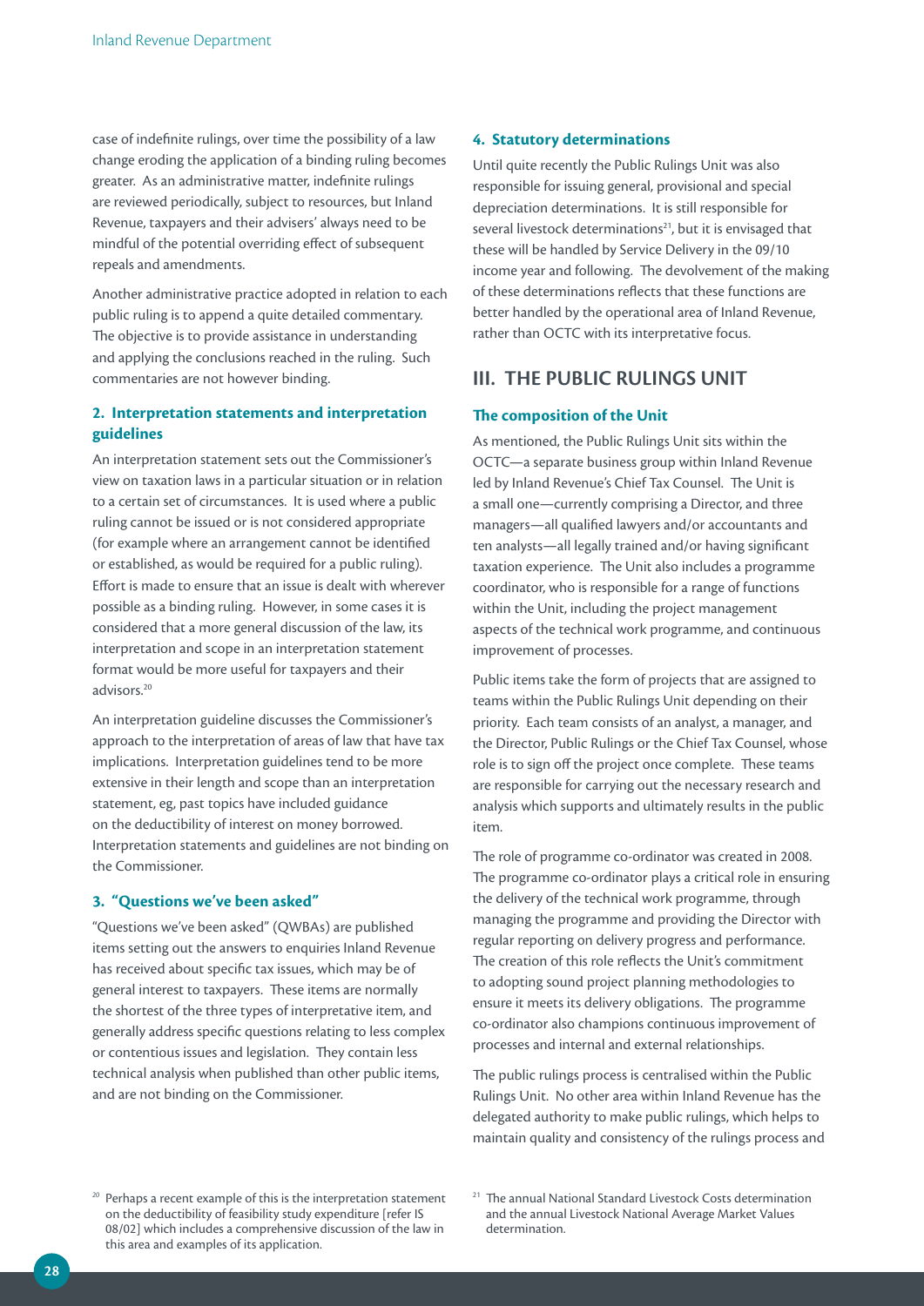case of indefinite rulings, over time the possibility of a law change eroding the application of a binding ruling becomes greater. As an administrative matter, indefinite rulings are reviewed periodically, subject to resources, but Inland Revenue, taxpayers and their advisers' always need to be mindful of the potential overriding effect of subsequent repeals and amendments.

Another administrative practice adopted in relation to each public ruling is to append a quite detailed commentary. The objective is to provide assistance in understanding and applying the conclusions reached in the ruling. Such commentaries are not however binding.

### 2. Interpretation statements and interpretation guidelines

An interpretation statement sets out the Commissioner's view on taxation laws in a particular situation or in relation to a certain set of circumstances. It is used where a public ruling cannot be issued or is not considered appropriate (for example where an arrangement cannot be identified or established, as would be required for a public ruling). Effort is made to ensure that an issue is dealt with wherever possible as a binding ruling. However, in some cases it is considered that a more general discussion of the law, its interpretation and scope in an interpretation statement format would be more useful for taxpayers and their advisors.[20]

An interpretation guideline discusses the Commissioner's approach to the interpretation of areas of law that have tax implications. Interpretation guidelines tend to be more extensive in their length and scope than an interpretation statement, eg, past topics have included guidance on the deductibility of interest on money borrowed. Interpretation statements and guidelines are not binding on the Commissioner.

### 3. "Questions we've been asked"

"Questions we've been asked" (QWBAs) are published items setting out the answers to enquiries Inland Revenue has received about specific tax issues, which may be of general interest to taxpayers. These items are normally the shortest of the three types of interpretative item, and generally address specific questions relating to less complex or contentious issues and legislation. They contain less technical analysis when published than other public items, and are not binding on the Commissioner.

### 4. Statutory determinations

Until quite recently the Public Rulings Unit was also responsible for issuing general, provisional and special depreciation determinations. It is still responsible for several livestock determinations[21], but it is envisaged that these will be handled by Service Delivery in the 09/10 income year and following. The devolvement of the making of these determinations reflects that these functions are better handled by the operational area of Inland Revenue, rather than OCTC with its interpretative focus.

## III. THE PUBLIC RULINGS UNIT

### The composition of the Unit

As mentioned, the Public Rulings Unit sits within the OCTC—a separate business group within Inland Revenue led by Inland Revenue's Chief Tax Counsel. The Unit is a small one—currently comprising a Director, and three managers—all qualified lawyers and/or accountants and ten analysts—all legally trained and/or having significant taxation experience. The Unit also includes a programme coordinator, who is responsible for a range of functions within the Unit, including the project management aspects of the technical work programme, and continuous improvement of processes.

Public items take the form of projects that are assigned to teams within the Public Rulings Unit depending on their priority. Each team consists of an analyst, a manager, and the Director, Public Rulings or the Chief Tax Counsel, whose role is to sign off the project once complete. These teams are responsible for carrying out the necessary research and analysis which supports and ultimately results in the public item.

The role of programme co-ordinator was created in 2008. The programme co-ordinator plays a critical role in ensuring the delivery of the technical work programme, through managing the programme and providing the Director with regular reporting on delivery progress and performance. The creation of this role reflects the Unit's commitment to adopting sound project planning methodologies to ensure it meets its delivery obligations. The programme co-ordinator also champions continuous improvement of processes and internal and external relationships.

The public rulings process is centralised within the Public Rulings Unit. No other area within Inland Revenue has the delegated authority to make public rulings, which helps to maintain quality and consistency of the rulings process and

[20] Perhaps a recent example of this is the interpretation statement on the deductibility of feasibility study expenditure [refer IS 08/02] which includes a comprehensive discussion of the law in this area and examples of its application.

[21] The annual National Standard Livestock Costs determination and the annual Livestock National Average Market Values determination.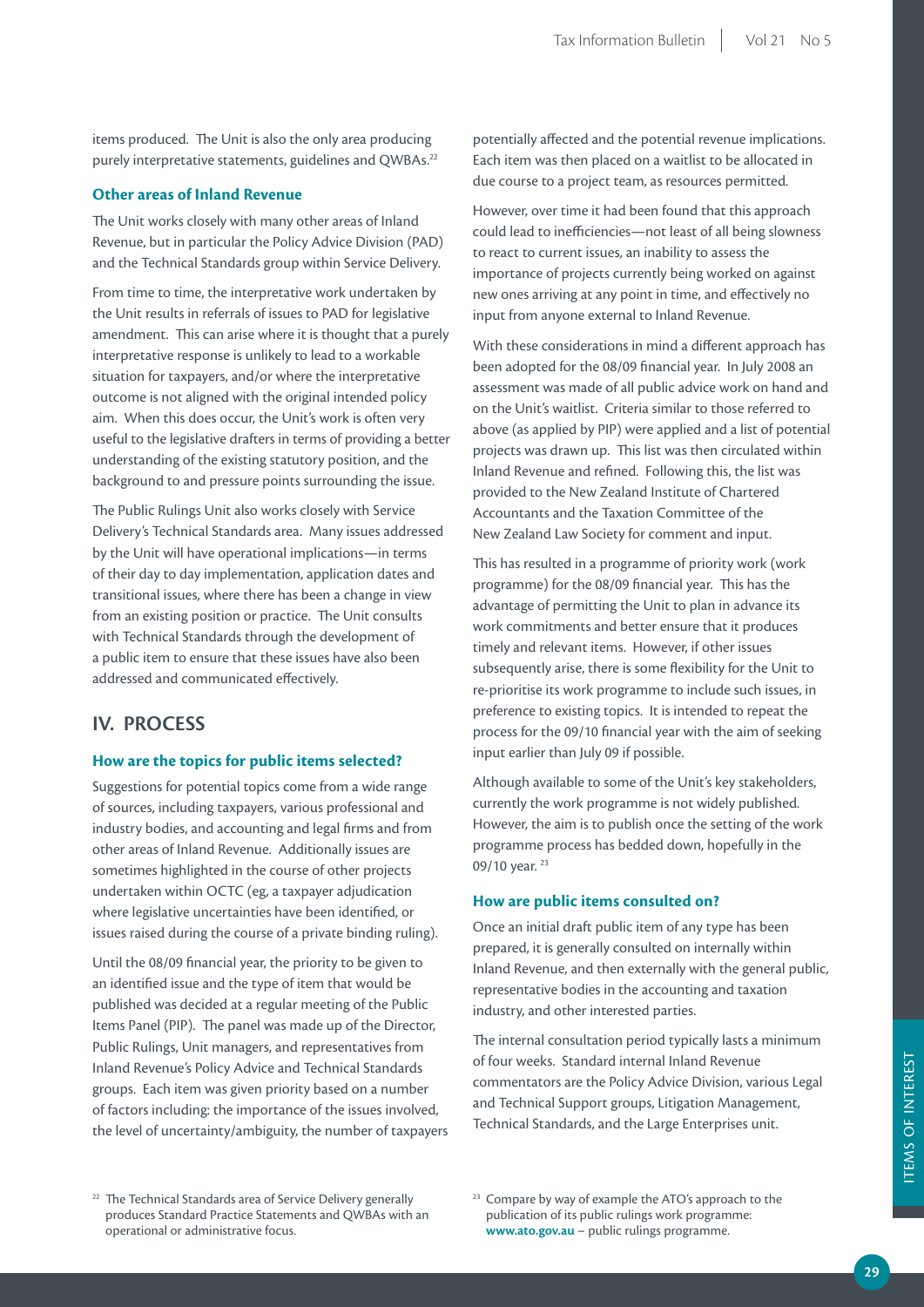items produced. The Unit is also the only area producing purely interpretative statements, guidelines and QWBAs.[22]

### Other areas of Inland Revenue

The Unit works closely with many other areas of Inland Revenue, but in particular the Policy Advice Division (PAD) and the Technical Standards group within Service Delivery.

From time to time, the interpretative work undertaken by the Unit results in referrals of issues to PAD for legislative amendment. This can arise where it is thought that a purely interpretative response is unlikely to lead to a workable situation for taxpayers, and/or where the interpretative outcome is not aligned with the original intended policy aim. When this does occur, the Unit's work is often very useful to the legislative drafters in terms of providing a better understanding of the existing statutory position, and the background to and pressure points surrounding the issue.

The Public Rulings Unit also works closely with Service Delivery's Technical Standards area. Many issues addressed by the Unit will have operational implications—in terms of their day to day implementation, application dates and transitional issues, where there has been a change in view from an existing position or practice. The Unit consults with Technical Standards through the development of a public item to ensure that these issues have also been addressed and communicated effectively.

## IV. PROCESS

### How are the topics for public items selected?

Suggestions for potential topics come from a wide range of sources, including taxpayers, various professional and industry bodies, and accounting and legal firms and from other areas of Inland Revenue. Additionally issues are sometimes highlighted in the course of other projects undertaken within OCTC (eg, a taxpayer adjudication where legislative uncertainties have been identified, or issues raised during the course of a private binding ruling).

Until the 08/09 financial year, the priority to be given to an identified issue and the type of item that would be published was decided at a regular meeting of the Public Items Panel (PIP). The panel was made up of the Director, Public Rulings, Unit managers, and representatives from Inland Revenue's Policy Advice and Technical Standards groups. Each item was given priority based on a number of factors including: the importance of the issues involved, the level of uncertainty/ambiguity, the number of taxpayers potentially affected and the potential revenue implications. Each item was then placed on a waitlist to be allocated in due course to a project team, as resources permitted.

However, over time it had been found that this approach could lead to inefficiencies—not least of all being slowness to react to current issues, an inability to assess the importance of projects currently being worked on against new ones arriving at any point in time, and effectively no input from anyone external to Inland Revenue.

With these considerations in mind a different approach has been adopted for the 08/09 financial year. In July 2008 an assessment was made of all public advice work on hand and on the Unit's waitlist. Criteria similar to those referred to above (as applied by PIP) were applied and a list of potential projects was drawn up. This list was then circulated within Inland Revenue and refined. Following this, the list was provided to the New Zealand Institute of Chartered Accountants and the Taxation Committee of the New Zealand Law Society for comment and input.

This has resulted in a programme of priority work (work programme) for the 08/09 financial year. This has the advantage of permitting the Unit to plan in advance its work commitments and better ensure that it produces timely and relevant items. However, if other issues subsequently arise, there is some flexibility for the Unit to re-prioritise its work programme to include such issues, in preference to existing topics. It is intended to repeat the process for the 09/10 financial year with the aim of seeking input earlier than July 09 if possible.

Although available to some of the Unit's key stakeholders, currently the work programme is not widely published. However, the aim is to publish once the setting of the work programme process has bedded down, hopefully in the 09/10 year.[23]

### How are public items consulted on?

Once an initial draft public item of any type has been prepared, it is generally consulted on internally within Inland Revenue, and then externally with the general public, representative bodies in the accounting and taxation industry, and other interested parties.

The internal consultation period typically lasts a minimum of four weeks. Standard internal Inland Revenue commentators are the Policy Advice Division, various Legal and Technical Support groups, Litigation Management, Technical Standards, and the Large Enterprises unit.

---

[22] The Technical Standards area of Service Delivery generally produces Standard Practice Statements and QWBAs with an operational or administrative focus.

[23] Compare by way of example the ATO's approach to the publication of its public rulings work programme: **www.ato.gov.au** – public rulings programme.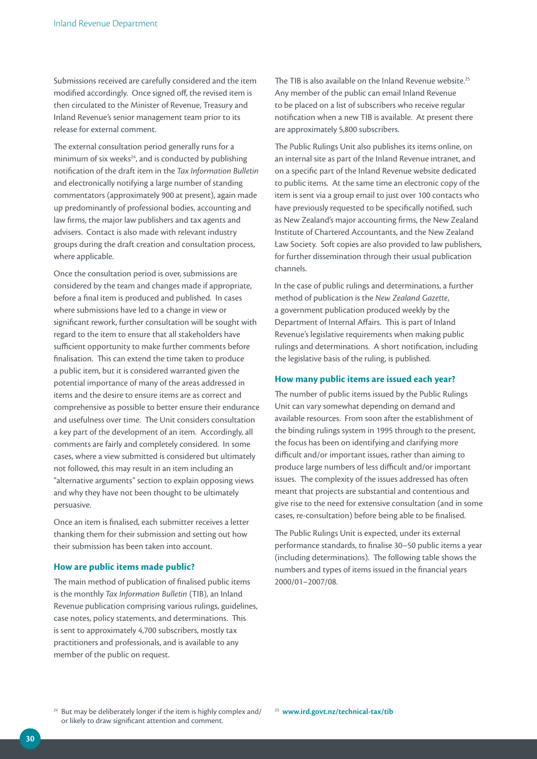Submissions received are carefully considered and the item modified accordingly. Once signed off, the revised item is then circulated to the Minister of Revenue, Treasury and Inland Revenue's senior management team prior to its release for external comment.

The external consultation period generally runs for a minimum of six weeks[24], and is conducted by publishing notification of the draft item in the *Tax Information Bulletin* and electronically notifying a large number of standing commentators (approximately 900 at present), again made up predominantly of professional bodies, accounting and law firms, the major law publishers and tax agents and advisers. Contact is also made with relevant industry groups during the draft creation and consultation process, where applicable.

Once the consultation period is over, submissions are considered by the team and changes made if appropriate, before a final item is produced and published. In cases where submissions have led to a change in view or significant rework, further consultation will be sought with regard to the item to ensure that all stakeholders have sufficient opportunity to make further comments before finalisation. This can extend the time taken to produce a public item, but it is considered warranted given the potential importance of many of the areas addressed in items and the desire to ensure items are as correct and comprehensive as possible to better ensure their endurance and usefulness over time. The Unit considers consultation a key part of the development of an item. Accordingly, all comments are fairly and completely considered. In some cases, where a view submitted is considered but ultimately not followed, this may result in an item including an "alternative arguments" section to explain opposing views and why they have not been thought to be ultimately persuasive.

Once an item is finalised, each submitter receives a letter thanking them for their submission and setting out how their submission has been taken into account.

### How are public items made public?

The main method of publication of finalised public items is the monthly *Tax Information Bulletin* (TIB), an Inland Revenue publication comprising various rulings, guidelines, case notes, policy statements, and determinations. This is sent to approximately 4,700 subscribers, mostly tax practitioners and professionals, and is available to any member of the public on request.

The TIB is also available on the Inland Revenue website.[25] Any member of the public can email Inland Revenue to be placed on a list of subscribers who receive regular notification when a new TIB is available. At present there are approximately 5,800 subscribers.

The Public Rulings Unit also publishes its items online, on an internal site as part of the Inland Revenue intranet, and on a specific part of the Inland Revenue website dedicated to public items. At the same time an electronic copy of the item is sent via a group email to just over 100 contacts who have previously requested to be specifically notified, such as New Zealand's major accounting firms, the New Zealand Institute of Chartered Accountants, and the New Zealand Law Society. Soft copies are also provided to law publishers, for further dissemination through their usual publication channels.

In the case of public rulings and determinations, a further method of publication is the *New Zealand Gazette*, a government publication produced weekly by the Department of Internal Affairs. This is part of Inland Revenue's legislative requirements when making public rulings and determinations. A short notification, including the legislative basis of the ruling, is published.

### How many public items are issued each year?

The number of public items issued by the Public Rulings Unit can vary somewhat depending on demand and available resources. From soon after the establishment of the binding rulings system in 1995 through to the present, the focus has been on identifying and clarifying more difficult and/or important issues, rather than aiming to produce large numbers of less difficult and/or important issues. The complexity of the issues addressed has often meant that projects are substantial and contentious and give rise to the need for extensive consultation (and in some cases, re-consultation) before being able to be finalised.

The Public Rulings Unit is expected, under its external performance standards, to finalise 30–50 public items a year (including determinations). The following table shows the numbers and types of items issued in the financial years 2000/01–2007/08.

[24] But may be deliberately longer if the item is highly complex and/or likely to draw significant attention and comment.

[25] **www.ird.govt.nz/technical-tax/tib**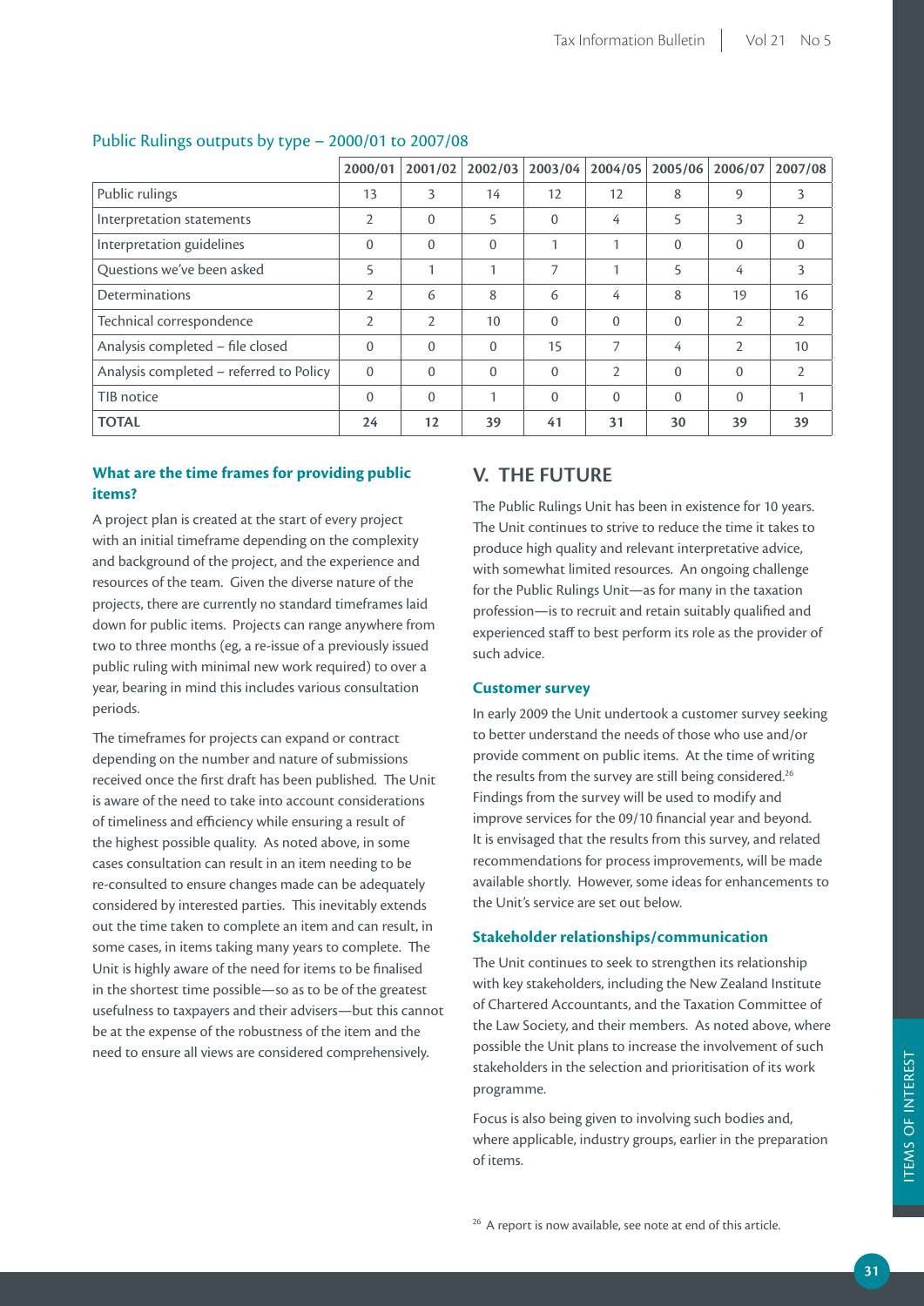## Public Rulings outputs by type – 2000/01 to 2007/08

| | 2000/01 | 2001/02 | 2002/03 | 2003/04 | 2004/05 | 2005/06 | 2006/07 | 2007/08 |
|---|---|---|---|---|---|---|---|---|
| Public rulings | 13 | 3 | 14 | 12 | 12 | 8 | 9 | 3 |
| Interpretation statements | 2 | 0 | 5 | 0 | 4 | 5 | 3 | 2 |
| Interpretation guidelines | 0 | 0 | 0 | 1 | 1 | 0 | 0 | 0 |
| Questions we've been asked | 5 | 1 | 1 | 7 | 1 | 5 | 4 | 3 |
| Determinations | 2 | 6 | 8 | 6 | 4 | 8 | 19 | 16 |
| Technical correspondence | 2 | 2 | 10 | 0 | 0 | 0 | 2 | 2 |
| Analysis completed – file closed | 0 | 0 | 0 | 15 | 7 | 4 | 2 | 10 |
| Analysis completed – referred to Policy | 0 | 0 | 0 | 0 | 2 | 0 | 0 | 2 |
| TIB notice | 0 | 0 | 1 | 0 | 0 | 0 | 0 | 1 |
| **TOTAL** | **24** | **12** | **39** | **41** | **31** | **30** | **39** | **39** |

### What are the time frames for providing public items?

A project plan is created at the start of every project with an initial timeframe depending on the complexity and background of the project, and the experience and resources of the team. Given the diverse nature of the projects, there are currently no standard timeframes laid down for public items. Projects can range anywhere from two to three months (eg, a re-issue of a previously issued public ruling with minimal new work required) to over a year, bearing in mind this includes various consultation periods.

The timeframes for projects can expand or contract depending on the number and nature of submissions received once the first draft has been published. The Unit is aware of the need to take into account considerations of timeliness and efficiency while ensuring a result of the highest possible quality. As noted above, in some cases consultation can result in an item needing to be re-consulted to ensure changes made can be adequately considered by interested parties. This inevitably extends out the time taken to complete an item and can result, in some cases, in items taking many years to complete. The Unit is highly aware of the need for items to be finalised in the shortest time possible—so as to be of the greatest usefulness to taxpayers and their advisers—but this cannot be at the expense of the robustness of the item and the need to ensure all views are considered comprehensively.

## V. THE FUTURE

The Public Rulings Unit has been in existence for 10 years. The Unit continues to strive to reduce the time it takes to produce high quality and relevant interpretative advice, with somewhat limited resources. An ongoing challenge for the Public Rulings Unit—as for many in the taxation profession—is to recruit and retain suitably qualified and experienced staff to best perform its role as the provider of such advice.

### Customer survey

In early 2009 the Unit undertook a customer survey seeking to better understand the needs of those who use and/or provide comment on public items. At the time of writing the results from the survey are still being considered.[26] Findings from the survey will be used to modify and improve services for the 09/10 financial year and beyond. It is envisaged that the results from this survey, and related recommendations for process improvements, will be made available shortly. However, some ideas for enhancements to the Unit's service are set out below.

### Stakeholder relationships/communication

The Unit continues to seek to strengthen its relationship with key stakeholders, including the New Zealand Institute of Chartered Accountants, and the Taxation Committee of the Law Society, and their members. As noted above, where possible the Unit plans to increase the involvement of such stakeholders in the selection and prioritisation of its work programme.

Focus is also being given to involving such bodies and, where applicable, industry groups, earlier in the preparation of items.

[26] A report is now available, see note at end of this article.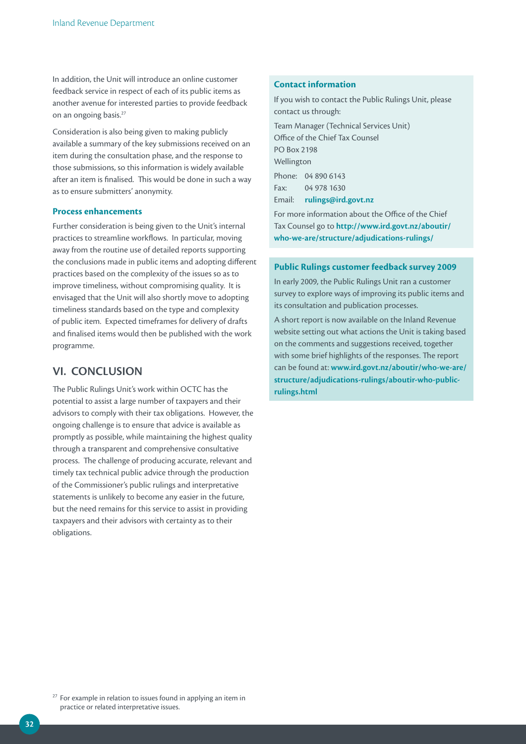In addition, the Unit will introduce an online customer feedback service in respect of each of its public items as another avenue for interested parties to provide feedback on an ongoing basis.[27]

Consideration is also being given to making publicly available a summary of the key submissions received on an item during the consultation phase, and the response to those submissions, so this information is widely available after an item is finalised. This would be done in such a way as to ensure submitters' anonymity.

### Process enhancements

Further consideration is being given to the Unit's internal practices to streamline workflows. In particular, moving away from the routine use of detailed reports supporting the conclusions made in public items and adopting different practices based on the complexity of the issues so as to improve timeliness, without compromising quality. It is envisaged that the Unit will also shortly move to adopting timeliness standards based on the type and complexity of public item. Expected timeframes for delivery of drafts and finalised items would then be published with the work programme.

## VI. CONCLUSION

The Public Rulings Unit's work within OCTC has the potential to assist a large number of taxpayers and their advisors to comply with their tax obligations. However, the ongoing challenge is to ensure that advice is available as promptly as possible, while maintaining the highest quality through a transparent and comprehensive consultative process. The challenge of producing accurate, relevant and timely tax technical public advice through the production of the Commissioner's public rulings and interpretative statements is unlikely to become any easier in the future, but the need remains for this service to assist in providing taxpayers and their advisors with certainty as to their obligations.

### Contact information

If you wish to contact the Public Rulings Unit, please contact us through:

Team Manager (Technical Services Unit)
Office of the Chief Tax Counsel
PO Box 2198
Wellington

Phone: 04 890 6143
Fax: 04 978 1630
Email: **rulings@ird.govt.nz**

For more information about the Office of the Chief Tax Counsel go to **http://www.ird.govt.nz/aboutir/who-we-are/structure/adjudications-rulings/**

### Public Rulings customer feedback survey 2009

In early 2009, the Public Rulings Unit ran a customer survey to explore ways of improving its public items and its consultation and publication processes.

A short report is now available on the Inland Revenue website setting out what actions the Unit is taking based on the comments and suggestions received, together with some brief highlights of the responses. The report can be found at: **www.ird.govt.nz/aboutir/who-we-are/structure/adjudications-rulings/aboutir-who-public-rulings.html**

---

[27] For example in relation to issues found in applying an item in practice or related interpretative issues.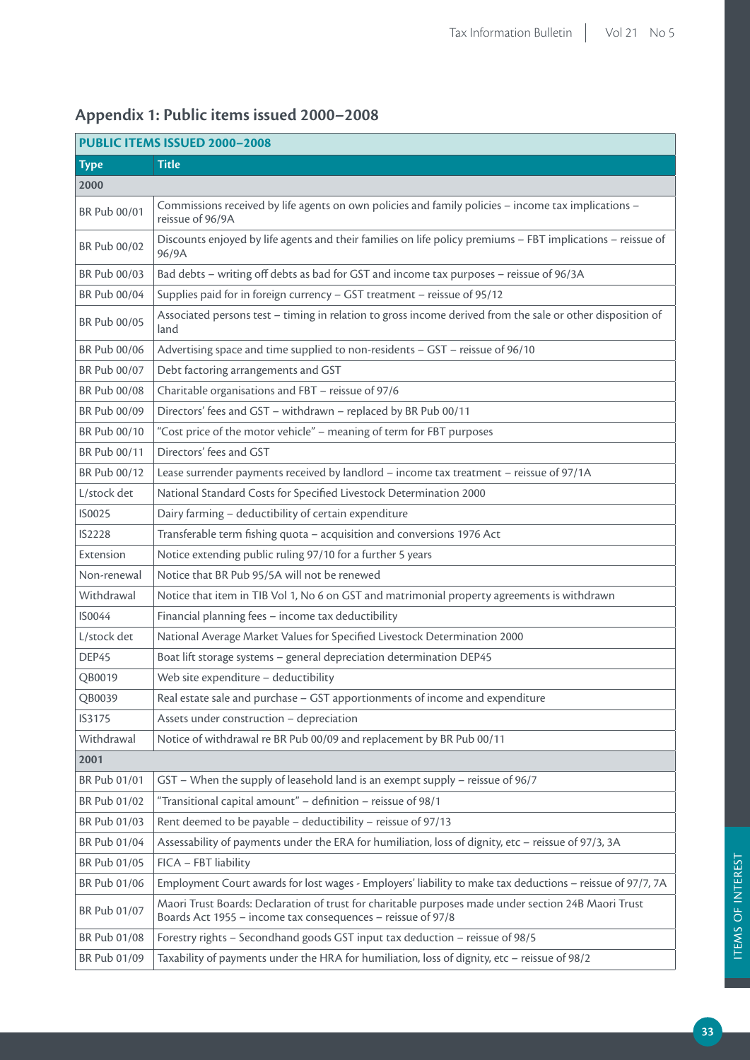## Appendix 1: Public items issued 2000–2008

| PUBLIC ITEMS ISSUED 2000–2008 | |
|---|---|
| **Type** | **Title** |
| **2000** | |
| BR Pub 00/01 | Commissions received by life agents on own policies and family policies – income tax implications – reissue of 96/9A |
| BR Pub 00/02 | Discounts enjoyed by life agents and their families on life policy premiums – FBT implications – reissue of 96/9A |
| BR Pub 00/03 | Bad debts – writing off debts as bad for GST and income tax purposes – reissue of 96/3A |
| BR Pub 00/04 | Supplies paid for in foreign currency – GST treatment – reissue of 95/12 |
| BR Pub 00/05 | Associated persons test – timing in relation to gross income derived from the sale or other disposition of land |
| BR Pub 00/06 | Advertising space and time supplied to non-residents – GST – reissue of 96/10 |
| BR Pub 00/07 | Debt factoring arrangements and GST |
| BR Pub 00/08 | Charitable organisations and FBT – reissue of 97/6 |
| BR Pub 00/09 | Directors' fees and GST – withdrawn – replaced by BR Pub 00/11 |
| BR Pub 00/10 | "Cost price of the motor vehicle" – meaning of term for FBT purposes |
| BR Pub 00/11 | Directors' fees and GST |
| BR Pub 00/12 | Lease surrender payments received by landlord – income tax treatment – reissue of 97/1A |
| L/stock det | National Standard Costs for Specified Livestock Determination 2000 |
| IS0025 | Dairy farming – deductibility of certain expenditure |
| IS2228 | Transferable term fishing quota – acquisition and conversions 1976 Act |
| Extension | Notice extending public ruling 97/10 for a further 5 years |
| Non-renewal | Notice that BR Pub 95/5A will not be renewed |
| Withdrawal | Notice that item in TIB Vol 1, No 6 on GST and matrimonial property agreements is withdrawn |
| IS0044 | Financial planning fees – income tax deductibility |
| L/stock det | National Average Market Values for Specified Livestock Determination 2000 |
| DEP45 | Boat lift storage systems – general depreciation determination DEP45 |
| QB0019 | Web site expenditure – deductibility |
| QB0039 | Real estate sale and purchase – GST apportionments of income and expenditure |
| IS3175 | Assets under construction – depreciation |
| Withdrawal | Notice of withdrawal re BR Pub 00/09 and replacement by BR Pub 00/11 |
| **2001** | |
| BR Pub 01/01 | GST – When the supply of leasehold land is an exempt supply – reissue of 96/7 |
| BR Pub 01/02 | "Transitional capital amount" – definition – reissue of 98/1 |
| BR Pub 01/03 | Rent deemed to be payable – deductibility – reissue of 97/13 |
| BR Pub 01/04 | Assessability of payments under the ERA for humiliation, loss of dignity, etc – reissue of 97/3, 3A |
| BR Pub 01/05 | FICA – FBT liability |
| BR Pub 01/06 | Employment Court awards for lost wages - Employers' liability to make tax deductions – reissue of 97/7, 7A |
| BR Pub 01/07 | Maori Trust Boards: Declaration of trust for charitable purposes made under section 24B Maori Trust Boards Act 1955 – income tax consequences – reissue of 97/8 |
| BR Pub 01/08 | Forestry rights – Secondhand goods GST input tax deduction – reissue of 98/5 |
| BR Pub 01/09 | Taxability of payments under the HRA for humiliation, loss of dignity, etc – reissue of 98/2 |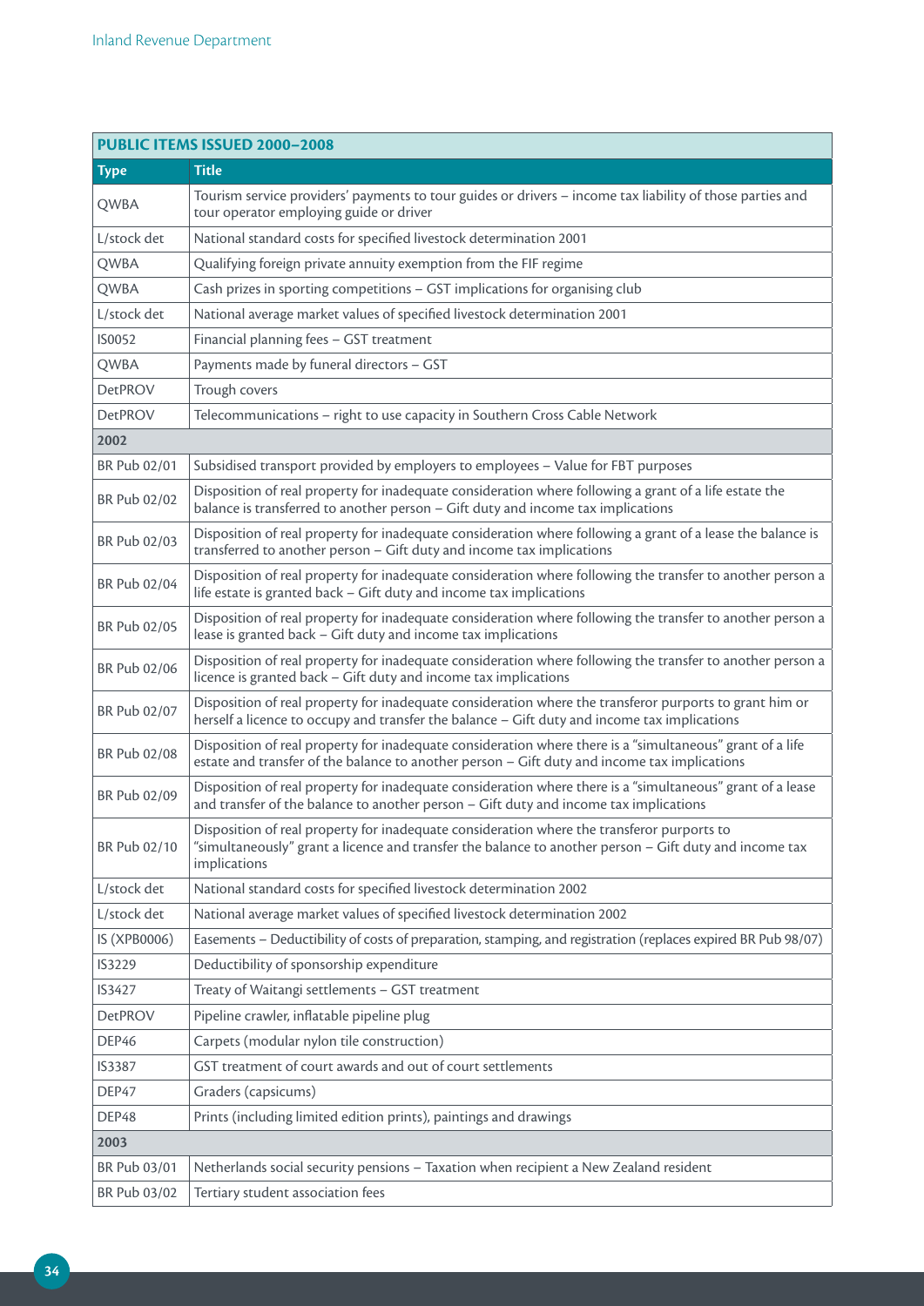| PUBLIC ITEMS ISSUED 2000–2008 | |
|---|---|
| **Type** | **Title** |
| QWBA | Tourism service providers' payments to tour guides or drivers – income tax liability of those parties and tour operator employing guide or driver |
| L/stock det | National standard costs for specified livestock determination 2001 |
| QWBA | Qualifying foreign private annuity exemption from the FIF regime |
| QWBA | Cash prizes in sporting competitions – GST implications for organising club |
| L/stock det | National average market values of specified livestock determination 2001 |
| IS0052 | Financial planning fees – GST treatment |
| QWBA | Payments made by funeral directors – GST |
| DetPROV | Trough covers |
| DetPROV | Telecommunications – right to use capacity in Southern Cross Cable Network |
| **2002** | |
| BR Pub 02/01 | Subsidised transport provided by employers to employees – Value for FBT purposes |
| BR Pub 02/02 | Disposition of real property for inadequate consideration where following a grant of a life estate the balance is transferred to another person – Gift duty and income tax implications |
| BR Pub 02/03 | Disposition of real property for inadequate consideration where following a grant of a lease the balance is transferred to another person – Gift duty and income tax implications |
| BR Pub 02/04 | Disposition of real property for inadequate consideration where following the transfer to another person a life estate is granted back – Gift duty and income tax implications |
| BR Pub 02/05 | Disposition of real property for inadequate consideration where following the transfer to another person a lease is granted back – Gift duty and income tax implications |
| BR Pub 02/06 | Disposition of real property for inadequate consideration where following the transfer to another person a licence is granted back – Gift duty and income tax implications |
| BR Pub 02/07 | Disposition of real property for inadequate consideration where the transferor purports to grant him or herself a licence to occupy and transfer the balance – Gift duty and income tax implications |
| BR Pub 02/08 | Disposition of real property for inadequate consideration where there is a "simultaneous" grant of a life estate and transfer of the balance to another person – Gift duty and income tax implications |
| BR Pub 02/09 | Disposition of real property for inadequate consideration where there is a "simultaneous" grant of a lease and transfer of the balance to another person – Gift duty and income tax implications |
| BR Pub 02/10 | Disposition of real property for inadequate consideration where the transferor purports to "simultaneously" grant a licence and transfer the balance to another person – Gift duty and income tax implications |
| L/stock det | National standard costs for specified livestock determination 2002 |
| L/stock det | National average market values of specified livestock determination 2002 |
| IS (XPB0006) | Easements – Deductibility of costs of preparation, stamping, and registration (replaces expired BR Pub 98/07) |
| IS3229 | Deductibility of sponsorship expenditure |
| IS3427 | Treaty of Waitangi settlements – GST treatment |
| DetPROV | Pipeline crawler, inflatable pipeline plug |
| DEP46 | Carpets (modular nylon tile construction) |
| IS3387 | GST treatment of court awards and out of court settlements |
| DEP47 | Graders (capsicums) |
| DEP48 | Prints (including limited edition prints), paintings and drawings |
| **2003** | |
| BR Pub 03/01 | Netherlands social security pensions – Taxation when recipient a New Zealand resident |
| BR Pub 03/02 | Tertiary student association fees |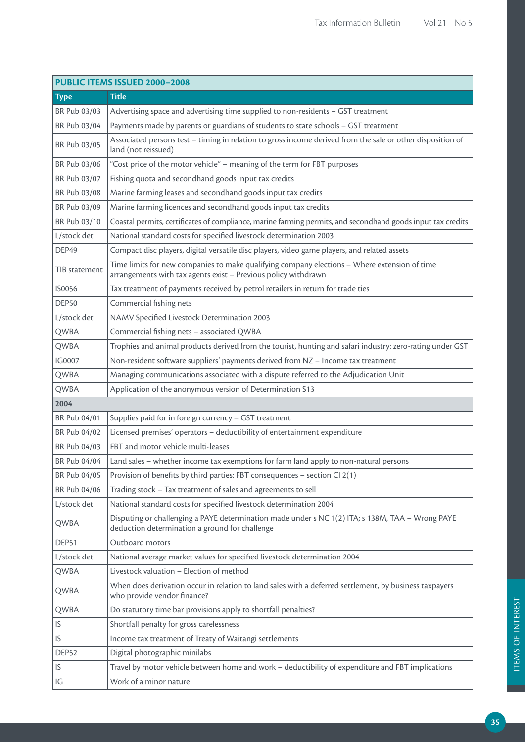| PUBLIC ITEMS ISSUED 2000–2008 | |
|---|---|
| **Type** | **Title** |
| BR Pub 03/03 | Advertising space and advertising time supplied to non-residents – GST treatment |
| BR Pub 03/04 | Payments made by parents or guardians of students to state schools – GST treatment |
| BR Pub 03/05 | Associated persons test – timing in relation to gross income derived from the sale or other disposition of land (not reissued) |
| BR Pub 03/06 | "Cost price of the motor vehicle" – meaning of the term for FBT purposes |
| BR Pub 03/07 | Fishing quota and secondhand goods input tax credits |
| BR Pub 03/08 | Marine farming leases and secondhand goods input tax credits |
| BR Pub 03/09 | Marine farming licences and secondhand goods input tax credits |
| BR Pub 03/10 | Coastal permits, certificates of compliance, marine farming permits, and secondhand goods input tax credits |
| L/stock det | National standard costs for specified livestock determination 2003 |
| DEP49 | Compact disc players, digital versatile disc players, video game players, and related assets |
| TIB statement | Time limits for new companies to make qualifying company elections – Where extension of time arrangements with tax agents exist – Previous policy withdrawn |
| IS0056 | Tax treatment of payments received by petrol retailers in return for trade ties |
| DEP50 | Commercial fishing nets |
| L/stock det | NAMV Specified Livestock Determination 2003 |
| QWBA | Commercial fishing nets – associated QWBA |
| QWBA | Trophies and animal products derived from the tourist, hunting and safari industry: zero-rating under GST |
| IG0007 | Non-resident software suppliers' payments derived from NZ – Income tax treatment |
| QWBA | Managing communications associated with a dispute referred to the Adjudication Unit |
| QWBA | Application of the anonymous version of Determination S13 |
| **2004** | |
| BR Pub 04/01 | Supplies paid for in foreign currency – GST treatment |
| BR Pub 04/02 | Licensed premises' operators – deductibility of entertainment expenditure |
| BR Pub 04/03 | FBT and motor vehicle multi-leases |
| BR Pub 04/04 | Land sales – whether income tax exemptions for farm land apply to non-natural persons |
| BR Pub 04/05 | Provision of benefits by third parties: FBT consequences – section CI 2(1) |
| BR Pub 04/06 | Trading stock – Tax treatment of sales and agreements to sell |
| L/stock det | National standard costs for specified livestock determination 2004 |
| QWBA | Disputing or challenging a PAYE determination made under s NC 1(2) ITA; s 138M, TAA – Wrong PAYE deduction determination a ground for challenge |
| DEP51 | Outboard motors |
| L/stock det | National average market values for specified livestock determination 2004 |
| QWBA | Livestock valuation – Election of method |
| QWBA | When does derivation occur in relation to land sales with a deferred settlement, by business taxpayers who provide vendor finance? |
| QWBA | Do statutory time bar provisions apply to shortfall penalties? |
| IS | Shortfall penalty for gross carelessness |
| IS | Income tax treatment of Treaty of Waitangi settlements |
| DEP52 | Digital photographic minilabs |
| IS | Travel by motor vehicle between home and work – deductibility of expenditure and FBT implications |
| IG | Work of a minor nature |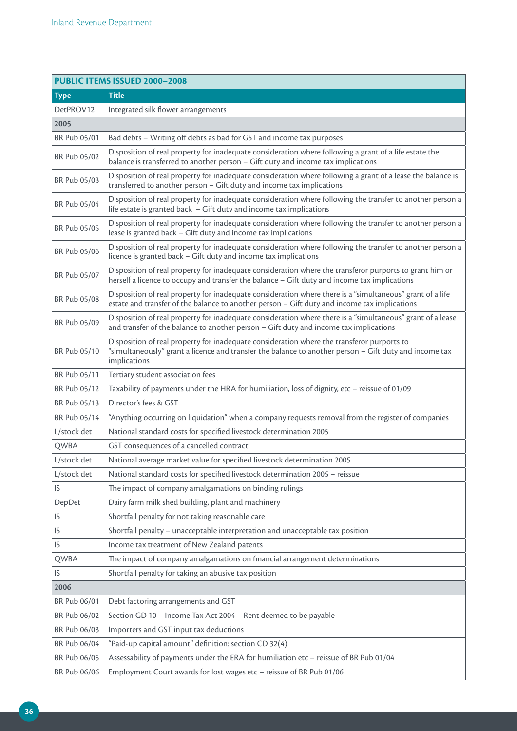| PUBLIC ITEMS ISSUED 2000–2008 | |
|---|---|
| **Type** | **Title** |
| DetPROV12 | Integrated silk flower arrangements |
| **2005** | |
| BR Pub 05/01 | Bad debts – Writing off debts as bad for GST and income tax purposes |
| BR Pub 05/02 | Disposition of real property for inadequate consideration where following a grant of a life estate the balance is transferred to another person – Gift duty and income tax implications |
| BR Pub 05/03 | Disposition of real property for inadequate consideration where following a grant of a lease the balance is transferred to another person – Gift duty and income tax implications |
| BR Pub 05/04 | Disposition of real property for inadequate consideration where following the transfer to another person a life estate is granted back – Gift duty and income tax implications |
| BR Pub 05/05 | Disposition of real property for inadequate consideration where following the transfer to another person a lease is granted back – Gift duty and income tax implications |
| BR Pub 05/06 | Disposition of real property for inadequate consideration where following the transfer to another person a licence is granted back – Gift duty and income tax implications |
| BR Pub 05/07 | Disposition of real property for inadequate consideration where the transferor purports to grant him or herself a licence to occupy and transfer the balance – Gift duty and income tax implications |
| BR Pub 05/08 | Disposition of real property for inadequate consideration where there is a "simultaneous" grant of a life estate and transfer of the balance to another person – Gift duty and income tax implications |
| BR Pub 05/09 | Disposition of real property for inadequate consideration where there is a "simultaneous" grant of a lease and transfer of the balance to another person – Gift duty and income tax implications |
| BR Pub 05/10 | Disposition of real property for inadequate consideration where the transferor purports to "simultaneously" grant a licence and transfer the balance to another person – Gift duty and income tax implications |
| BR Pub 05/11 | Tertiary student association fees |
| BR Pub 05/12 | Taxability of payments under the HRA for humiliation, loss of dignity, etc – reissue of 01/09 |
| BR Pub 05/13 | Director's fees & GST |
| BR Pub 05/14 | "Anything occurring on liquidation" when a company requests removal from the register of companies |
| L/stock det | National standard costs for specified livestock determination 2005 |
| QWBA | GST consequences of a cancelled contract |
| L/stock det | National average market value for specified livestock determination 2005 |
| L/stock det | National standard costs for specified livestock determination 2005 – reissue |
| IS | The impact of company amalgamations on binding rulings |
| DepDet | Dairy farm milk shed building, plant and machinery |
| IS | Shortfall penalty for not taking reasonable care |
| IS | Shortfall penalty – unacceptable interpretation and unacceptable tax position |
| IS | Income tax treatment of New Zealand patents |
| QWBA | The impact of company amalgamations on financial arrangement determinations |
| IS | Shortfall penalty for taking an abusive tax position |
| **2006** | |
| BR Pub 06/01 | Debt factoring arrangements and GST |
| BR Pub 06/02 | Section GD 10 – Income Tax Act 2004 – Rent deemed to be payable |
| BR Pub 06/03 | Importers and GST input tax deductions |
| BR Pub 06/04 | "Paid-up capital amount" definition: section CD 32(4) |
| BR Pub 06/05 | Assessability of payments under the ERA for humiliation etc – reissue of BR Pub 01/04 |
| BR Pub 06/06 | Employment Court awards for lost wages etc – reissue of BR Pub 01/06 |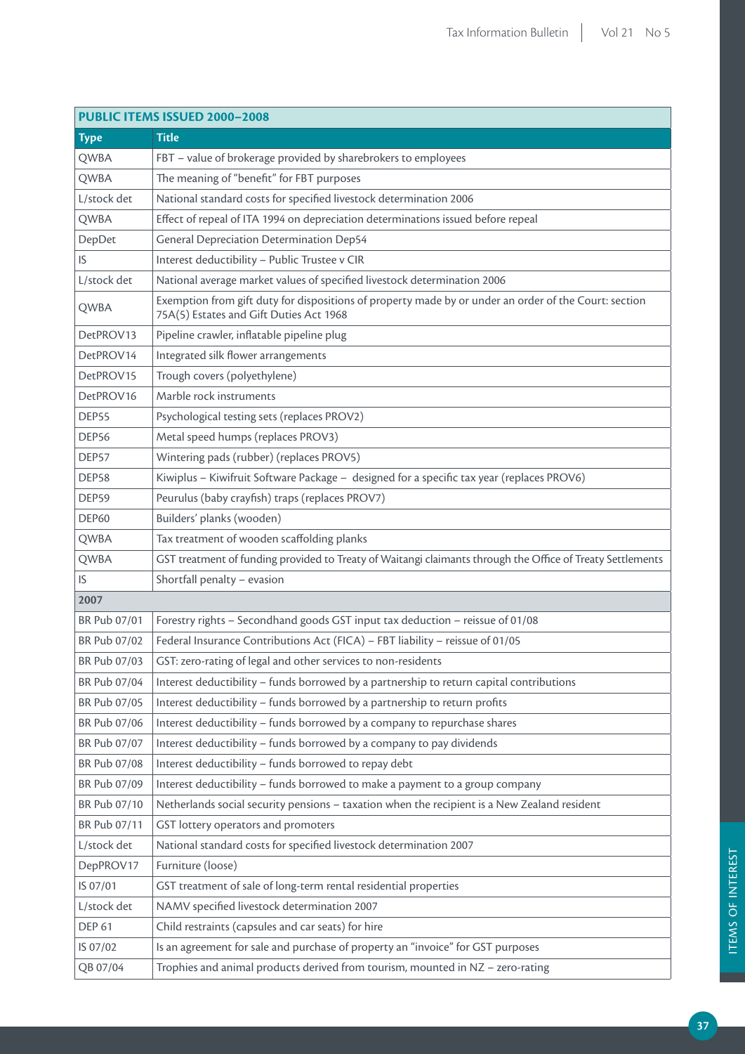| PUBLIC ITEMS ISSUED 2000–2008 | |
|---|---|
| **Type** | **Title** |
| QWBA | FBT – value of brokerage provided by sharebrokers to employees |
| QWBA | The meaning of "benefit" for FBT purposes |
| L/stock det | National standard costs for specified livestock determination 2006 |
| QWBA | Effect of repeal of ITA 1994 on depreciation determinations issued before repeal |
| DepDet | General Depreciation Determination Dep54 |
| IS | Interest deductibility – Public Trustee v CIR |
| L/stock det | National average market values of specified livestock determination 2006 |
| QWBA | Exemption from gift duty for dispositions of property made by or under an order of the Court: section 75A(5) Estates and Gift Duties Act 1968 |
| DetPROV13 | Pipeline crawler, inflatable pipeline plug |
| DetPROV14 | Integrated silk flower arrangements |
| DetPROV15 | Trough covers (polyethylene) |
| DetPROV16 | Marble rock instruments |
| DEP55 | Psychological testing sets (replaces PROV2) |
| DEP56 | Metal speed humps (replaces PROV3) |
| DEP57 | Wintering pads (rubber) (replaces PROV5) |
| DEP58 | Kiwiplus – Kiwifruit Software Package – designed for a specific tax year (replaces PROV6) |
| DEP59 | Peurulus (baby crayfish) traps (replaces PROV7) |
| DEP60 | Builders' planks (wooden) |
| QWBA | Tax treatment of wooden scaffolding planks |
| QWBA | GST treatment of funding provided to Treaty of Waitangi claimants through the Office of Treaty Settlements |
| IS | Shortfall penalty – evasion |
| **2007** | |
| BR Pub 07/01 | Forestry rights – Secondhand goods GST input tax deduction – reissue of 01/08 |
| BR Pub 07/02 | Federal Insurance Contributions Act (FICA) – FBT liability – reissue of 01/05 |
| BR Pub 07/03 | GST: zero-rating of legal and other services to non-residents |
| BR Pub 07/04 | Interest deductibility – funds borrowed by a partnership to return capital contributions |
| BR Pub 07/05 | Interest deductibility – funds borrowed by a partnership to return profits |
| BR Pub 07/06 | Interest deductibility – funds borrowed by a company to repurchase shares |
| BR Pub 07/07 | Interest deductibility – funds borrowed by a company to pay dividends |
| BR Pub 07/08 | Interest deductibility – funds borrowed to repay debt |
| BR Pub 07/09 | Interest deductibility – funds borrowed to make a payment to a group company |
| BR Pub 07/10 | Netherlands social security pensions – taxation when the recipient is a New Zealand resident |
| BR Pub 07/11 | GST lottery operators and promoters |
| L/stock det | National standard costs for specified livestock determination 2007 |
| DepPROV17 | Furniture (loose) |
| IS 07/01 | GST treatment of sale of long-term rental residential properties |
| L/stock det | NAMV specified livestock determination 2007 |
| DEP 61 | Child restraints (capsules and car seats) for hire |
| IS 07/02 | Is an agreement for sale and purchase of property an "invoice" for GST purposes |
| QB 07/04 | Trophies and animal products derived from tourism, mounted in NZ – zero-rating |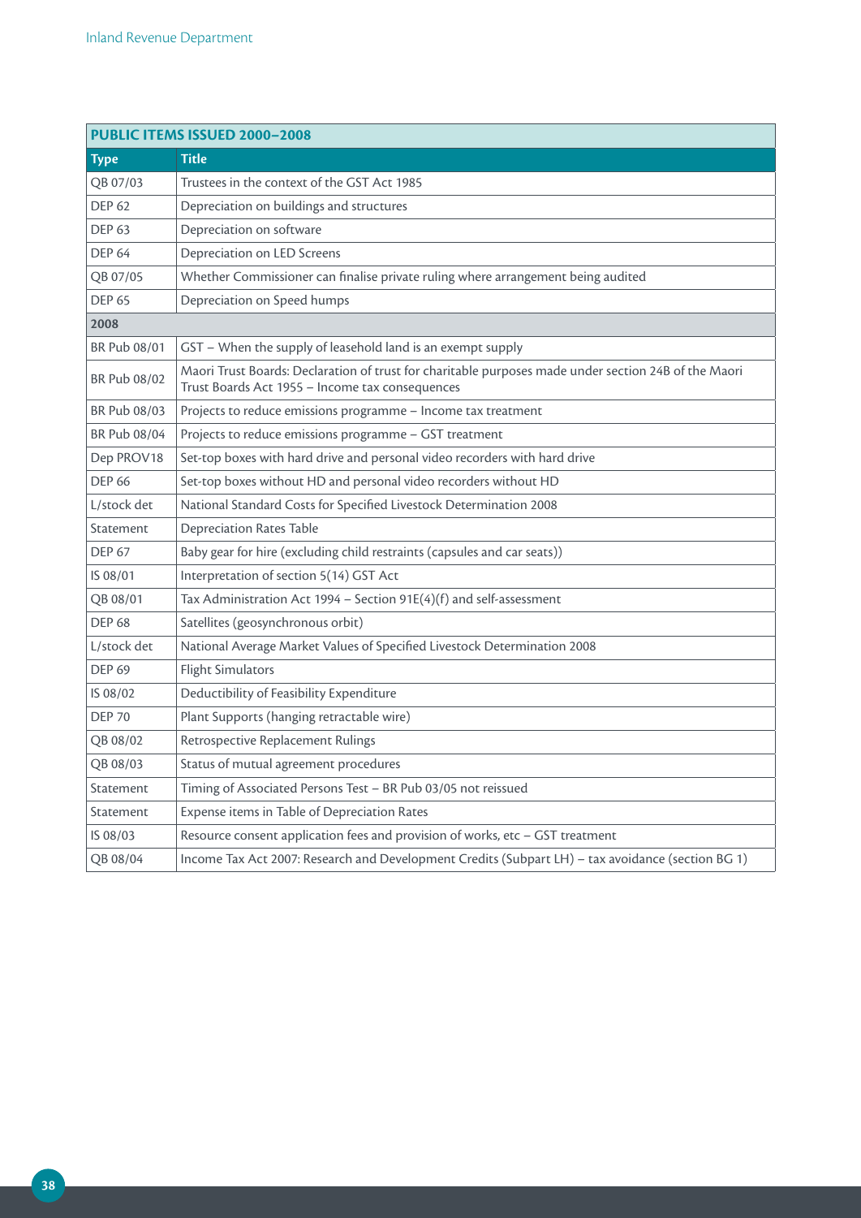| PUBLIC ITEMS ISSUED 2000–2008 | |
|---|---|
| **Type** | **Title** |
| QB 07/03 | Trustees in the context of the GST Act 1985 |
| DEP 62 | Depreciation on buildings and structures |
| DEP 63 | Depreciation on software |
| DEP 64 | Depreciation on LED Screens |
| QB 07/05 | Whether Commissioner can finalise private ruling where arrangement being audited |
| DEP 65 | Depreciation on Speed humps |
| **2008** | |
| BR Pub 08/01 | GST – When the supply of leasehold land is an exempt supply |
| BR Pub 08/02 | Maori Trust Boards: Declaration of trust for charitable purposes made under section 24B of the Maori Trust Boards Act 1955 – Income tax consequences |
| BR Pub 08/03 | Projects to reduce emissions programme – Income tax treatment |
| BR Pub 08/04 | Projects to reduce emissions programme – GST treatment |
| Dep PROV18 | Set-top boxes with hard drive and personal video recorders with hard drive |
| DEP 66 | Set-top boxes without HD and personal video recorders without HD |
| L/stock det | National Standard Costs for Specified Livestock Determination 2008 |
| Statement | Depreciation Rates Table |
| DEP 67 | Baby gear for hire (excluding child restraints (capsules and car seats)) |
| IS 08/01 | Interpretation of section 5(14) GST Act |
| QB 08/01 | Tax Administration Act 1994 – Section 91E(4)(f) and self-assessment |
| DEP 68 | Satellites (geosynchronous orbit) |
| L/stock det | National Average Market Values of Specified Livestock Determination 2008 |
| DEP 69 | Flight Simulators |
| IS 08/02 | Deductibility of Feasibility Expenditure |
| DEP 70 | Plant Supports (hanging retractable wire) |
| QB 08/02 | Retrospective Replacement Rulings |
| QB 08/03 | Status of mutual agreement procedures |
| Statement | Timing of Associated Persons Test – BR Pub 03/05 not reissued |
| Statement | Expense items in Table of Depreciation Rates |
| IS 08/03 | Resource consent application fees and provision of works, etc – GST treatment |
| QB 08/04 | Income Tax Act 2007: Research and Development Credits (Subpart LH) – tax avoidance (section BG 1) |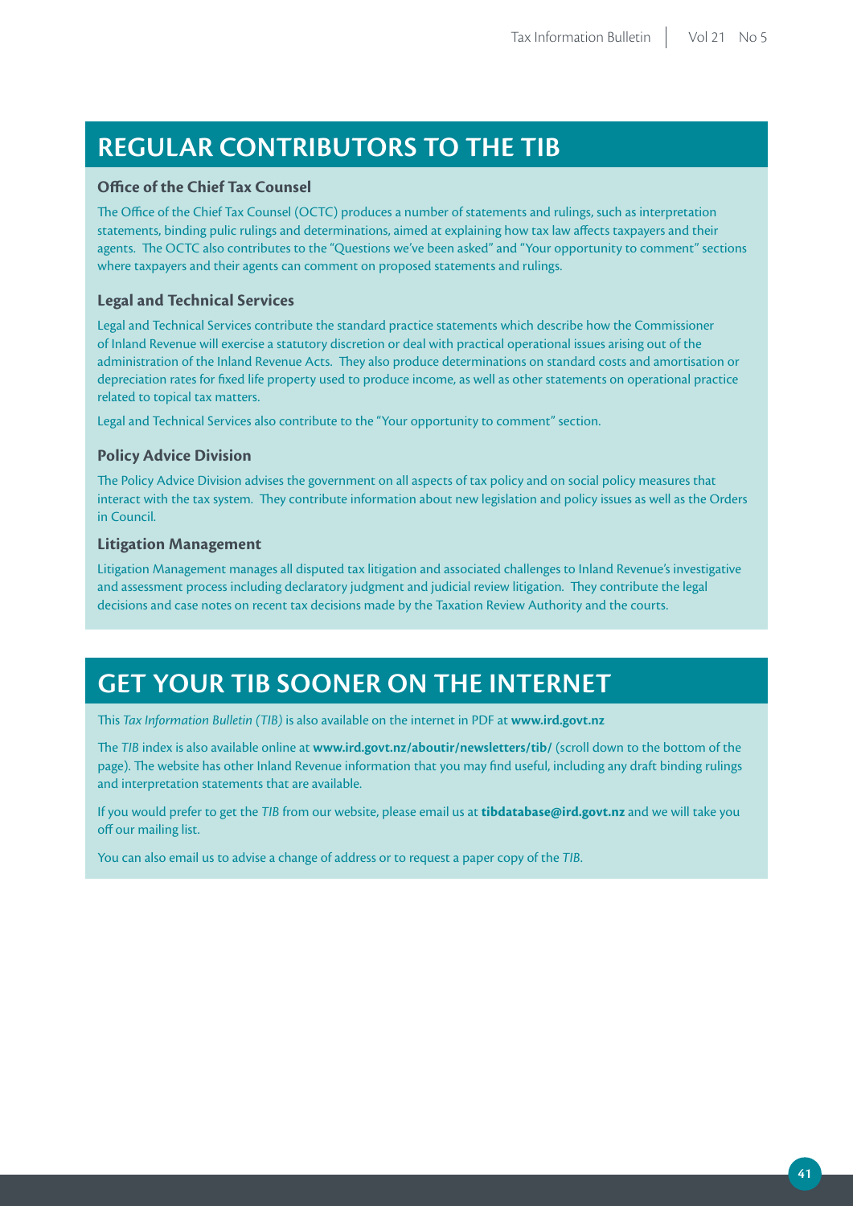## REGULAR CONTRIBUTORS TO THE TIB

### Office of the Chief Tax Counsel

The Office of the Chief Tax Counsel (OCTC) produces a number of statements and rulings, such as interpretation statements, binding pulic rulings and determinations, aimed at explaining how tax law affects taxpayers and their agents. The OCTC also contributes to the "Questions we've been asked" and "Your opportunity to comment" sections where taxpayers and their agents can comment on proposed statements and rulings.

### Legal and Technical Services

Legal and Technical Services contribute the standard practice statements which describe how the Commissioner of Inland Revenue will exercise a statutory discretion or deal with practical operational issues arising out of the administration of the Inland Revenue Acts. They also produce determinations on standard costs and amortisation or depreciation rates for fixed life property used to produce income, as well as other statements on operational practice related to topical tax matters.

Legal and Technical Services also contribute to the "Your opportunity to comment" section.

### Policy Advice Division

The Policy Advice Division advises the government on all aspects of tax policy and on social policy measures that interact with the tax system. They contribute information about new legislation and policy issues as well as the Orders in Council.

### Litigation Management

Litigation Management manages all disputed tax litigation and associated challenges to Inland Revenue's investigative and assessment process including declaratory judgment and judicial review litigation. They contribute the legal decisions and case notes on recent tax decisions made by the Taxation Review Authority and the courts.

## GET YOUR TIB SOONER ON THE INTERNET

This *Tax Information Bulletin (TIB)* is also available on the internet in PDF at **www.ird.govt.nz**

The *TIB* index is also available online at **www.ird.govt.nz/aboutir/newsletters/tib/** (scroll down to the bottom of the page). The website has other Inland Revenue information that you may find useful, including any draft binding rulings and interpretation statements that are available.

If you would prefer to get the *TIB* from our website, please email us at **tibdatabase@ird.govt.nz** and we will take you off our mailing list.

You can also email us to advise a change of address or to request a paper copy of the *TIB*.